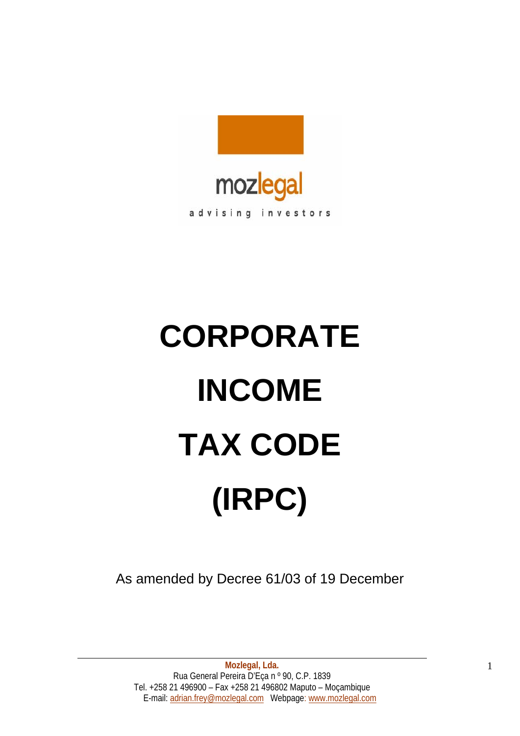mozlegal

advising investors

# CORPORATE INCOME TAX CODE (IRPC)

As amended by Decree 61/03 of 19 December

**Mozlegal, Lda.**
Rua General Pereira D'Eça n º 90, C.P. 1839
Tel. +258 21 496900 – Fax +258 21 496802 Maputo – Moçambique
E-mail: adrian.frey@mozlegal.com Webpage: www.mozlegal.com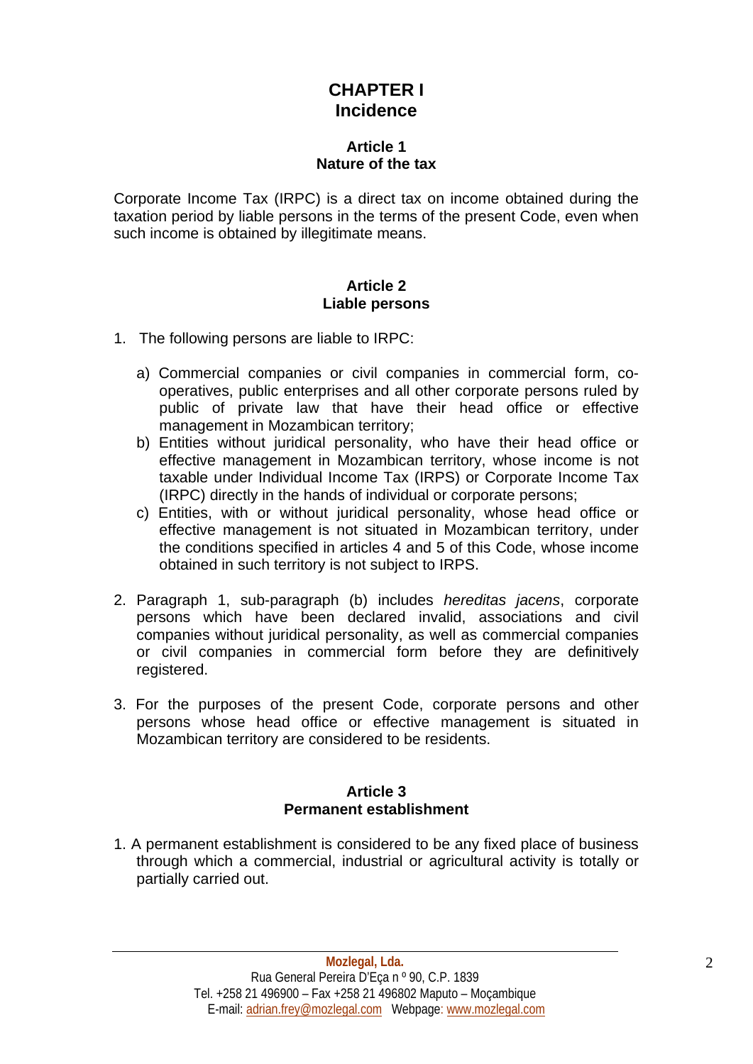# CHAPTER I
# Incidence

## Article 1
## Nature of the tax

Corporate Income Tax (IRPC) is a direct tax on income obtained during the taxation period by liable persons in the terms of the present Code, even when such income is obtained by illegitimate means.

## Article 2
## Liable persons

1. The following persons are liable to IRPC:

   a) Commercial companies or civil companies in commercial form, co-operatives, public enterprises and all other corporate persons ruled by public of private law that have their head office or effective management in Mozambican territory;
   b) Entities without juridical personality, who have their head office or effective management in Mozambican territory, whose income is not taxable under Individual Income Tax (IRPS) or Corporate Income Tax (IRPC) directly in the hands of individual or corporate persons;
   c) Entities, with or without juridical personality, whose head office or effective management is not situated in Mozambican territory, under the conditions specified in articles 4 and 5 of this Code, whose income obtained in such territory is not subject to IRPS.

2. Paragraph 1, sub-paragraph (b) includes *hereditas jacens*, corporate persons which have been declared invalid, associations and civil companies without juridical personality, as well as commercial companies or civil companies in commercial form before they are definitively registered.

3. For the purposes of the present Code, corporate persons and other persons whose head office or effective management is situated in Mozambican territory are considered to be residents.

## Article 3
## Permanent establishment

1. A permanent establishment is considered to be any fixed place of business through which a commercial, industrial or agricultural activity is totally or partially carried out.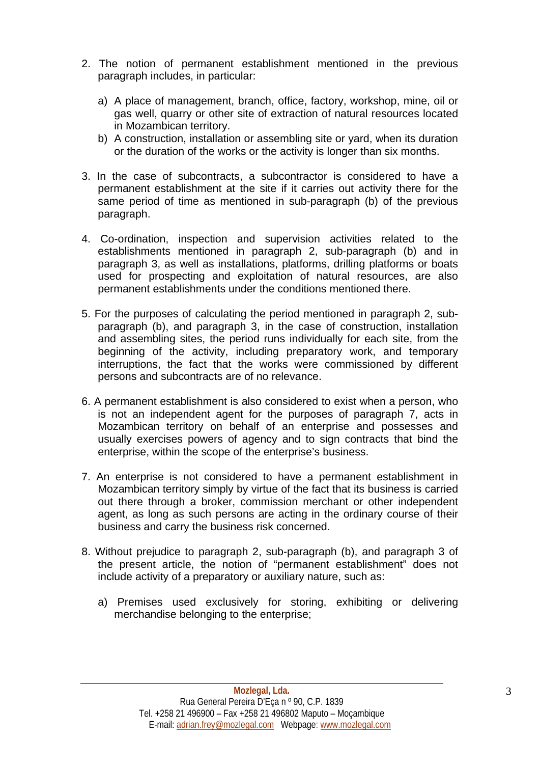2. The notion of permanent establishment mentioned in the previous paragraph includes, in particular:

   a) A place of management, branch, office, factory, workshop, mine, oil or gas well, quarry or other site of extraction of natural resources located in Mozambican territory.
   b) A construction, installation or assembling site or yard, when its duration or the duration of the works or the activity is longer than six months.

3. In the case of subcontracts, a subcontractor is considered to have a permanent establishment at the site if it carries out activity there for the same period of time as mentioned in sub-paragraph (b) of the previous paragraph.

4. Co-ordination, inspection and supervision activities related to the establishments mentioned in paragraph 2, sub-paragraph (b) and in paragraph 3, as well as installations, platforms, drilling platforms or boats used for prospecting and exploitation of natural resources, are also permanent establishments under the conditions mentioned there.

5. For the purposes of calculating the period mentioned in paragraph 2, sub-paragraph (b), and paragraph 3, in the case of construction, installation and assembling sites, the period runs individually for each site, from the beginning of the activity, including preparatory work, and temporary interruptions, the fact that the works were commissioned by different persons and subcontracts are of no relevance.

6. A permanent establishment is also considered to exist when a person, who is not an independent agent for the purposes of paragraph 7, acts in Mozambican territory on behalf of an enterprise and possesses and usually exercises powers of agency and to sign contracts that bind the enterprise, within the scope of the enterprise's business.

7. An enterprise is not considered to have a permanent establishment in Mozambican territory simply by virtue of the fact that its business is carried out there through a broker, commission merchant or other independent agent, as long as such persons are acting in the ordinary course of their business and carry the business risk concerned.

8. Without prejudice to paragraph 2, sub-paragraph (b), and paragraph 3 of the present article, the notion of "permanent establishment" does not include activity of a preparatory or auxiliary nature, such as:

   a) Premises used exclusively for storing, exhibiting or delivering merchandise belonging to the enterprise;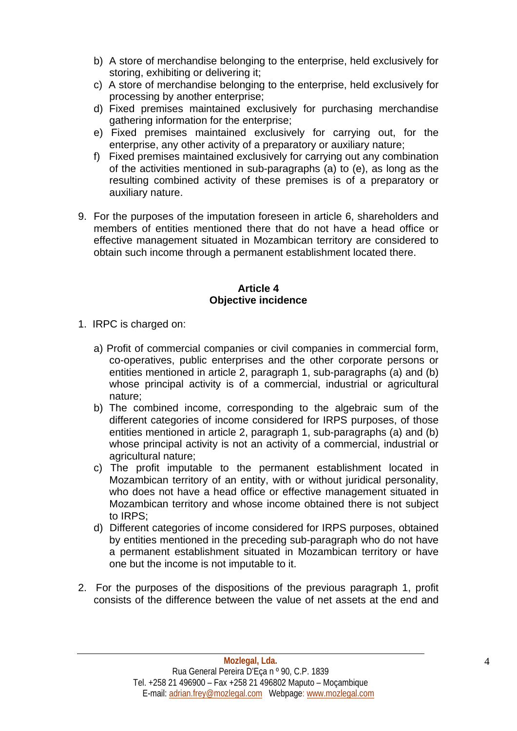b) A store of merchandise belonging to the enterprise, held exclusively for storing, exhibiting or delivering it;
c) A store of merchandise belonging to the enterprise, held exclusively for processing by another enterprise;
d) Fixed premises maintained exclusively for purchasing merchandise gathering information for the enterprise;
e) Fixed premises maintained exclusively for carrying out, for the enterprise, any other activity of a preparatory or auxiliary nature;
f) Fixed premises maintained exclusively for carrying out any combination of the activities mentioned in sub-paragraphs (a) to (e), as long as the resulting combined activity of these premises is of a preparatory or auxiliary nature.

9. For the purposes of the imputation foreseen in article 6, shareholders and members of entities mentioned there that do not have a head office or effective management situated in Mozambican territory are considered to obtain such income through a permanent establishment located there.

### Article 4
### Objective incidence

1. IRPC is charged on:

   a) Profit of commercial companies or civil companies in commercial form, co-operatives, public enterprises and the other corporate persons or entities mentioned in article 2, paragraph 1, sub-paragraphs (a) and (b) whose principal activity is of a commercial, industrial or agricultural nature;
   b) The combined income, corresponding to the algebraic sum of the different categories of income considered for IRPS purposes, of those entities mentioned in article 2, paragraph 1, sub-paragraphs (a) and (b) whose principal activity is not an activity of a commercial, industrial or agricultural nature;
   c) The profit imputable to the permanent establishment located in Mozambican territory of an entity, with or without juridical personality, who does not have a head office or effective management situated in Mozambican territory and whose income obtained there is not subject to IRPS;
   d) Different categories of income considered for IRPS purposes, obtained by entities mentioned in the preceding sub-paragraph who do not have a permanent establishment situated in Mozambican territory or have one but the income is not imputable to it.

2. For the purposes of the dispositions of the previous paragraph 1, profit consists of the difference between the value of net assets at the end and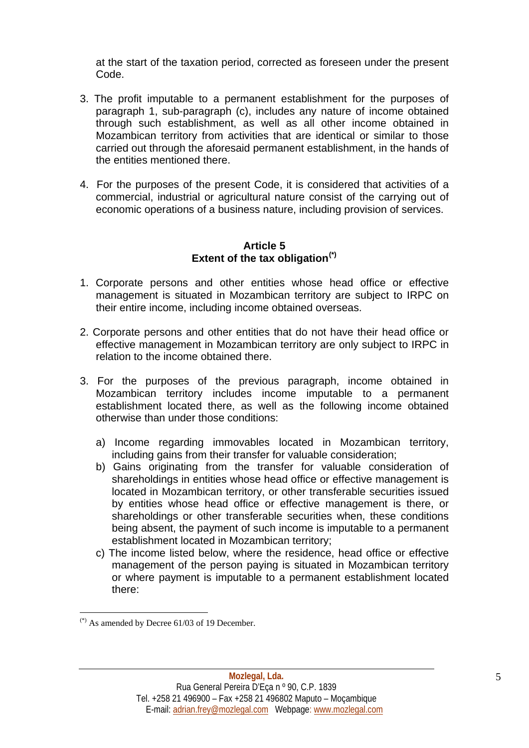at the start of the taxation period, corrected as foreseen under the present Code.

3. The profit imputable to a permanent establishment for the purposes of paragraph 1, sub-paragraph (c), includes any nature of income obtained through such establishment, as well as all other income obtained in Mozambican territory from activities that are identical or similar to those carried out through the aforesaid permanent establishment, in the hands of the entities mentioned there.

4. For the purposes of the present Code, it is considered that activities of a commercial, industrial or agricultural nature consist of the carrying out of economic operations of a business nature, including provision of services.

### Article 5
### Extent of the tax obligation(*)

1. Corporate persons and other entities whose head office or effective management is situated in Mozambican territory are subject to IRPC on their entire income, including income obtained overseas.

2. Corporate persons and other entities that do not have their head office or effective management in Mozambican territory are only subject to IRPC in relation to the income obtained there.

3. For the purposes of the previous paragraph, income obtained in Mozambican territory includes income imputable to a permanent establishment located there, as well as the following income obtained otherwise than under those conditions:

   a) Income regarding immovables located in Mozambican territory, including gains from their transfer for valuable consideration;
   b) Gains originating from the transfer for valuable consideration of shareholdings in entities whose head office or effective management is located in Mozambican territory, or other transferable securities issued by entities whose head office or effective management is there, or shareholdings or other transferable securities when, these conditions being absent, the payment of such income is imputable to a permanent establishment located in Mozambican territory;
   c) The income listed below, where the residence, head office or effective management of the person paying is situated in Mozambican territory or where payment is imputable to a permanent establishment located there:

(*) As amended by Decree 61/03 of 19 December.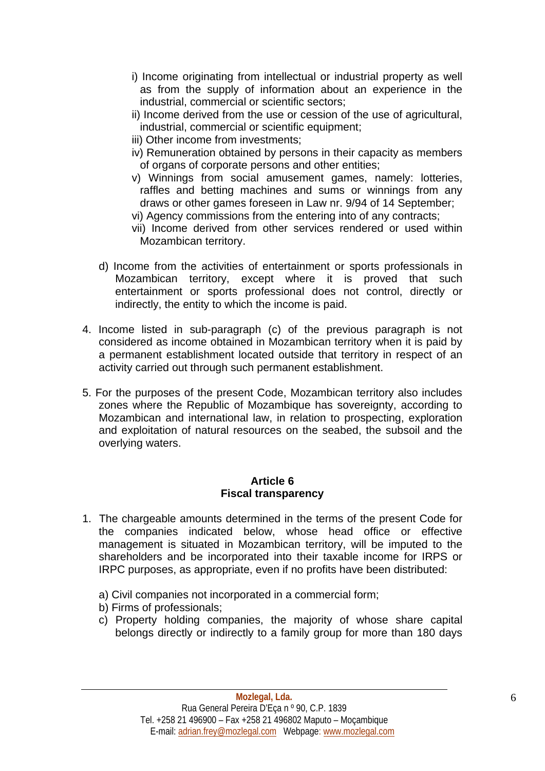i) Income originating from intellectual or industrial property as well as from the supply of information about an experience in the industrial, commercial or scientific sectors;
ii) Income derived from the use or cession of the use of agricultural, industrial, commercial or scientific equipment;
iii) Other income from investments;
iv) Remuneration obtained by persons in their capacity as members of organs of corporate persons and other entities;
v) Winnings from social amusement games, namely: lotteries, raffles and betting machines and sums or winnings from any draws or other games foreseen in Law nr. 9/94 of 14 September;
vi) Agency commissions from the entering into of any contracts;
vii) Income derived from other services rendered or used within Mozambican territory.

d) Income from the activities of entertainment or sports professionals in Mozambican territory, except where it is proved that such entertainment or sports professional does not control, directly or indirectly, the entity to which the income is paid.

4. Income listed in sub-paragraph (c) of the previous paragraph is not considered as income obtained in Mozambican territory when it is paid by a permanent establishment located outside that territory in respect of an activity carried out through such permanent establishment.

5. For the purposes of the present Code, Mozambican territory also includes zones where the Republic of Mozambique has sovereignty, according to Mozambican and international law, in relation to prospecting, exploration and exploitation of natural resources on the seabed, the subsoil and the overlying waters.

### Article 6
### Fiscal transparency

1. The chargeable amounts determined in the terms of the present Code for the companies indicated below, whose head office or effective management is situated in Mozambican territory, will be imputed to the shareholders and be incorporated into their taxable income for IRPS or IRPC purposes, as appropriate, even if no profits have been distributed:

   a) Civil companies not incorporated in a commercial form;
   b) Firms of professionals;
   c) Property holding companies, the majority of whose share capital belongs directly or indirectly to a family group for more than 180 days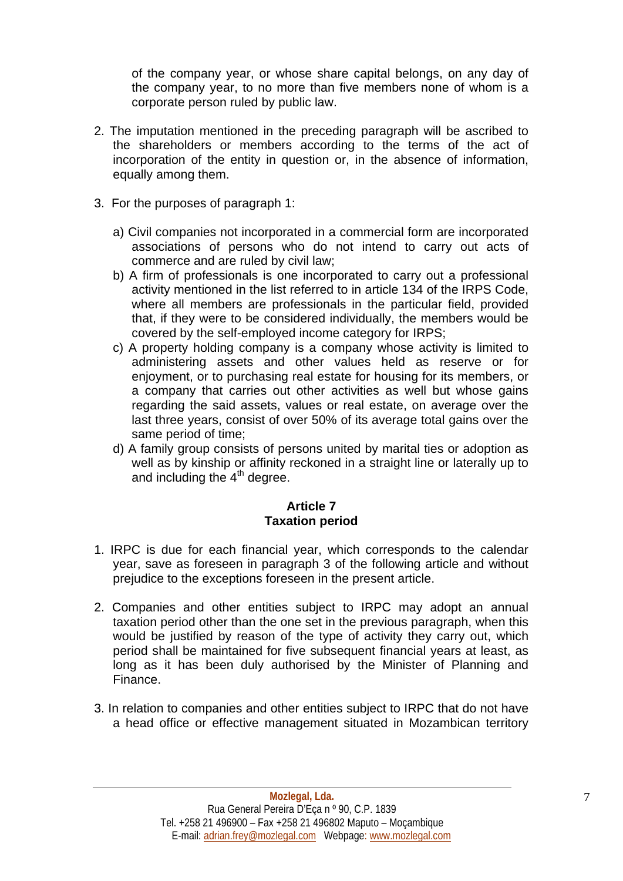of the company year, or whose share capital belongs, on any day of the company year, to no more than five members none of whom is a corporate person ruled by public law.

2. The imputation mentioned in the preceding paragraph will be ascribed to the shareholders or members according to the terms of the act of incorporation of the entity in question or, in the absence of information, equally among them.

3. For the purposes of paragraph 1:

   a) Civil companies not incorporated in a commercial form are incorporated associations of persons who do not intend to carry out acts of commerce and are ruled by civil law;
   b) A firm of professionals is one incorporated to carry out a professional activity mentioned in the list referred to in article 134 of the IRPS Code, where all members are professionals in the particular field, provided that, if they were to be considered individually, the members would be covered by the self-employed income category for IRPS;
   c) A property holding company is a company whose activity is limited to administering assets and other values held as reserve or for enjoyment, or to purchasing real estate for housing for its members, or a company that carries out other activities as well but whose gains regarding the said assets, values or real estate, on average over the last three years, consist of over 50% of its average total gains over the same period of time;
   d) A family group consists of persons united by marital ties or adoption as well as by kinship or affinity reckoned in a straight line or laterally up to and including the 4th degree.

### Article 7
### Taxation period

1. IRPC is due for each financial year, which corresponds to the calendar year, save as foreseen in paragraph 3 of the following article and without prejudice to the exceptions foreseen in the present article.

2. Companies and other entities subject to IRPC may adopt an annual taxation period other than the one set in the previous paragraph, when this would be justified by reason of the type of activity they carry out, which period shall be maintained for five subsequent financial years at least, as long as it has been duly authorised by the Minister of Planning and Finance.

3. In relation to companies and other entities subject to IRPC that do not have a head office or effective management situated in Mozambican territory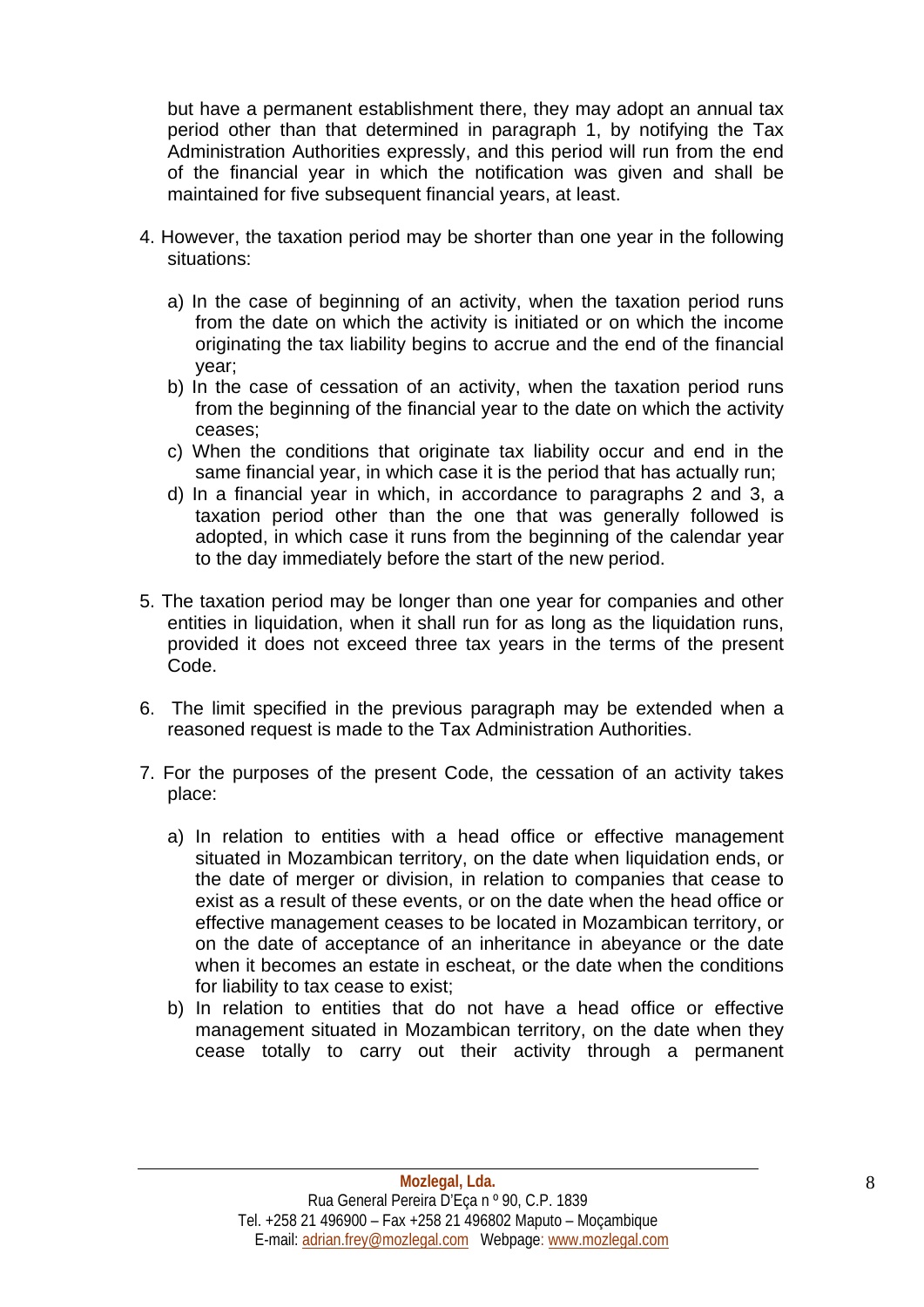but have a permanent establishment there, they may adopt an annual tax period other than that determined in paragraph 1, by notifying the Tax Administration Authorities expressly, and this period will run from the end of the financial year in which the notification was given and shall be maintained for five subsequent financial years, at least.

4. However, the taxation period may be shorter than one year in the following situations:

   a) In the case of beginning of an activity, when the taxation period runs from the date on which the activity is initiated or on which the income originating the tax liability begins to accrue and the end of the financial year;
   b) In the case of cessation of an activity, when the taxation period runs from the beginning of the financial year to the date on which the activity ceases;
   c) When the conditions that originate tax liability occur and end in the same financial year, in which case it is the period that has actually run;
   d) In a financial year in which, in accordance to paragraphs 2 and 3, a taxation period other than the one that was generally followed is adopted, in which case it runs from the beginning of the calendar year to the day immediately before the start of the new period.

5. The taxation period may be longer than one year for companies and other entities in liquidation, when it shall run for as long as the liquidation runs, provided it does not exceed three tax years in the terms of the present Code.

6. The limit specified in the previous paragraph may be extended when a reasoned request is made to the Tax Administration Authorities.

7. For the purposes of the present Code, the cessation of an activity takes place:

   a) In relation to entities with a head office or effective management situated in Mozambican territory, on the date when liquidation ends, or the date of merger or division, in relation to companies that cease to exist as a result of these events, or on the date when the head office or effective management ceases to be located in Mozambican territory, or on the date of acceptance of an inheritance in abeyance or the date when it becomes an estate in escheat, or the date when the conditions for liability to tax cease to exist;
   b) In relation to entities that do not have a head office or effective management situated in Mozambican territory, on the date when they cease totally to carry out their activity through a permanent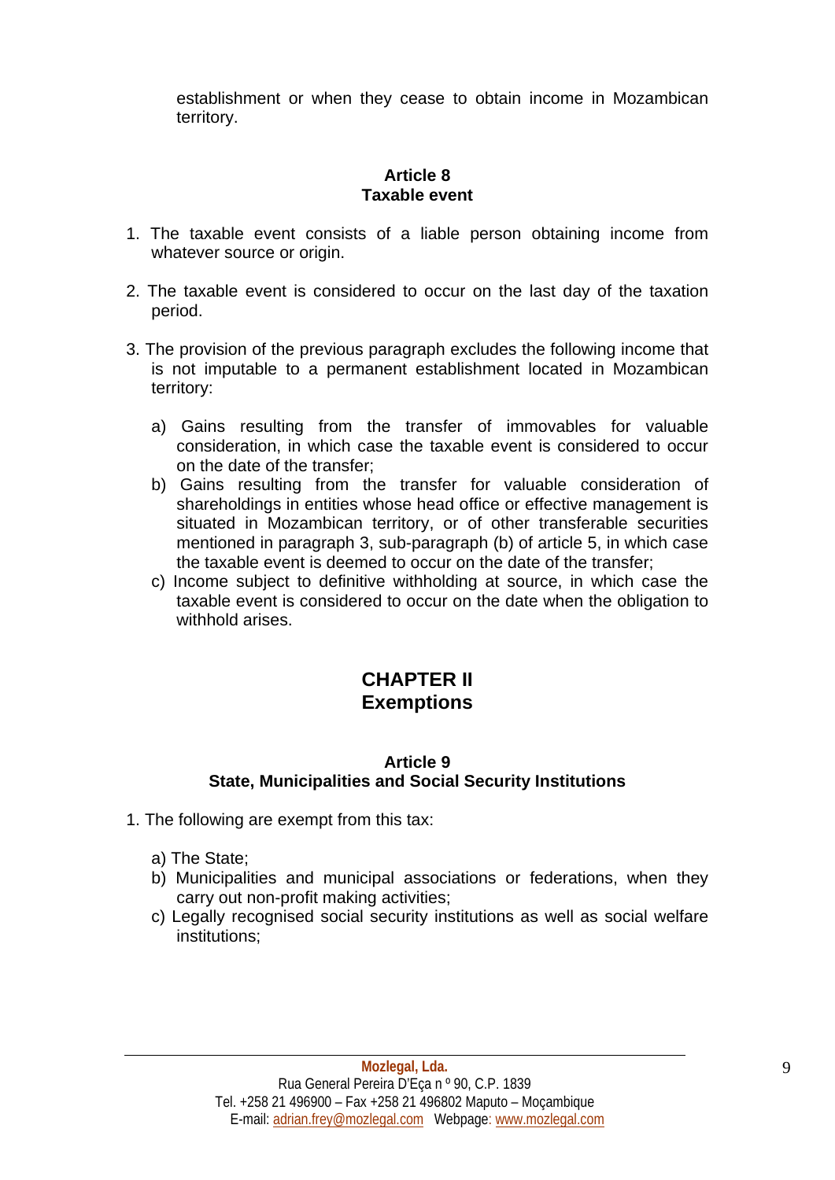establishment or when they cease to obtain income in Mozambican territory.

### Article 8
### Taxable event

1. The taxable event consists of a liable person obtaining income from whatever source or origin.

2. The taxable event is considered to occur on the last day of the taxation period.

3. The provision of the previous paragraph excludes the following income that is not imputable to a permanent establishment located in Mozambican territory:

   a) Gains resulting from the transfer of immovables for valuable consideration, in which case the taxable event is considered to occur on the date of the transfer;
   b) Gains resulting from the transfer for valuable consideration of shareholdings in entities whose head office or effective management is situated in Mozambican territory, or of other transferable securities mentioned in paragraph 3, sub-paragraph (b) of article 5, in which case the taxable event is deemed to occur on the date of the transfer;
   c) Income subject to definitive withholding at source, in which case the taxable event is considered to occur on the date when the obligation to withhold arises.

## CHAPTER II
## Exemptions

### Article 9
### State, Municipalities and Social Security Institutions

1. The following are exempt from this tax:

   a) The State;
   b) Municipalities and municipal associations or federations, when they carry out non-profit making activities;
   c) Legally recognised social security institutions as well as social welfare institutions;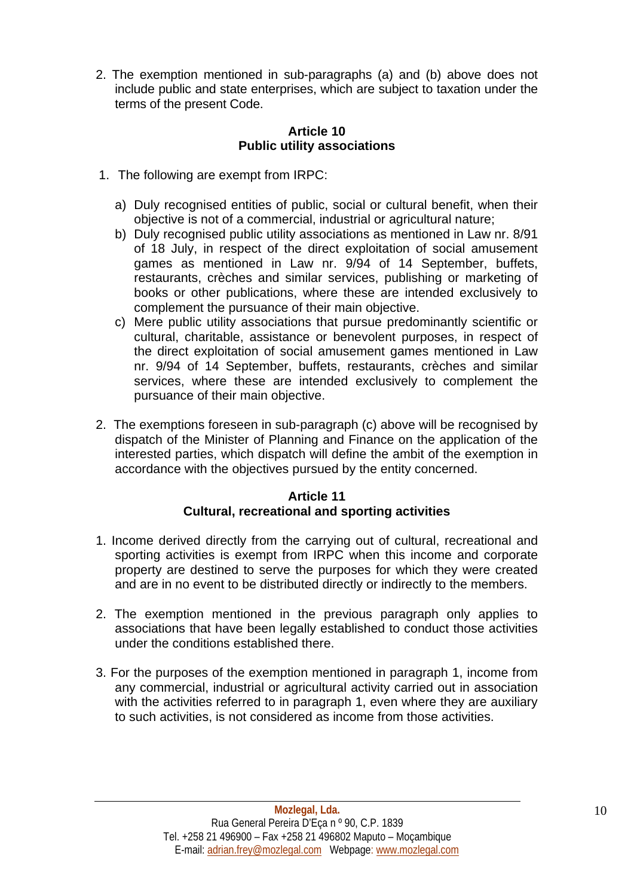2. The exemption mentioned in sub-paragraphs (a) and (b) above does not include public and state enterprises, which are subject to taxation under the terms of the present Code.

### Article 10
### Public utility associations

1. The following are exempt from IRPC:

   a) Duly recognised entities of public, social or cultural benefit, when their objective is not of a commercial, industrial or agricultural nature;
   b) Duly recognised public utility associations as mentioned in Law nr. 8/91 of 18 July, in respect of the direct exploitation of social amusement games as mentioned in Law nr. 9/94 of 14 September, buffets, restaurants, crèches and similar services, publishing or marketing of books or other publications, where these are intended exclusively to complement the pursuance of their main objective.
   c) Mere public utility associations that pursue predominantly scientific or cultural, charitable, assistance or benevolent purposes, in respect of the direct exploitation of social amusement games mentioned in Law nr. 9/94 of 14 September, buffets, restaurants, crèches and similar services, where these are intended exclusively to complement the pursuance of their main objective.

2. The exemptions foreseen in sub-paragraph (c) above will be recognised by dispatch of the Minister of Planning and Finance on the application of the interested parties, which dispatch will define the ambit of the exemption in accordance with the objectives pursued by the entity concerned.

### Article 11
### Cultural, recreational and sporting activities

1. Income derived directly from the carrying out of cultural, recreational and sporting activities is exempt from IRPC when this income and corporate property are destined to serve the purposes for which they were created and are in no event to be distributed directly or indirectly to the members.

2. The exemption mentioned in the previous paragraph only applies to associations that have been legally established to conduct those activities under the conditions established there.

3. For the purposes of the exemption mentioned in paragraph 1, income from any commercial, industrial or agricultural activity carried out in association with the activities referred to in paragraph 1, even where they are auxiliary to such activities, is not considered as income from those activities.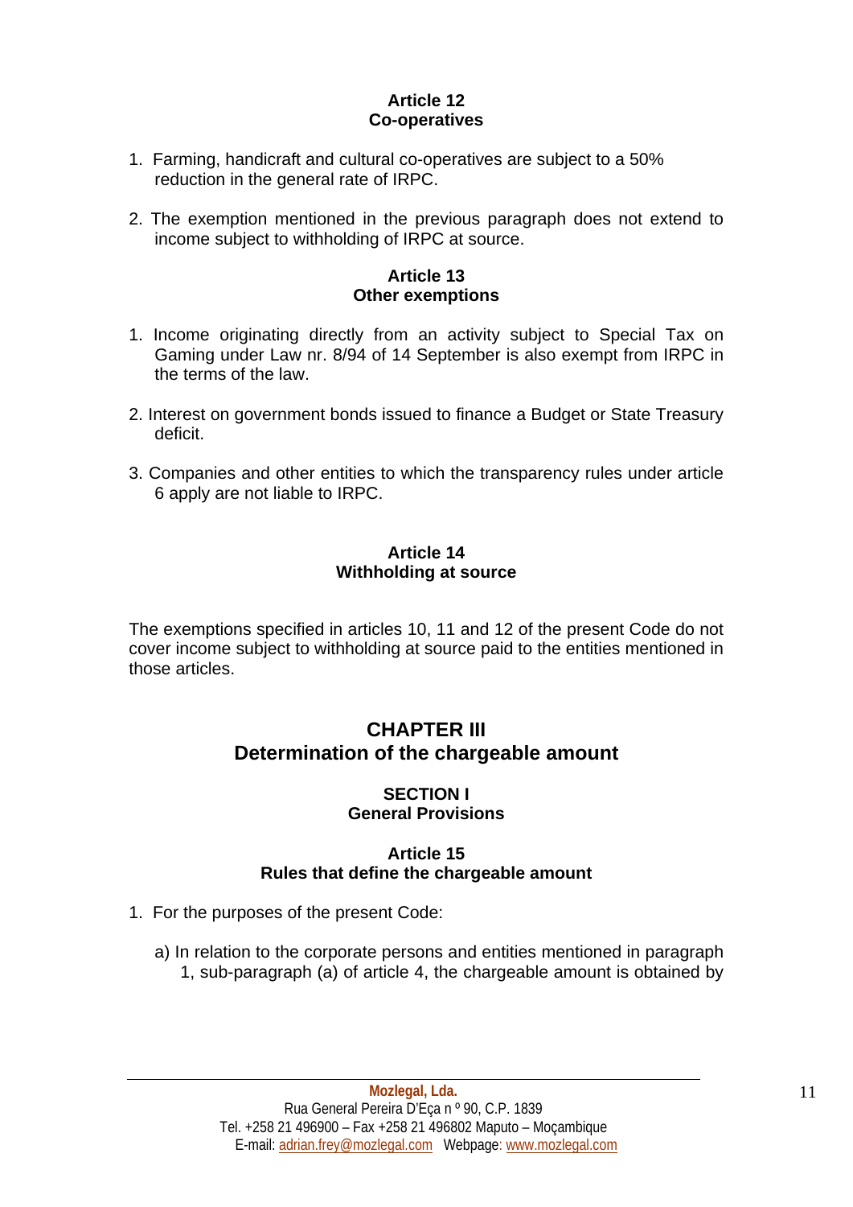### Article 12
### Co-operatives

1. Farming, handicraft and cultural co-operatives are subject to a 50% reduction in the general rate of IRPC.

2. The exemption mentioned in the previous paragraph does not extend to income subject to withholding of IRPC at source.

### Article 13
### Other exemptions

1. Income originating directly from an activity subject to Special Tax on Gaming under Law nr. 8/94 of 14 September is also exempt from IRPC in the terms of the law.

2. Interest on government bonds issued to finance a Budget or State Treasury deficit.

3. Companies and other entities to which the transparency rules under article 6 apply are not liable to IRPC.

### Article 14
### Withholding at source

The exemptions specified in articles 10, 11 and 12 of the present Code do not cover income subject to withholding at source paid to the entities mentioned in those articles.

## CHAPTER III
## Determination of the chargeable amount

### SECTION I
### General Provisions

### Article 15
### Rules that define the chargeable amount

1. For the purposes of the present Code:

   a) In relation to the corporate persons and entities mentioned in paragraph 1, sub-paragraph (a) of article 4, the chargeable amount is obtained by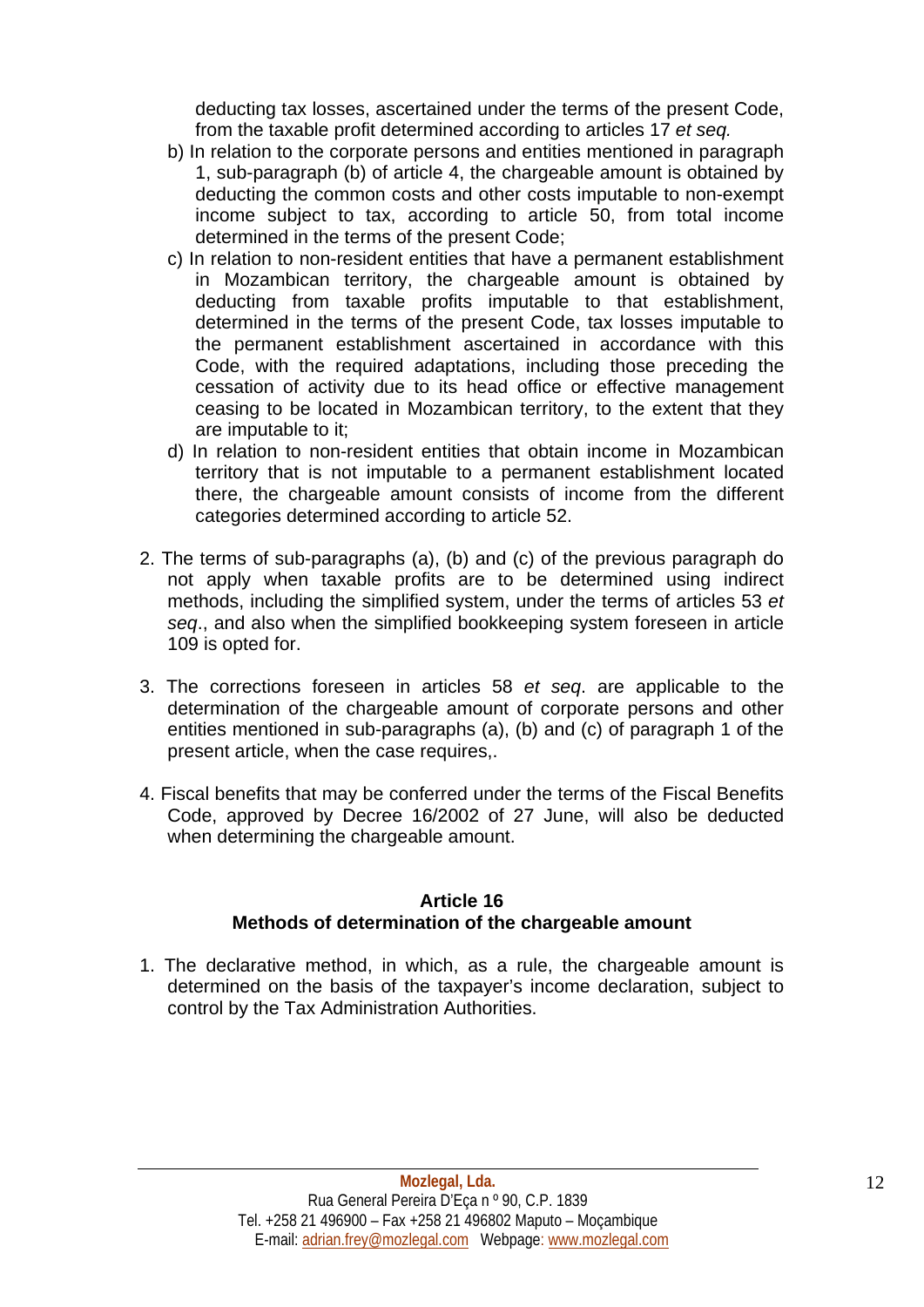deducting tax losses, ascertained under the terms of the present Code, from the taxable profit determined according to articles 17 *et seq.*

b) In relation to the corporate persons and entities mentioned in paragraph 1, sub-paragraph (b) of article 4, the chargeable amount is obtained by deducting the common costs and other costs imputable to non-exempt income subject to tax, according to article 50, from total income determined in the terms of the present Code;

c) In relation to non-resident entities that have a permanent establishment in Mozambican territory, the chargeable amount is obtained by deducting from taxable profits imputable to that establishment, determined in the terms of the present Code, tax losses imputable to the permanent establishment ascertained in accordance with this Code, with the required adaptations, including those preceding the cessation of activity due to its head office or effective management ceasing to be located in Mozambican territory, to the extent that they are imputable to it;

d) In relation to non-resident entities that obtain income in Mozambican territory that is not imputable to a permanent establishment located there, the chargeable amount consists of income from the different categories determined according to article 52.

2. The terms of sub-paragraphs (a), (b) and (c) of the previous paragraph do not apply when taxable profits are to be determined using indirect methods, including the simplified system, under the terms of articles 53 *et seq*., and also when the simplified bookkeeping system foreseen in article 109 is opted for.

3. The corrections foreseen in articles 58 *et seq*. are applicable to the determination of the chargeable amount of corporate persons and other entities mentioned in sub-paragraphs (a), (b) and (c) of paragraph 1 of the present article, when the case requires,.

4. Fiscal benefits that may be conferred under the terms of the Fiscal Benefits Code, approved by Decree 16/2002 of 27 June, will also be deducted when determining the chargeable amount.

### Article 16
### Methods of determination of the chargeable amount

1. The declarative method, in which, as a rule, the chargeable amount is determined on the basis of the taxpayer's income declaration, subject to control by the Tax Administration Authorities.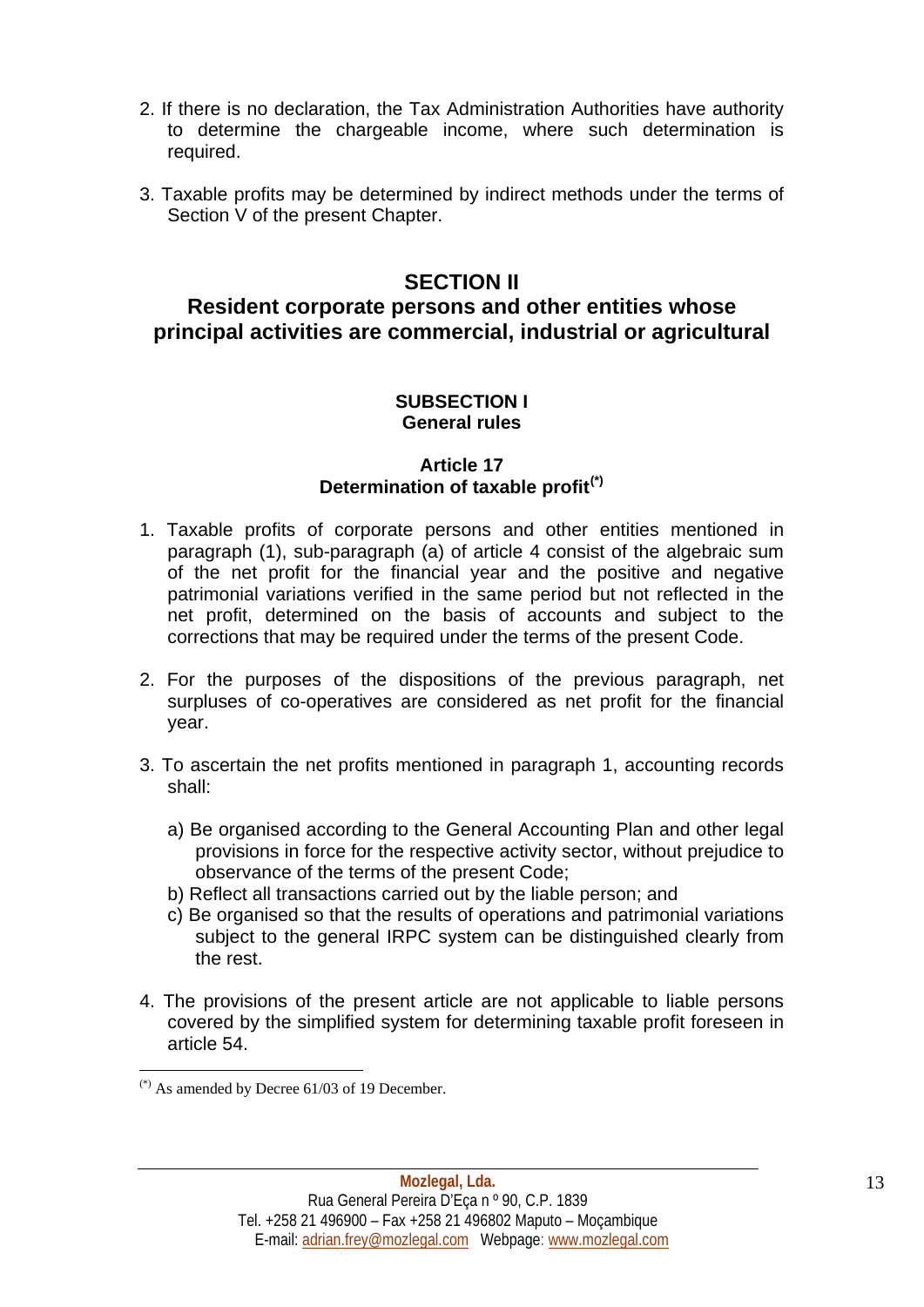2. If there is no declaration, the Tax Administration Authorities have authority to determine the chargeable income, where such determination is required.

3. Taxable profits may be determined by indirect methods under the terms of Section V of the present Chapter.

## SECTION II
## Resident corporate persons and other entities whose principal activities are commercial, industrial or agricultural

### SUBSECTION I
### General rules

#### Article 17
#### Determination of taxable profit[(*)]

1. Taxable profits of corporate persons and other entities mentioned in paragraph (1), sub-paragraph (a) of article 4 consist of the algebraic sum of the net profit for the financial year and the positive and negative patrimonial variations verified in the same period but not reflected in the net profit, determined on the basis of accounts and subject to the corrections that may be required under the terms of the present Code.

2. For the purposes of the dispositions of the previous paragraph, net surpluses of co-operatives are considered as net profit for the financial year.

3. To ascertain the net profits mentioned in paragraph 1, accounting records shall:

   a) Be organised according to the General Accounting Plan and other legal provisions in force for the respective activity sector, without prejudice to observance of the terms of the present Code;
   b) Reflect all transactions carried out by the liable person; and
   c) Be organised so that the results of operations and patrimonial variations subject to the general IRPC system can be distinguished clearly from the rest.

4. The provisions of the present article are not applicable to liable persons covered by the simplified system for determining taxable profit foreseen in article 54.

---

[(*)] As amended by Decree 61/03 of 19 December.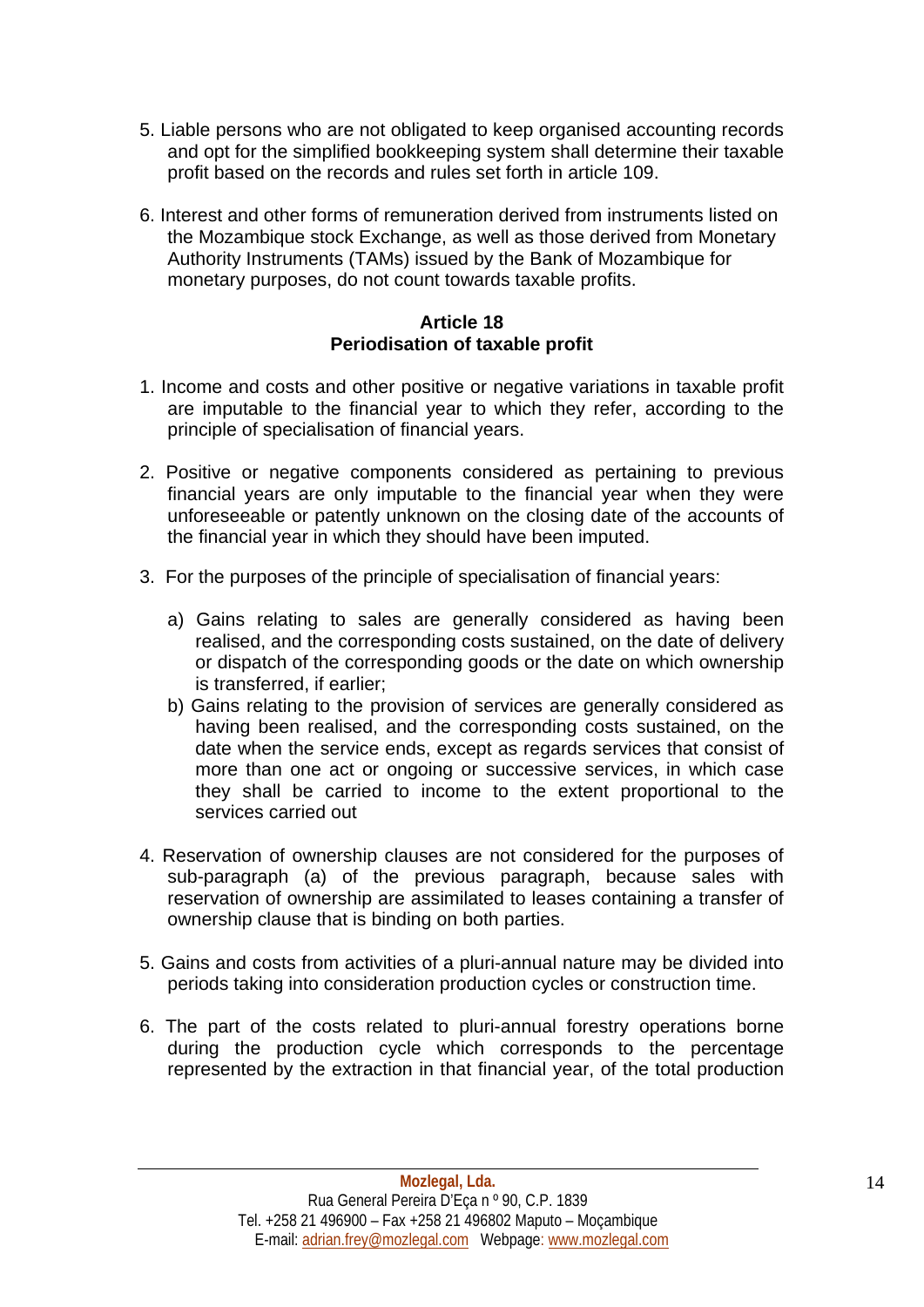5. Liable persons who are not obligated to keep organised accounting records and opt for the simplified bookkeeping system shall determine their taxable profit based on the records and rules set forth in article 109.

6. Interest and other forms of remuneration derived from instruments listed on the Mozambique stock Exchange, as well as those derived from Monetary Authority Instruments (TAMs) issued by the Bank of Mozambique for monetary purposes, do not count towards taxable profits.

**Article 18**
**Periodisation of taxable profit**

1. Income and costs and other positive or negative variations in taxable profit are imputable to the financial year to which they refer, according to the principle of specialisation of financial years.

2. Positive or negative components considered as pertaining to previous financial years are only imputable to the financial year when they were unforeseeable or patently unknown on the closing date of the accounts of the financial year in which they should have been imputed.

3. For the purposes of the principle of specialisation of financial years:

   a) Gains relating to sales are generally considered as having been realised, and the corresponding costs sustained, on the date of delivery or dispatch of the corresponding goods or the date on which ownership is transferred, if earlier;
   b) Gains relating to the provision of services are generally considered as having been realised, and the corresponding costs sustained, on the date when the service ends, except as regards services that consist of more than one act or ongoing or successive services, in which case they shall be carried to income to the extent proportional to the services carried out

4. Reservation of ownership clauses are not considered for the purposes of sub-paragraph (a) of the previous paragraph, because sales with reservation of ownership are assimilated to leases containing a transfer of ownership clause that is binding on both parties.

5. Gains and costs from activities of a pluri-annual nature may be divided into periods taking into consideration production cycles or construction time.

6. The part of the costs related to pluri-annual forestry operations borne during the production cycle which corresponds to the percentage represented by the extraction in that financial year, of the total production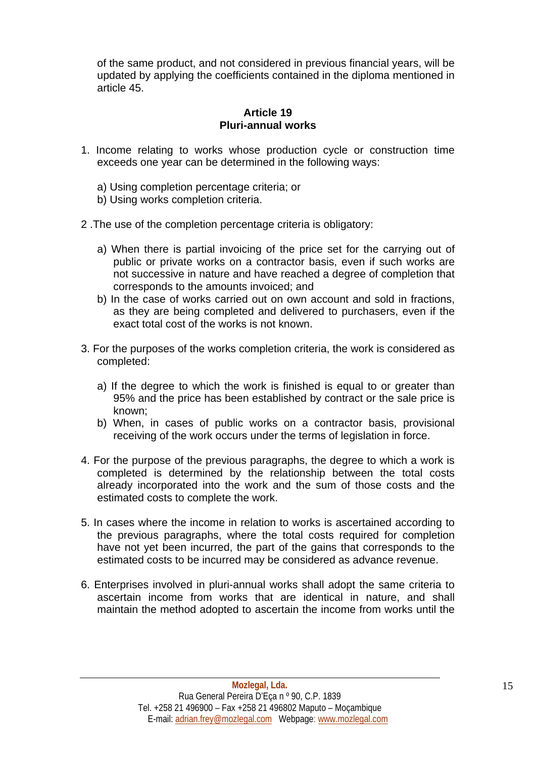of the same product, and not considered in previous financial years, will be updated by applying the coefficients contained in the diploma mentioned in article 45.

### Article 19
### Pluri-annual works

1. Income relating to works whose production cycle or construction time exceeds one year can be determined in the following ways:

   a) Using completion percentage criteria; or
   b) Using works completion criteria.

2. The use of the completion percentage criteria is obligatory:

   a) When there is partial invoicing of the price set for the carrying out of public or private works on a contractor basis, even if such works are not successive in nature and have reached a degree of completion that corresponds to the amounts invoiced; and
   b) In the case of works carried out on own account and sold in fractions, as they are being completed and delivered to purchasers, even if the exact total cost of the works is not known.

3. For the purposes of the works completion criteria, the work is considered as completed:

   a) If the degree to which the work is finished is equal to or greater than 95% and the price has been established by contract or the sale price is known;
   b) When, in cases of public works on a contractor basis, provisional receiving of the work occurs under the terms of legislation in force.

4. For the purpose of the previous paragraphs, the degree to which a work is completed is determined by the relationship between the total costs already incorporated into the work and the sum of those costs and the estimated costs to complete the work.

5. In cases where the income in relation to works is ascertained according to the previous paragraphs, where the total costs required for completion have not yet been incurred, the part of the gains that corresponds to the estimated costs to be incurred may be considered as advance revenue.

6. Enterprises involved in pluri-annual works shall adopt the same criteria to ascertain income from works that are identical in nature, and shall maintain the method adopted to ascertain the income from works until the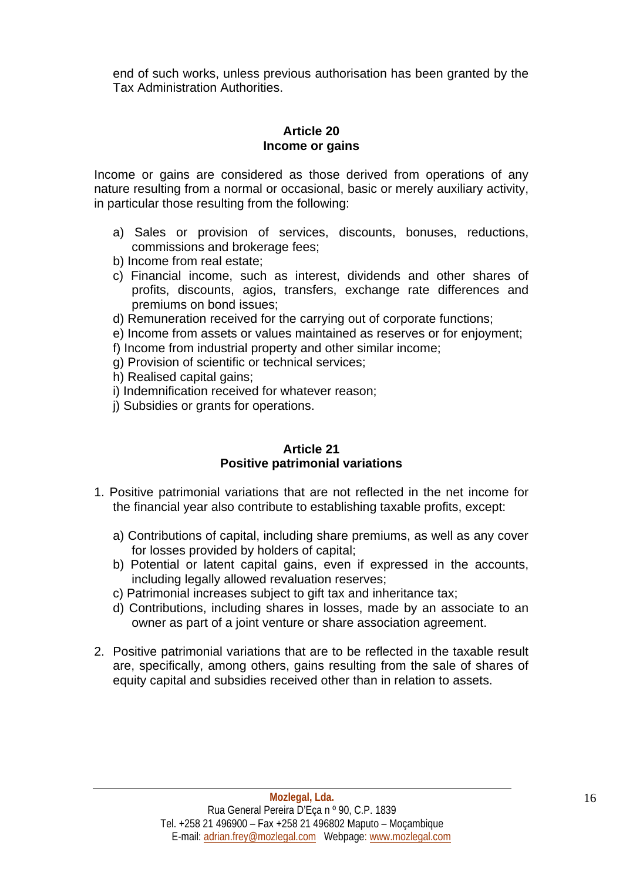end of such works, unless previous authorisation has been granted by the Tax Administration Authorities.

**Article 20**
**Income or gains**

Income or gains are considered as those derived from operations of any nature resulting from a normal or occasional, basic or merely auxiliary activity, in particular those resulting from the following:

a) Sales or provision of services, discounts, bonuses, reductions, commissions and brokerage fees;
b) Income from real estate;
c) Financial income, such as interest, dividends and other shares of profits, discounts, agios, transfers, exchange rate differences and premiums on bond issues;
d) Remuneration received for the carrying out of corporate functions;
e) Income from assets or values maintained as reserves or for enjoyment;
f) Income from industrial property and other similar income;
g) Provision of scientific or technical services;
h) Realised capital gains;
i) Indemnification received for whatever reason;
j) Subsidies or grants for operations.

**Article 21**
**Positive patrimonial variations**

1. Positive patrimonial variations that are not reflected in the net income for the financial year also contribute to establishing taxable profits, except:

   a) Contributions of capital, including share premiums, as well as any cover for losses provided by holders of capital;
   b) Potential or latent capital gains, even if expressed in the accounts, including legally allowed revaluation reserves;
   c) Patrimonial increases subject to gift tax and inheritance tax;
   d) Contributions, including shares in losses, made by an associate to an owner as part of a joint venture or share association agreement.

2. Positive patrimonial variations that are to be reflected in the taxable result are, specifically, among others, gains resulting from the sale of shares of equity capital and subsidies received other than in relation to assets.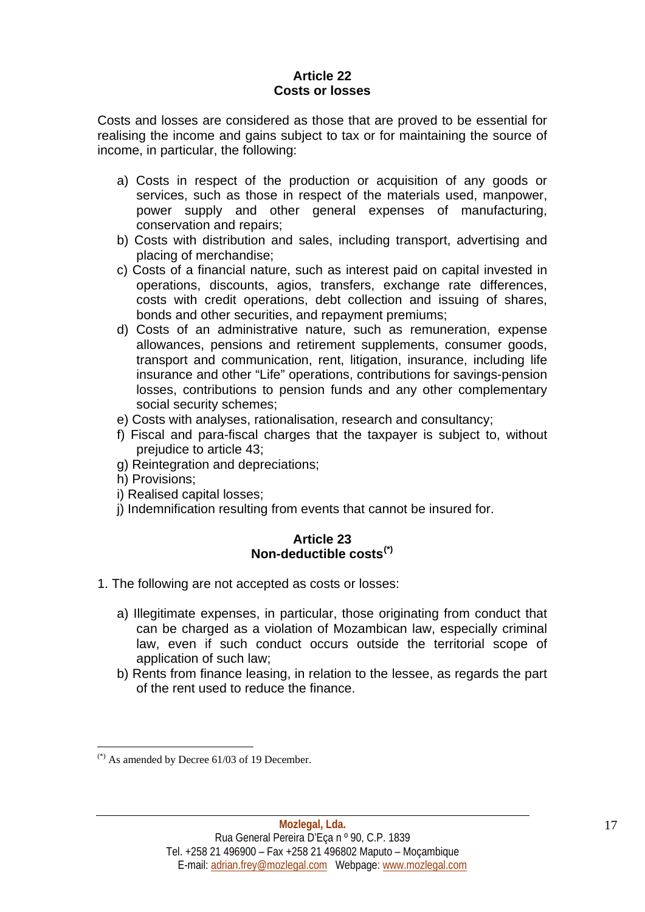### Article 22
### Costs or losses

Costs and losses are considered as those that are proved to be essential for realising the income and gains subject to tax or for maintaining the source of income, in particular, the following:

a) Costs in respect of the production or acquisition of any goods or services, such as those in respect of the materials used, manpower, power supply and other general expenses of manufacturing, conservation and repairs;
b) Costs with distribution and sales, including transport, advertising and placing of merchandise;
c) Costs of a financial nature, such as interest paid on capital invested in operations, discounts, agios, transfers, exchange rate differences, costs with credit operations, debt collection and issuing of shares, bonds and other securities, and repayment premiums;
d) Costs of an administrative nature, such as remuneration, expense allowances, pensions and retirement supplements, consumer goods, transport and communication, rent, litigation, insurance, including life insurance and other "Life" operations, contributions for savings-pension losses, contributions to pension funds and any other complementary social security schemes;
e) Costs with analyses, rationalisation, research and consultancy;
f) Fiscal and para-fiscal charges that the taxpayer is subject to, without prejudice to article 43;
g) Reintegration and depreciations;
h) Provisions;
i) Realised capital losses;
j) Indemnification resulting from events that cannot be insured for.

### Article 23
### Non-deductible costs[(*)]

1. The following are not accepted as costs or losses:

a) Illegitimate expenses, in particular, those originating from conduct that can be charged as a violation of Mozambican law, especially criminal law, even if such conduct occurs outside the territorial scope of application of such law;
b) Rents from finance leasing, in relation to the lessee, as regards the part of the rent used to reduce the finance.

---

[(*)] As amended by Decree 61/03 of 19 December.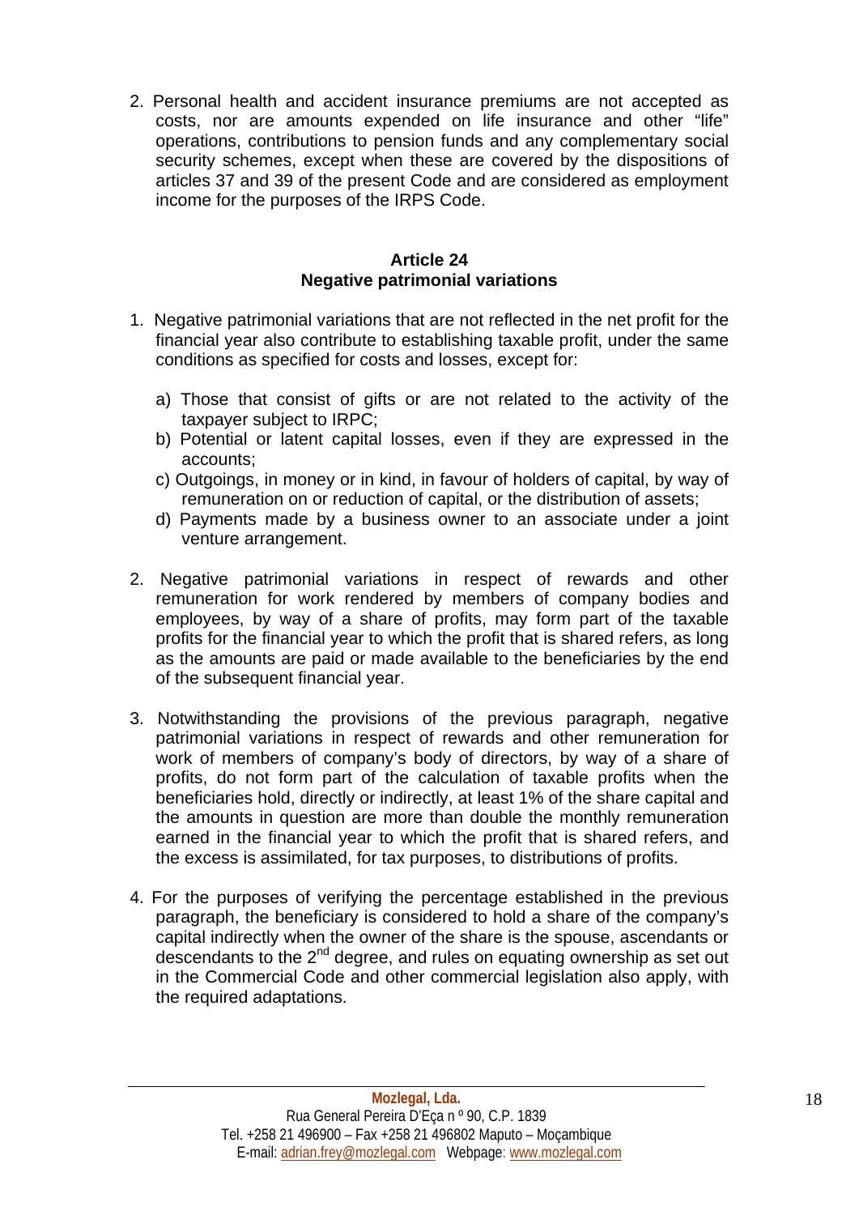2. Personal health and accident insurance premiums are not accepted as costs, nor are amounts expended on life insurance and other "life" operations, contributions to pension funds and any complementary social security schemes, except when these are covered by the dispositions of articles 37 and 39 of the present Code and are considered as employment income for the purposes of the IRPS Code.

### Article 24
### Negative patrimonial variations

1. Negative patrimonial variations that are not reflected in the net profit for the financial year also contribute to establishing taxable profit, under the same conditions as specified for costs and losses, except for:

   a) Those that consist of gifts or are not related to the activity of the taxpayer subject to IRPC;
   b) Potential or latent capital losses, even if they are expressed in the accounts;
   c) Outgoings, in money or in kind, in favour of holders of capital, by way of remuneration on or reduction of capital, or the distribution of assets;
   d) Payments made by a business owner to an associate under a joint venture arrangement.

2. Negative patrimonial variations in respect of rewards and other remuneration for work rendered by members of company bodies and employees, by way of a share of profits, may form part of the taxable profits for the financial year to which the profit that is shared refers, as long as the amounts are paid or made available to the beneficiaries by the end of the subsequent financial year.

3. Notwithstanding the provisions of the previous paragraph, negative patrimonial variations in respect of rewards and other remuneration for work of members of company's body of directors, by way of a share of profits, do not form part of the calculation of taxable profits when the beneficiaries hold, directly or indirectly, at least 1% of the share capital and the amounts in question are more than double the monthly remuneration earned in the financial year to which the profit that is shared refers, and the excess is assimilated, for tax purposes, to distributions of profits.

4. For the purposes of verifying the percentage established in the previous paragraph, the beneficiary is considered to hold a share of the company's capital indirectly when the owner of the share is the spouse, ascendants or descendants to the 2nd degree, and rules on equating ownership as set out in the Commercial Code and other commercial legislation also apply, with the required adaptations.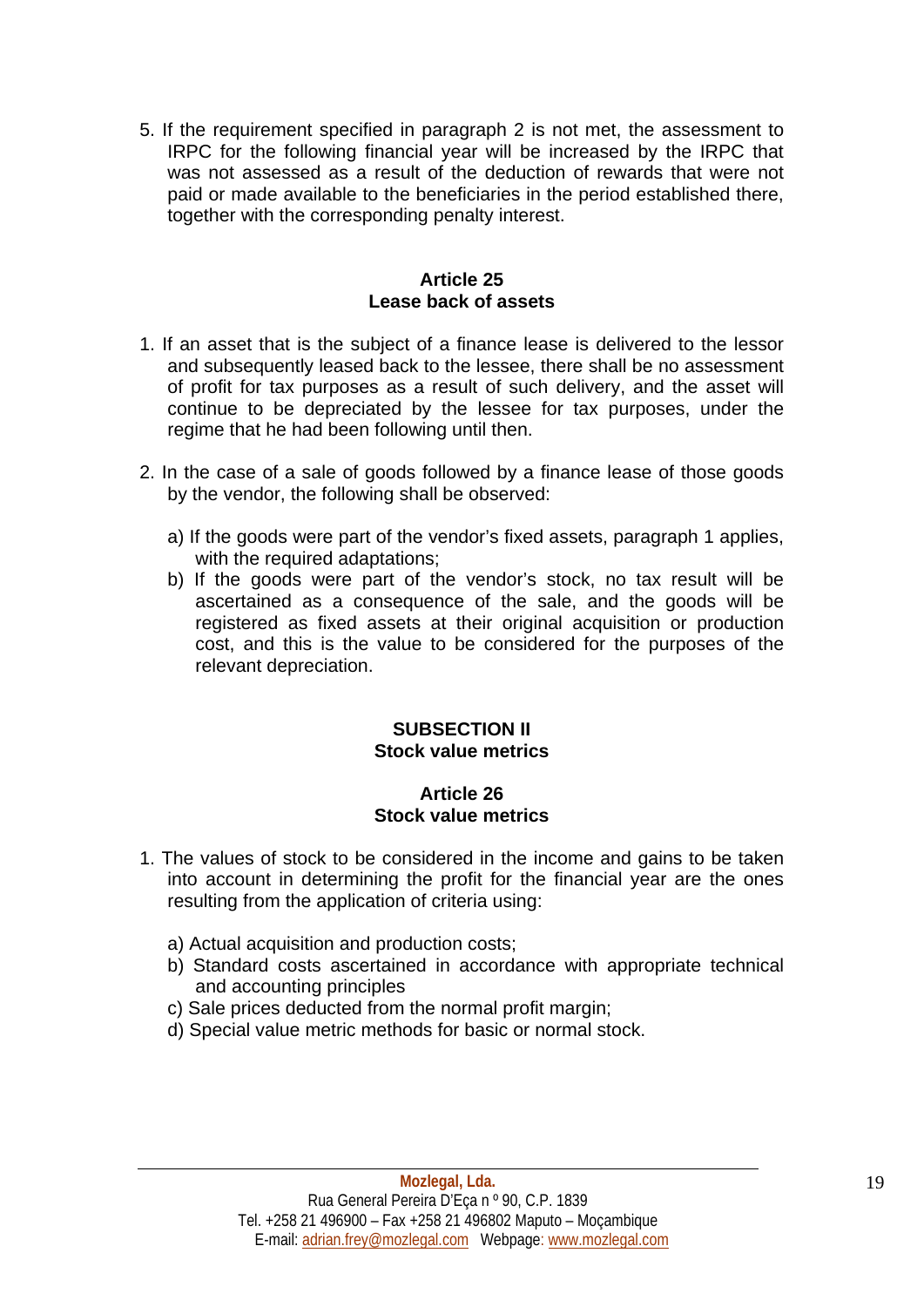5. If the requirement specified in paragraph 2 is not met, the assessment to IRPC for the following financial year will be increased by the IRPC that was not assessed as a result of the deduction of rewards that were not paid or made available to the beneficiaries in the period established there, together with the corresponding penalty interest.

**Article 25**
**Lease back of assets**

1. If an asset that is the subject of a finance lease is delivered to the lessor and subsequently leased back to the lessee, there shall be no assessment of profit for tax purposes as a result of such delivery, and the asset will continue to be depreciated by the lessee for tax purposes, under the regime that he had been following until then.

2. In the case of a sale of goods followed by a finance lease of those goods by the vendor, the following shall be observed:

   a) If the goods were part of the vendor's fixed assets, paragraph 1 applies, with the required adaptations;
   b) If the goods were part of the vendor's stock, no tax result will be ascertained as a consequence of the sale, and the goods will be registered as fixed assets at their original acquisition or production cost, and this is the value to be considered for the purposes of the relevant depreciation.

**SUBSECTION II**
**Stock value metrics**

**Article 26**
**Stock value metrics**

1. The values of stock to be considered in the income and gains to be taken into account in determining the profit for the financial year are the ones resulting from the application of criteria using:

   a) Actual acquisition and production costs;
   b) Standard costs ascertained in accordance with appropriate technical and accounting principles
   c) Sale prices deducted from the normal profit margin;
   d) Special value metric methods for basic or normal stock.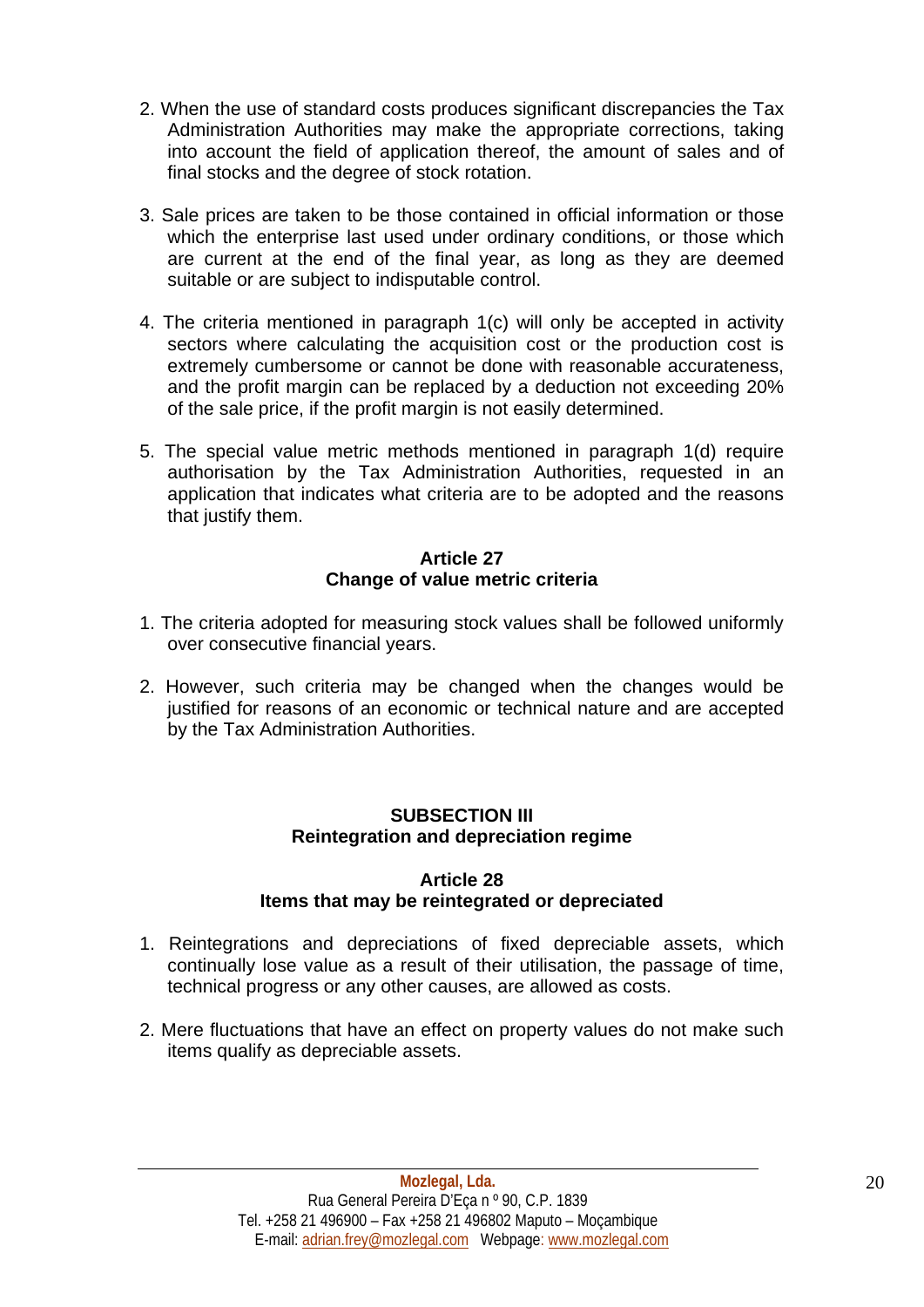2. When the use of standard costs produces significant discrepancies the Tax Administration Authorities may make the appropriate corrections, taking into account the field of application thereof, the amount of sales and of final stocks and the degree of stock rotation.

3. Sale prices are taken to be those contained in official information or those which the enterprise last used under ordinary conditions, or those which are current at the end of the final year, as long as they are deemed suitable or are subject to indisputable control.

4. The criteria mentioned in paragraph 1(c) will only be accepted in activity sectors where calculating the acquisition cost or the production cost is extremely cumbersome or cannot be done with reasonable accurateness, and the profit margin can be replaced by a deduction not exceeding 20% of the sale price, if the profit margin is not easily determined.

5. The special value metric methods mentioned in paragraph 1(d) require authorisation by the Tax Administration Authorities, requested in an application that indicates what criteria are to be adopted and the reasons that justify them.

### Article 27
### Change of value metric criteria

1. The criteria adopted for measuring stock values shall be followed uniformly over consecutive financial years.

2. However, such criteria may be changed when the changes would be justified for reasons of an economic or technical nature and are accepted by the Tax Administration Authorities.

## SUBSECTION III
## Reintegration and depreciation regime

### Article 28
### Items that may be reintegrated or depreciated

1. Reintegrations and depreciations of fixed depreciable assets, which continually lose value as a result of their utilisation, the passage of time, technical progress or any other causes, are allowed as costs.

2. Mere fluctuations that have an effect on property values do not make such items qualify as depreciable assets.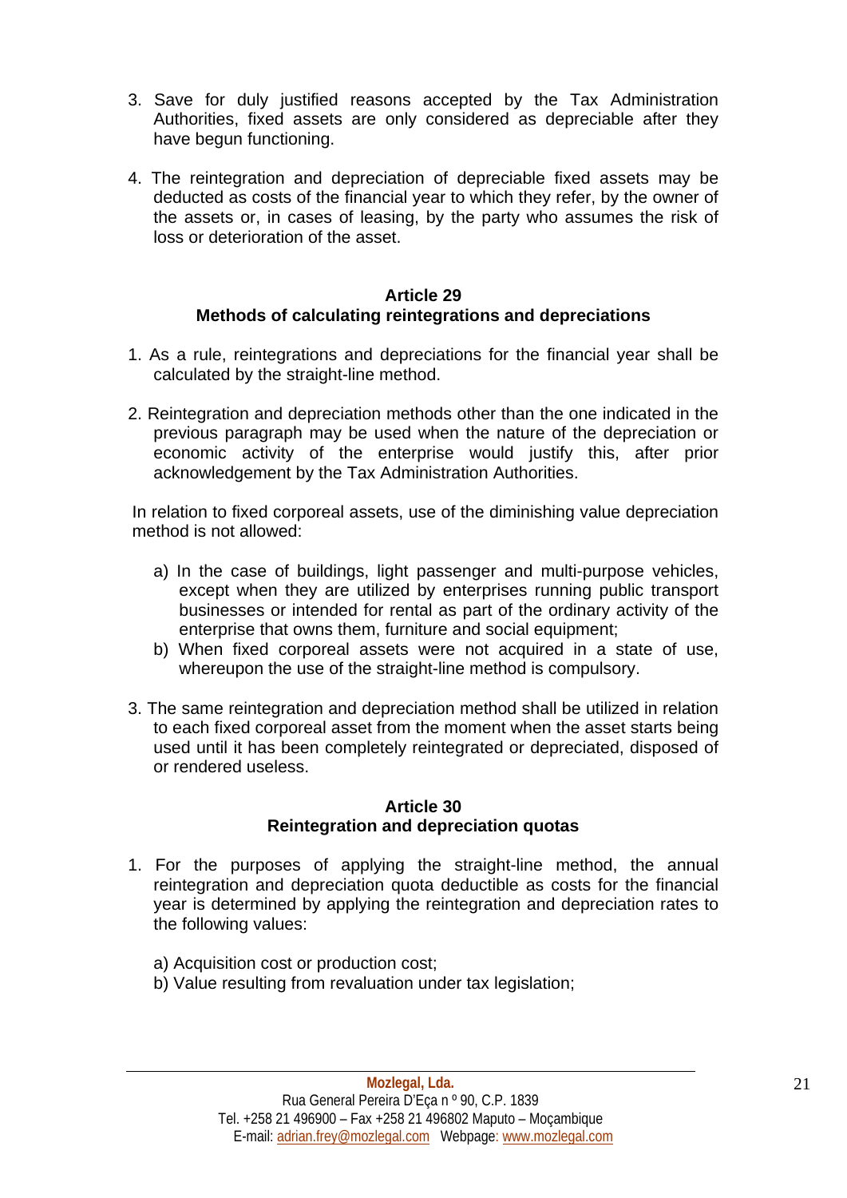3. Save for duly justified reasons accepted by the Tax Administration Authorities, fixed assets are only considered as depreciable after they have begun functioning.

4. The reintegration and depreciation of depreciable fixed assets may be deducted as costs of the financial year to which they refer, by the owner of the assets or, in cases of leasing, by the party who assumes the risk of loss or deterioration of the asset.

### Article 29
### Methods of calculating reintegrations and depreciations

1. As a rule, reintegrations and depreciations for the financial year shall be calculated by the straight-line method.

2. Reintegration and depreciation methods other than the one indicated in the previous paragraph may be used when the nature of the depreciation or economic activity of the enterprise would justify this, after prior acknowledgement by the Tax Administration Authorities.

In relation to fixed corporeal assets, use of the diminishing value depreciation method is not allowed:

   a) In the case of buildings, light passenger and multi-purpose vehicles, except when they are utilized by enterprises running public transport businesses or intended for rental as part of the ordinary activity of the enterprise that owns them, furniture and social equipment;
   b) When fixed corporeal assets were not acquired in a state of use, whereupon the use of the straight-line method is compulsory.

3. The same reintegration and depreciation method shall be utilized in relation to each fixed corporeal asset from the moment when the asset starts being used until it has been completely reintegrated or depreciated, disposed of or rendered useless.

### Article 30
### Reintegration and depreciation quotas

1. For the purposes of applying the straight-line method, the annual reintegration and depreciation quota deductible as costs for the financial year is determined by applying the reintegration and depreciation rates to the following values:

   a) Acquisition cost or production cost;
   b) Value resulting from revaluation under tax legislation;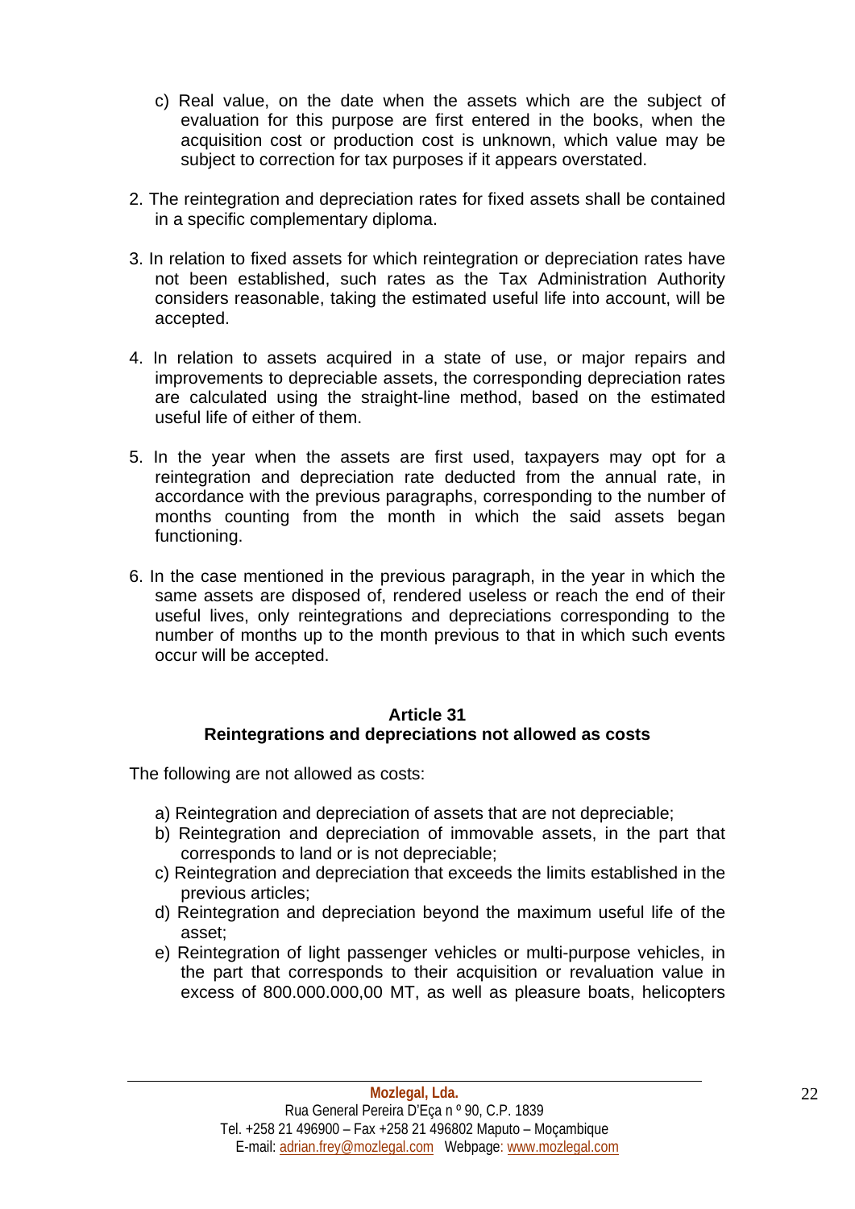c) Real value, on the date when the assets which are the subject of evaluation for this purpose are first entered in the books, when the acquisition cost or production cost is unknown, which value may be subject to correction for tax purposes if it appears overstated.

2. The reintegration and depreciation rates for fixed assets shall be contained in a specific complementary diploma.

3. In relation to fixed assets for which reintegration or depreciation rates have not been established, such rates as the Tax Administration Authority considers reasonable, taking the estimated useful life into account, will be accepted.

4. In relation to assets acquired in a state of use, or major repairs and improvements to depreciable assets, the corresponding depreciation rates are calculated using the straight-line method, based on the estimated useful life of either of them.

5. In the year when the assets are first used, taxpayers may opt for a reintegration and depreciation rate deducted from the annual rate, in accordance with the previous paragraphs, corresponding to the number of months counting from the month in which the said assets began functioning.

6. In the case mentioned in the previous paragraph, in the year in which the same assets are disposed of, rendered useless or reach the end of their useful lives, only reintegrations and depreciations corresponding to the number of months up to the month previous to that in which such events occur will be accepted.

### Article 31
### Reintegrations and depreciations not allowed as costs

The following are not allowed as costs:

a) Reintegration and depreciation of assets that are not depreciable;
b) Reintegration and depreciation of immovable assets, in the part that corresponds to land or is not depreciable;
c) Reintegration and depreciation that exceeds the limits established in the previous articles;
d) Reintegration and depreciation beyond the maximum useful life of the asset;
e) Reintegration of light passenger vehicles or multi-purpose vehicles, in the part that corresponds to their acquisition or revaluation value in excess of 800.000.000,00 MT, as well as pleasure boats, helicopters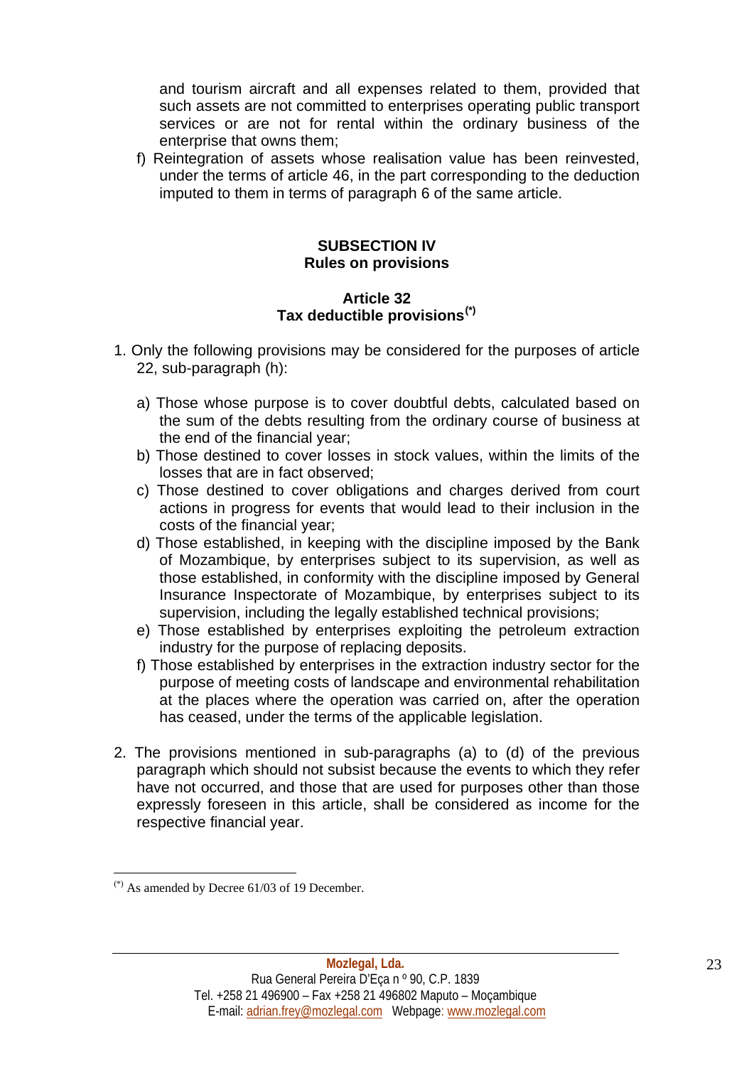and tourism aircraft and all expenses related to them, provided that such assets are not committed to enterprises operating public transport services or are not for rental within the ordinary business of the enterprise that owns them;

f) Reintegration of assets whose realisation value has been reinvested, under the terms of article 46, in the part corresponding to the deduction imputed to them in terms of paragraph 6 of the same article.

### SUBSECTION IV
### Rules on provisions

#### Article 32
#### Tax deductible provisions[(*)]

1. Only the following provisions may be considered for the purposes of article 22, sub-paragraph (h):

   a) Those whose purpose is to cover doubtful debts, calculated based on the sum of the debts resulting from the ordinary course of business at the end of the financial year;
   b) Those destined to cover losses in stock values, within the limits of the losses that are in fact observed;
   c) Those destined to cover obligations and charges derived from court actions in progress for events that would lead to their inclusion in the costs of the financial year;
   d) Those established, in keeping with the discipline imposed by the Bank of Mozambique, by enterprises subject to its supervision, as well as those established, in conformity with the discipline imposed by General Insurance Inspectorate of Mozambique, by enterprises subject to its supervision, including the legally established technical provisions;
   e) Those established by enterprises exploiting the petroleum extraction industry for the purpose of replacing deposits.
   f) Those established by enterprises in the extraction industry sector for the purpose of meeting costs of landscape and environmental rehabilitation at the places where the operation was carried on, after the operation has ceased, under the terms of the applicable legislation.

2. The provisions mentioned in sub-paragraphs (a) to (d) of the previous paragraph which should not subsist because the events to which they refer have not occurred, and those that are used for purposes other than those expressly foreseen in this article, shall be considered as income for the respective financial year.

---

[(*)] As amended by Decree 61/03 of 19 December.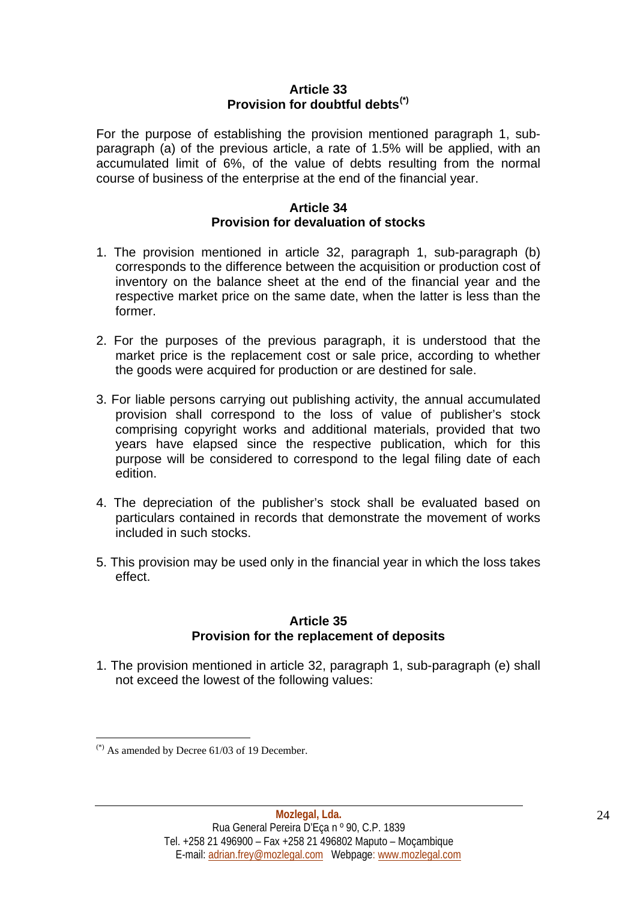## Article 33
## Provision for doubtful debts[(*)]

For the purpose of establishing the provision mentioned paragraph 1, sub-paragraph (a) of the previous article, a rate of 1.5% will be applied, with an accumulated limit of 6%, of the value of debts resulting from the normal course of business of the enterprise at the end of the financial year.

## Article 34
## Provision for devaluation of stocks

1. The provision mentioned in article 32, paragraph 1, sub-paragraph (b) corresponds to the difference between the acquisition or production cost of inventory on the balance sheet at the end of the financial year and the respective market price on the same date, when the latter is less than the former.

2. For the purposes of the previous paragraph, it is understood that the market price is the replacement cost or sale price, according to whether the goods were acquired for production or are destined for sale.

3. For liable persons carrying out publishing activity, the annual accumulated provision shall correspond to the loss of value of publisher's stock comprising copyright works and additional materials, provided that two years have elapsed since the respective publication, which for this purpose will be considered to correspond to the legal filing date of each edition.

4. The depreciation of the publisher's stock shall be evaluated based on particulars contained in records that demonstrate the movement of works included in such stocks.

5. This provision may be used only in the financial year in which the loss takes effect.

## Article 35
## Provision for the replacement of deposits

1. The provision mentioned in article 32, paragraph 1, sub-paragraph (e) shall not exceed the lowest of the following values:

---

[(*)] As amended by Decree 61/03 of 19 December.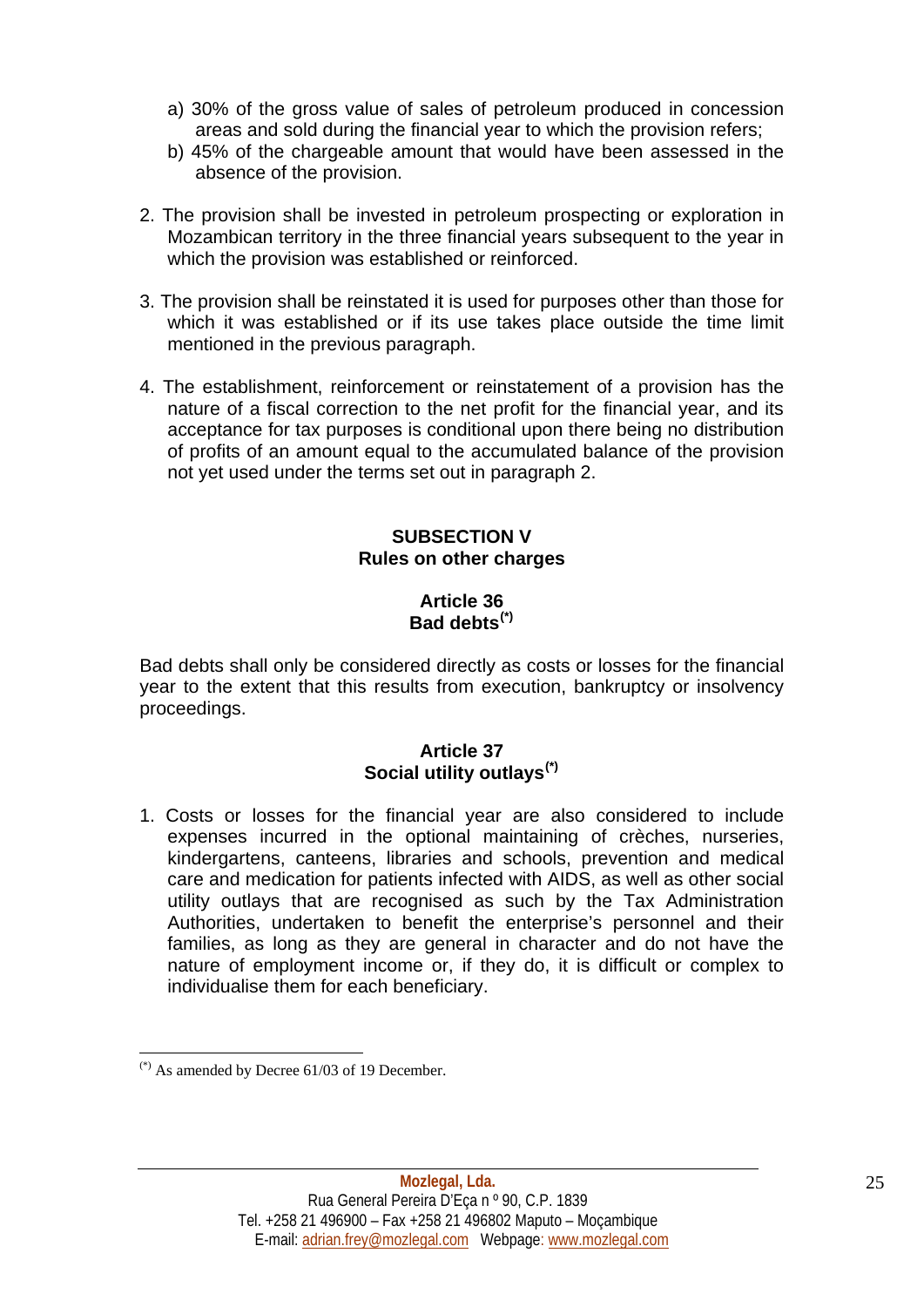a) 30% of the gross value of sales of petroleum produced in concession areas and sold during the financial year to which the provision refers;
b) 45% of the chargeable amount that would have been assessed in the absence of the provision.

2. The provision shall be invested in petroleum prospecting or exploration in Mozambican territory in the three financial years subsequent to the year in which the provision was established or reinforced.

3. The provision shall be reinstated it is used for purposes other than those for which it was established or if its use takes place outside the time limit mentioned in the previous paragraph.

4. The establishment, reinforcement or reinstatement of a provision has the nature of a fiscal correction to the net profit for the financial year, and its acceptance for tax purposes is conditional upon there being no distribution of profits of an amount equal to the accumulated balance of the provision not yet used under the terms set out in paragraph 2.

### SUBSECTION V
### Rules on other charges

#### Article 36
#### Bad debts(*)

Bad debts shall only be considered directly as costs or losses for the financial year to the extent that this results from execution, bankruptcy or insolvency proceedings.

#### Article 37
#### Social utility outlays(*)

1. Costs or losses for the financial year are also considered to include expenses incurred in the optional maintaining of crèches, nurseries, kindergartens, canteens, libraries and schools, prevention and medical care and medication for patients infected with AIDS, as well as other social utility outlays that are recognised as such by the Tax Administration Authorities, undertaken to benefit the enterprise's personnel and their families, as long as they are general in character and do not have the nature of employment income or, if they do, it is difficult or complex to individualise them for each beneficiary.

(*) As amended by Decree 61/03 of 19 December.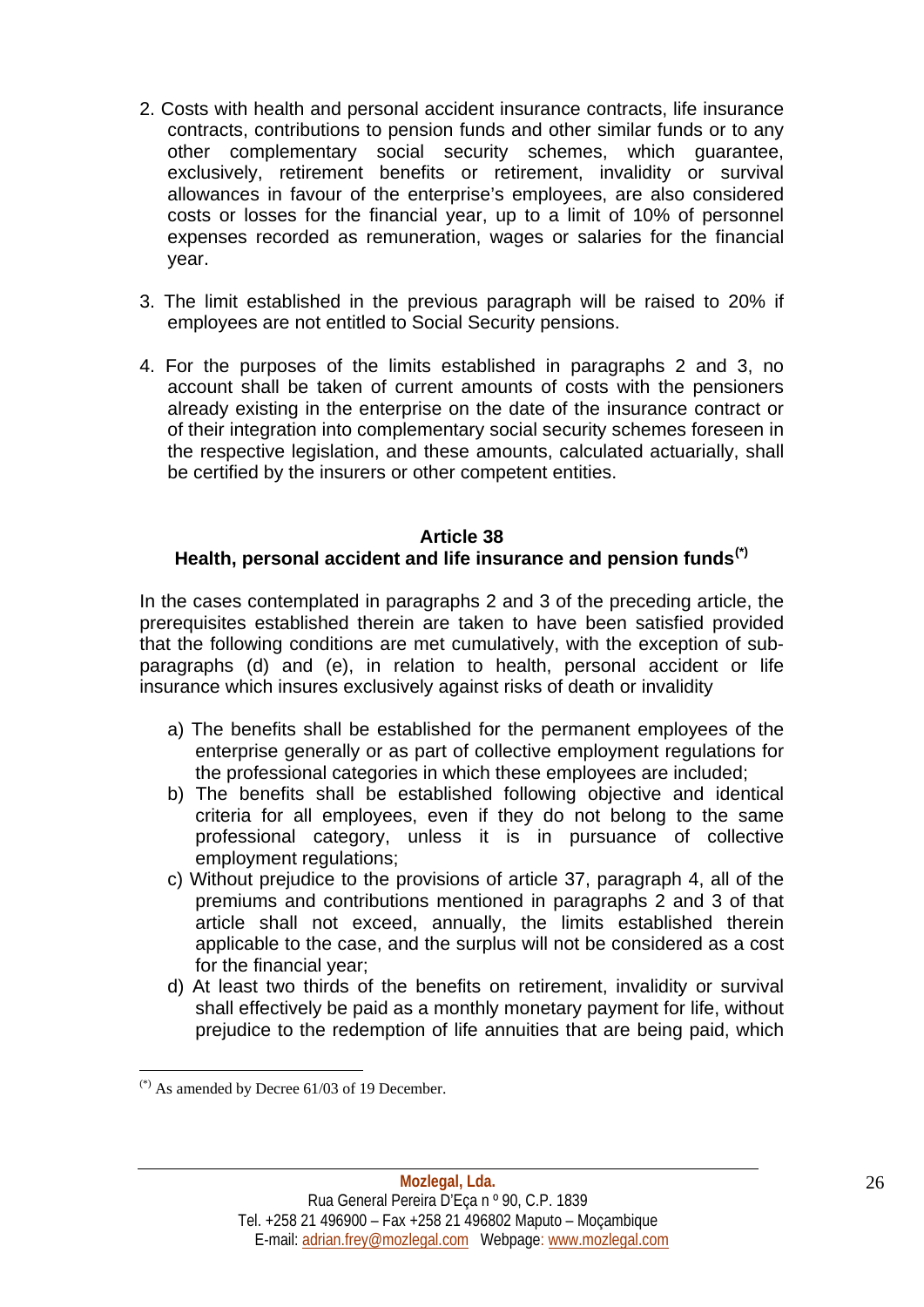2. Costs with health and personal accident insurance contracts, life insurance contracts, contributions to pension funds and other similar funds or to any other complementary social security schemes, which guarantee, exclusively, retirement benefits or retirement, invalidity or survival allowances in favour of the enterprise's employees, are also considered costs or losses for the financial year, up to a limit of 10% of personnel expenses recorded as remuneration, wages or salaries for the financial year.

3. The limit established in the previous paragraph will be raised to 20% if employees are not entitled to Social Security pensions.

4. For the purposes of the limits established in paragraphs 2 and 3, no account shall be taken of current amounts of costs with the pensioners already existing in the enterprise on the date of the insurance contract or of their integration into complementary social security schemes foreseen in the respective legislation, and these amounts, calculated actuarially, shall be certified by the insurers or other competent entities.

### Article 38
### Health, personal accident and life insurance and pension funds[(*)]

In the cases contemplated in paragraphs 2 and 3 of the preceding article, the prerequisites established therein are taken to have been satisfied provided that the following conditions are met cumulatively, with the exception of sub-paragraphs (d) and (e), in relation to health, personal accident or life insurance which insures exclusively against risks of death or invalidity

a) The benefits shall be established for the permanent employees of the enterprise generally or as part of collective employment regulations for the professional categories in which these employees are included;

b) The benefits shall be established following objective and identical criteria for all employees, even if they do not belong to the same professional category, unless it is in pursuance of collective employment regulations;

c) Without prejudice to the provisions of article 37, paragraph 4, all of the premiums and contributions mentioned in paragraphs 2 and 3 of that article shall not exceed, annually, the limits established therein applicable to the case, and the surplus will not be considered as a cost for the financial year;

d) At least two thirds of the benefits on retirement, invalidity or survival shall effectively be paid as a monthly monetary payment for life, without prejudice to the redemption of life annuities that are being paid, which

---

[(*)] As amended by Decree 61/03 of 19 December.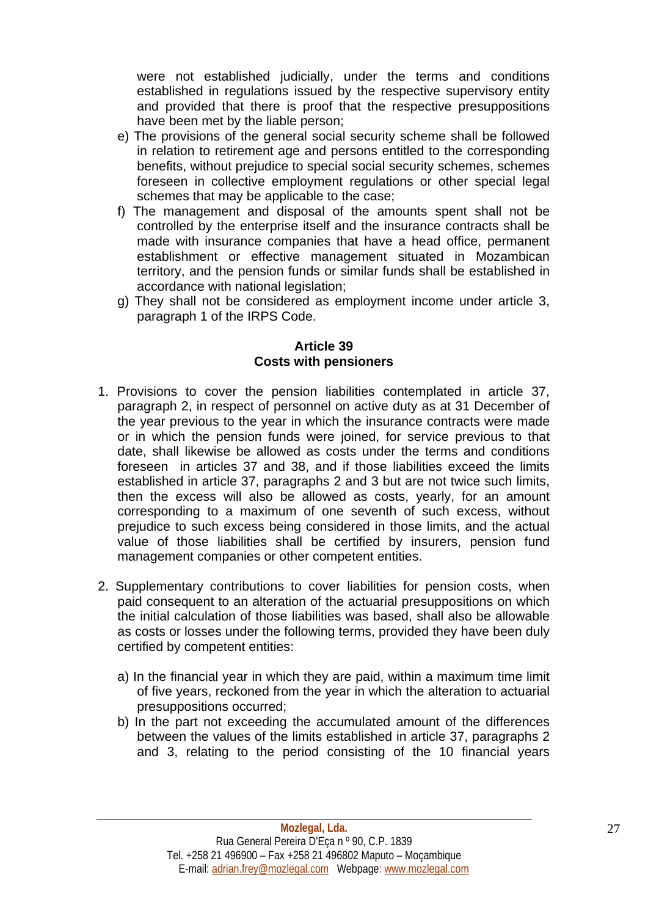were not established judicially, under the terms and conditions established in regulations issued by the respective supervisory entity and provided that there is proof that the respective presuppositions have been met by the liable person;

e) The provisions of the general social security scheme shall be followed in relation to retirement age and persons entitled to the corresponding benefits, without prejudice to special social security schemes, schemes foreseen in collective employment regulations or other special legal schemes that may be applicable to the case;

f) The management and disposal of the amounts spent shall not be controlled by the enterprise itself and the insurance contracts shall be made with insurance companies that have a head office, permanent establishment or effective management situated in Mozambican territory, and the pension funds or similar funds shall be established in accordance with national legislation;

g) They shall not be considered as employment income under article 3, paragraph 1 of the IRPS Code.

**Article 39**
**Costs with pensioners**

1. Provisions to cover the pension liabilities contemplated in article 37, paragraph 2, in respect of personnel on active duty as at 31 December of the year previous to the year in which the insurance contracts were made or in which the pension funds were joined, for service previous to that date, shall likewise be allowed as costs under the terms and conditions foreseen in articles 37 and 38, and if those liabilities exceed the limits established in article 37, paragraphs 2 and 3 but are not twice such limits, then the excess will also be allowed as costs, yearly, for an amount corresponding to a maximum of one seventh of such excess, without prejudice to such excess being considered in those limits, and the actual value of those liabilities shall be certified by insurers, pension fund management companies or other competent entities.

2. Supplementary contributions to cover liabilities for pension costs, when paid consequent to an alteration of the actuarial presuppositions on which the initial calculation of those liabilities was based, shall also be allowable as costs or losses under the following terms, provided they have been duly certified by competent entities:

   a) In the financial year in which they are paid, within a maximum time limit of five years, reckoned from the year in which the alteration to actuarial presuppositions occurred;

   b) In the part not exceeding the accumulated amount of the differences between the values of the limits established in article 37, paragraphs 2 and 3, relating to the period consisting of the 10 financial years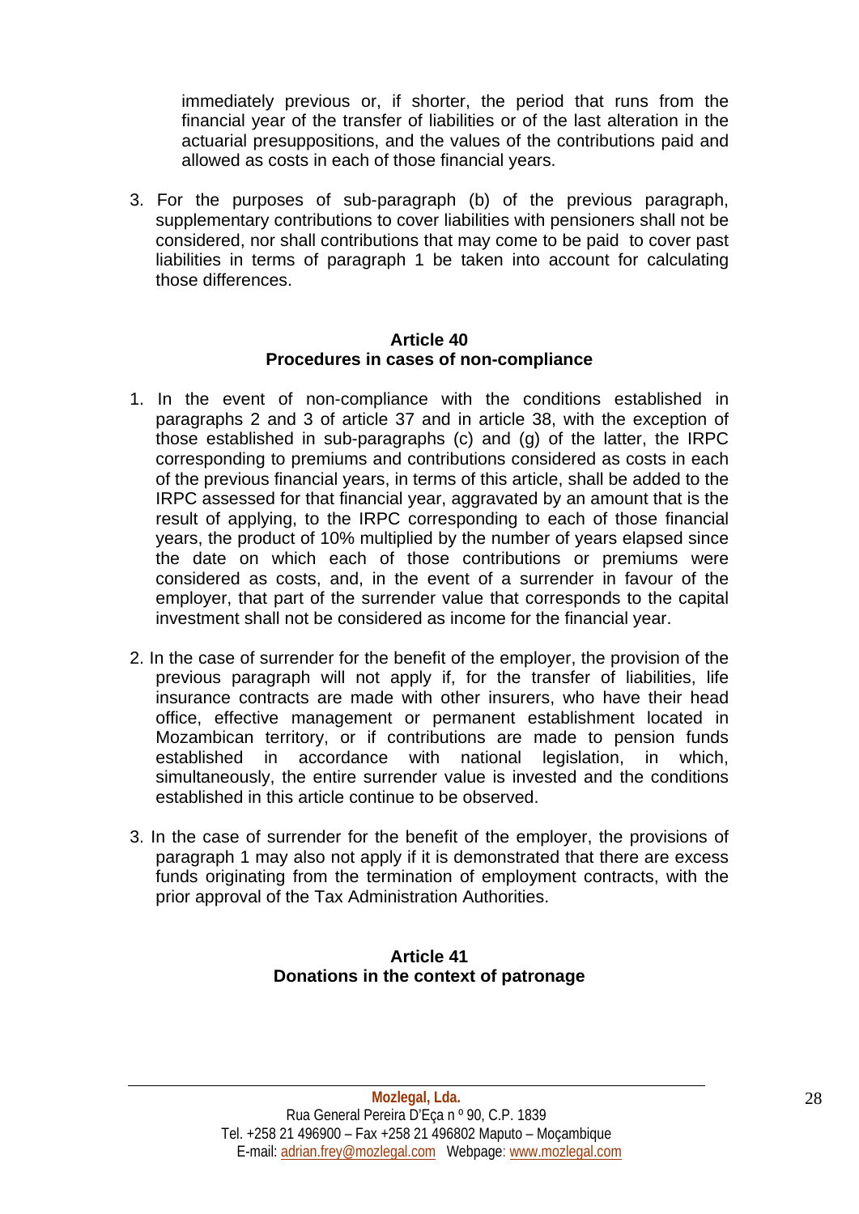immediately previous or, if shorter, the period that runs from the financial year of the transfer of liabilities or of the last alteration in the actuarial presuppositions, and the values of the contributions paid and allowed as costs in each of those financial years.

3. For the purposes of sub-paragraph (b) of the previous paragraph, supplementary contributions to cover liabilities with pensioners shall not be considered, nor shall contributions that may come to be paid to cover past liabilities in terms of paragraph 1 be taken into account for calculating those differences.

**Article 40**
**Procedures in cases of non-compliance**

1. In the event of non-compliance with the conditions established in paragraphs 2 and 3 of article 37 and in article 38, with the exception of those established in sub-paragraphs (c) and (g) of the latter, the IRPC corresponding to premiums and contributions considered as costs in each of the previous financial years, in terms of this article, shall be added to the IRPC assessed for that financial year, aggravated by an amount that is the result of applying, to the IRPC corresponding to each of those financial years, the product of 10% multiplied by the number of years elapsed since the date on which each of those contributions or premiums were considered as costs, and, in the event of a surrender in favour of the employer, that part of the surrender value that corresponds to the capital investment shall not be considered as income for the financial year.

2. In the case of surrender for the benefit of the employer, the provision of the previous paragraph will not apply if, for the transfer of liabilities, life insurance contracts are made with other insurers, who have their head office, effective management or permanent establishment located in Mozambican territory, or if contributions are made to pension funds established in accordance with national legislation, in which, simultaneously, the entire surrender value is invested and the conditions established in this article continue to be observed.

3. In the case of surrender for the benefit of the employer, the provisions of paragraph 1 may also not apply if it is demonstrated that there are excess funds originating from the termination of employment contracts, with the prior approval of the Tax Administration Authorities.

**Article 41**
**Donations in the context of patronage**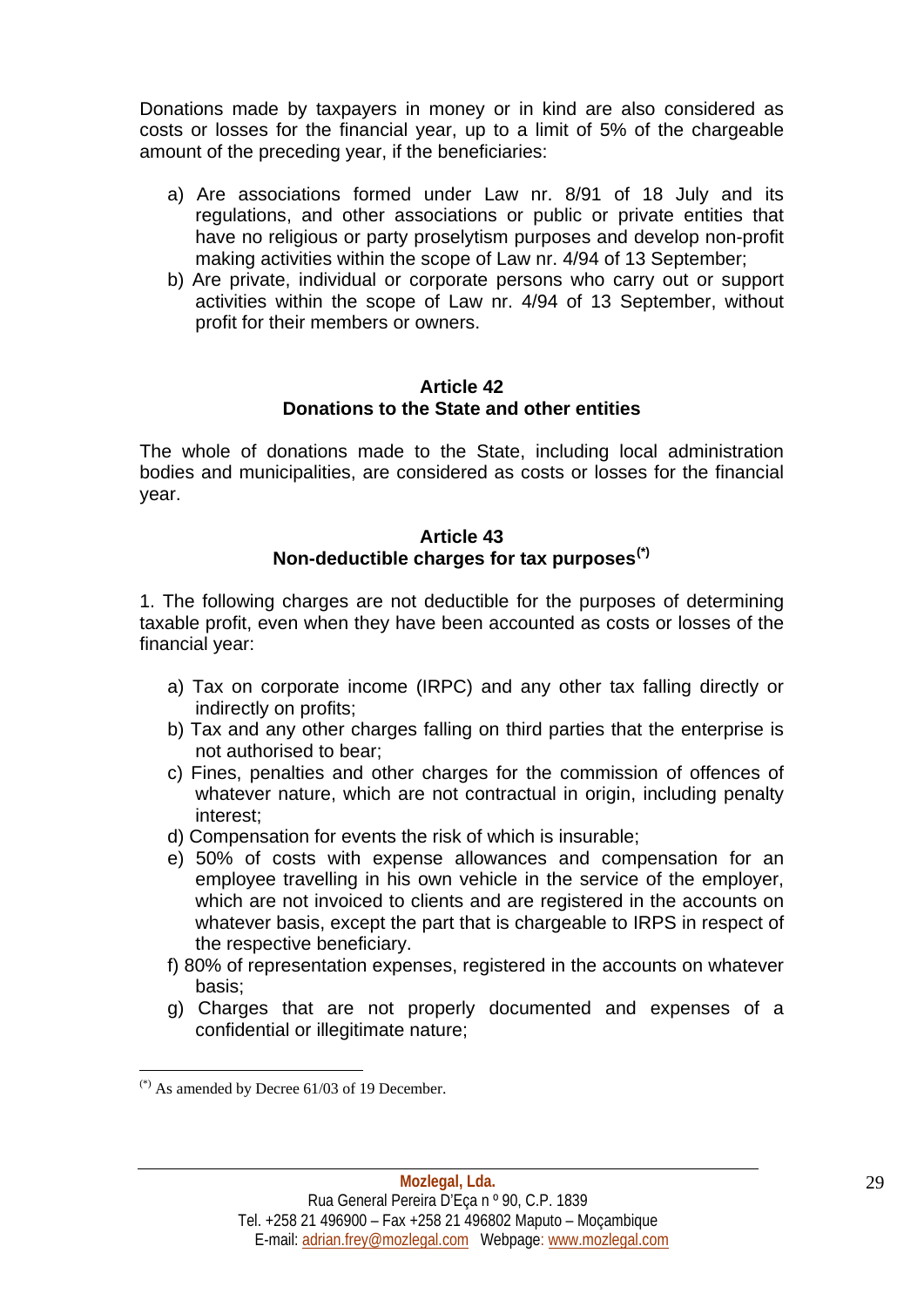Donations made by taxpayers in money or in kind are also considered as costs or losses for the financial year, up to a limit of 5% of the chargeable amount of the preceding year, if the beneficiaries:

a) Are associations formed under Law nr. 8/91 of 18 July and its regulations, and other associations or public or private entities that have no religious or party proselytism purposes and develop non-profit making activities within the scope of Law nr. 4/94 of 13 September;

b) Are private, individual or corporate persons who carry out or support activities within the scope of Law nr. 4/94 of 13 September, without profit for their members or owners.

## Article 42
## Donations to the State and other entities

The whole of donations made to the State, including local administration bodies and municipalities, are considered as costs or losses for the financial year.

## Article 43
## Non-deductible charges for tax purposes[(*)]

1. The following charges are not deductible for the purposes of determining taxable profit, even when they have been accounted as costs or losses of the financial year:

a) Tax on corporate income (IRPC) and any other tax falling directly or indirectly on profits;

b) Tax and any other charges falling on third parties that the enterprise is not authorised to bear;

c) Fines, penalties and other charges for the commission of offences of whatever nature, which are not contractual in origin, including penalty interest;

d) Compensation for events the risk of which is insurable;

e) 50% of costs with expense allowances and compensation for an employee travelling in his own vehicle in the service of the employer, which are not invoiced to clients and are registered in the accounts on whatever basis, except the part that is chargeable to IRPS in respect of the respective beneficiary.

f) 80% of representation expenses, registered in the accounts on whatever basis;

g) Charges that are not properly documented and expenses of a confidential or illegitimate nature;

---

[(*)] As amended by Decree 61/03 of 19 December.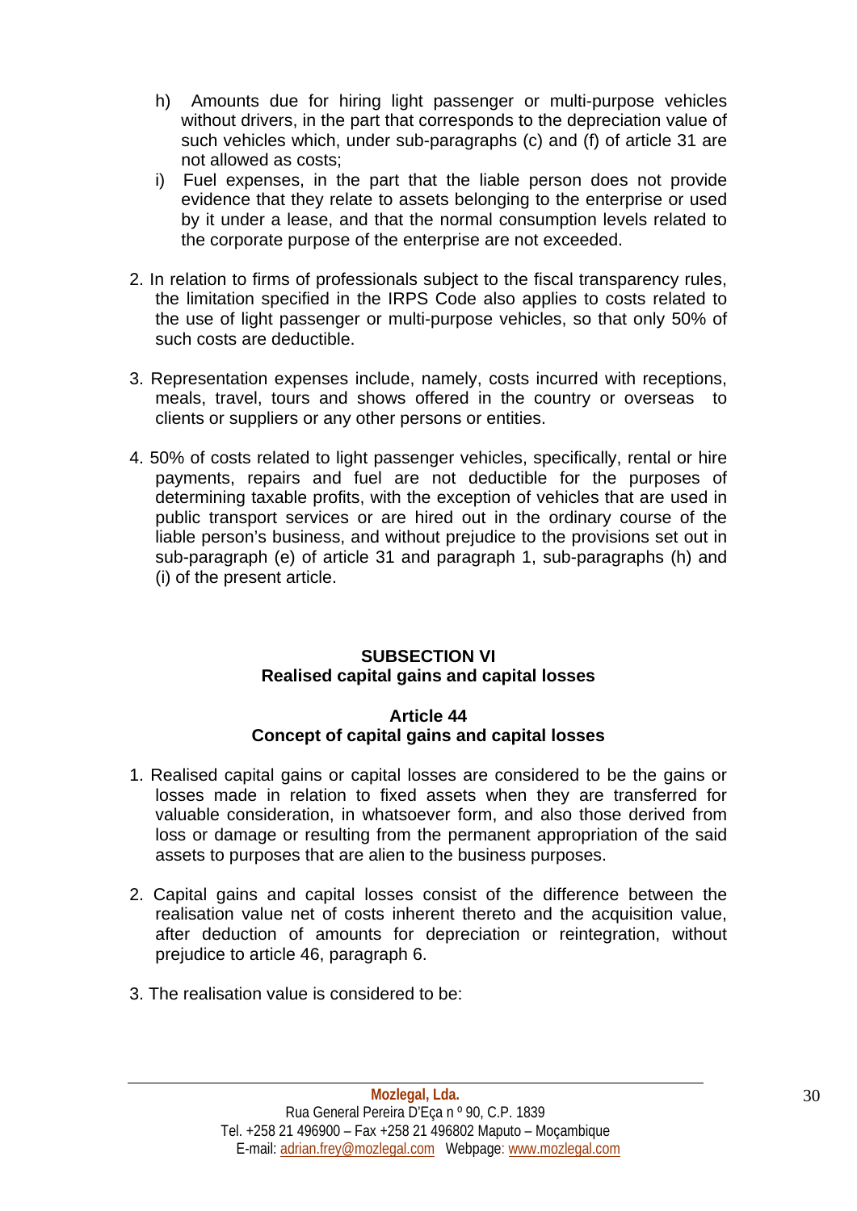h) Amounts due for hiring light passenger or multi-purpose vehicles without drivers, in the part that corresponds to the depreciation value of such vehicles which, under sub-paragraphs (c) and (f) of article 31 are not allowed as costs;

i) Fuel expenses, in the part that the liable person does not provide evidence that they relate to assets belonging to the enterprise or used by it under a lease, and that the normal consumption levels related to the corporate purpose of the enterprise are not exceeded.

2. In relation to firms of professionals subject to the fiscal transparency rules, the limitation specified in the IRPS Code also applies to costs related to the use of light passenger or multi-purpose vehicles, so that only 50% of such costs are deductible.

3. Representation expenses include, namely, costs incurred with receptions, meals, travel, tours and shows offered in the country or overseas to clients or suppliers or any other persons or entities.

4. 50% of costs related to light passenger vehicles, specifically, rental or hire payments, repairs and fuel are not deductible for the purposes of determining taxable profits, with the exception of vehicles that are used in public transport services or are hired out in the ordinary course of the liable person's business, and without prejudice to the provisions set out in sub-paragraph (e) of article 31 and paragraph 1, sub-paragraphs (h) and (i) of the present article.

## SUBSECTION VI
## Realised capital gains and capital losses

### Article 44
### Concept of capital gains and capital losses

1. Realised capital gains or capital losses are considered to be the gains or losses made in relation to fixed assets when they are transferred for valuable consideration, in whatsoever form, and also those derived from loss or damage or resulting from the permanent appropriation of the said assets to purposes that are alien to the business purposes.

2. Capital gains and capital losses consist of the difference between the realisation value net of costs inherent thereto and the acquisition value, after deduction of amounts for depreciation or reintegration, without prejudice to article 46, paragraph 6.

3. The realisation value is considered to be: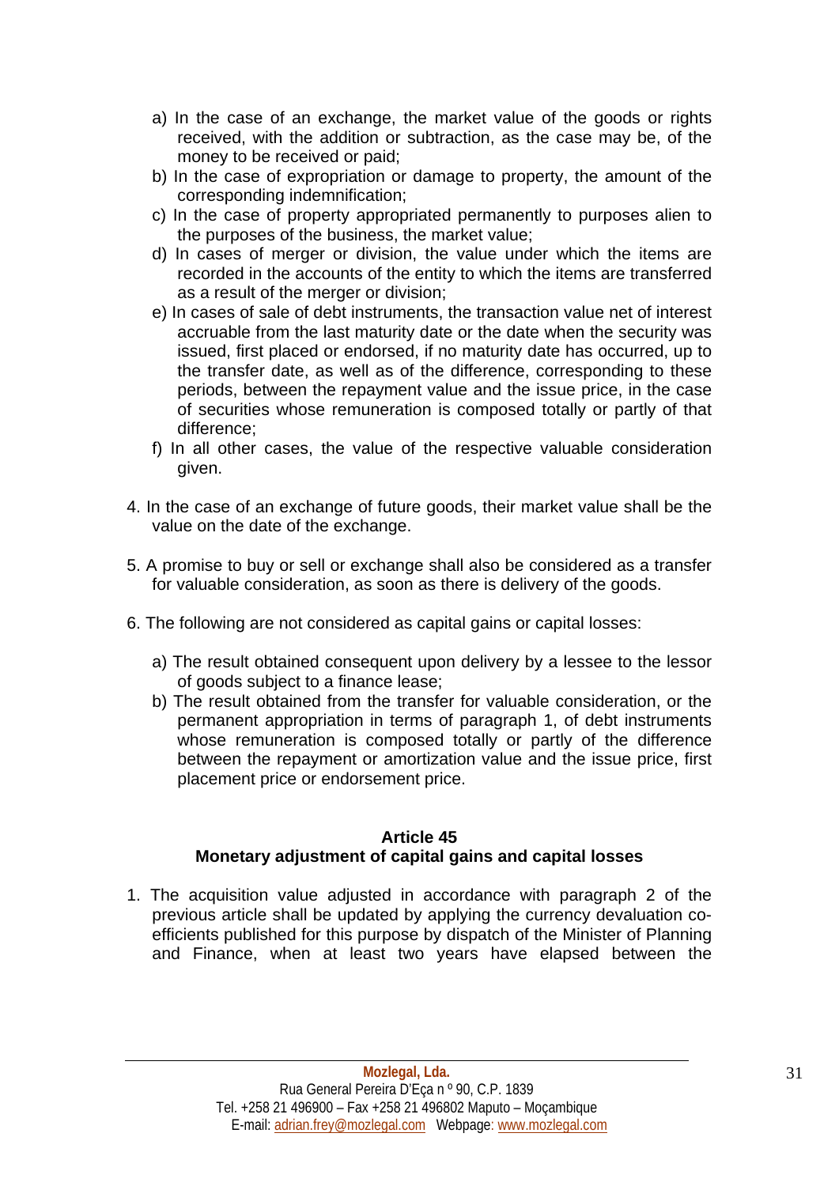a) In the case of an exchange, the market value of the goods or rights received, with the addition or subtraction, as the case may be, of the money to be received or paid;
b) In the case of expropriation or damage to property, the amount of the corresponding indemnification;
c) In the case of property appropriated permanently to purposes alien to the purposes of the business, the market value;
d) In cases of merger or division, the value under which the items are recorded in the accounts of the entity to which the items are transferred as a result of the merger or division;
e) In cases of sale of debt instruments, the transaction value net of interest accruable from the last maturity date or the date when the security was issued, first placed or endorsed, if no maturity date has occurred, up to the transfer date, as well as of the difference, corresponding to these periods, between the repayment value and the issue price, in the case of securities whose remuneration is composed totally or partly of that difference;
f) In all other cases, the value of the respective valuable consideration given.

4. In the case of an exchange of future goods, their market value shall be the value on the date of the exchange.

5. A promise to buy or sell or exchange shall also be considered as a transfer for valuable consideration, as soon as there is delivery of the goods.

6. The following are not considered as capital gains or capital losses:

   a) The result obtained consequent upon delivery by a lessee to the lessor of goods subject to a finance lease;
   b) The result obtained from the transfer for valuable consideration, or the permanent appropriation in terms of paragraph 1, of debt instruments whose remuneration is composed totally or partly of the difference between the repayment or amortization value and the issue price, first placement price or endorsement price.

### Article 45
### Monetary adjustment of capital gains and capital losses

1. The acquisition value adjusted in accordance with paragraph 2 of the previous article shall be updated by applying the currency devaluation co-efficients published for this purpose by dispatch of the Minister of Planning and Finance, when at least two years have elapsed between the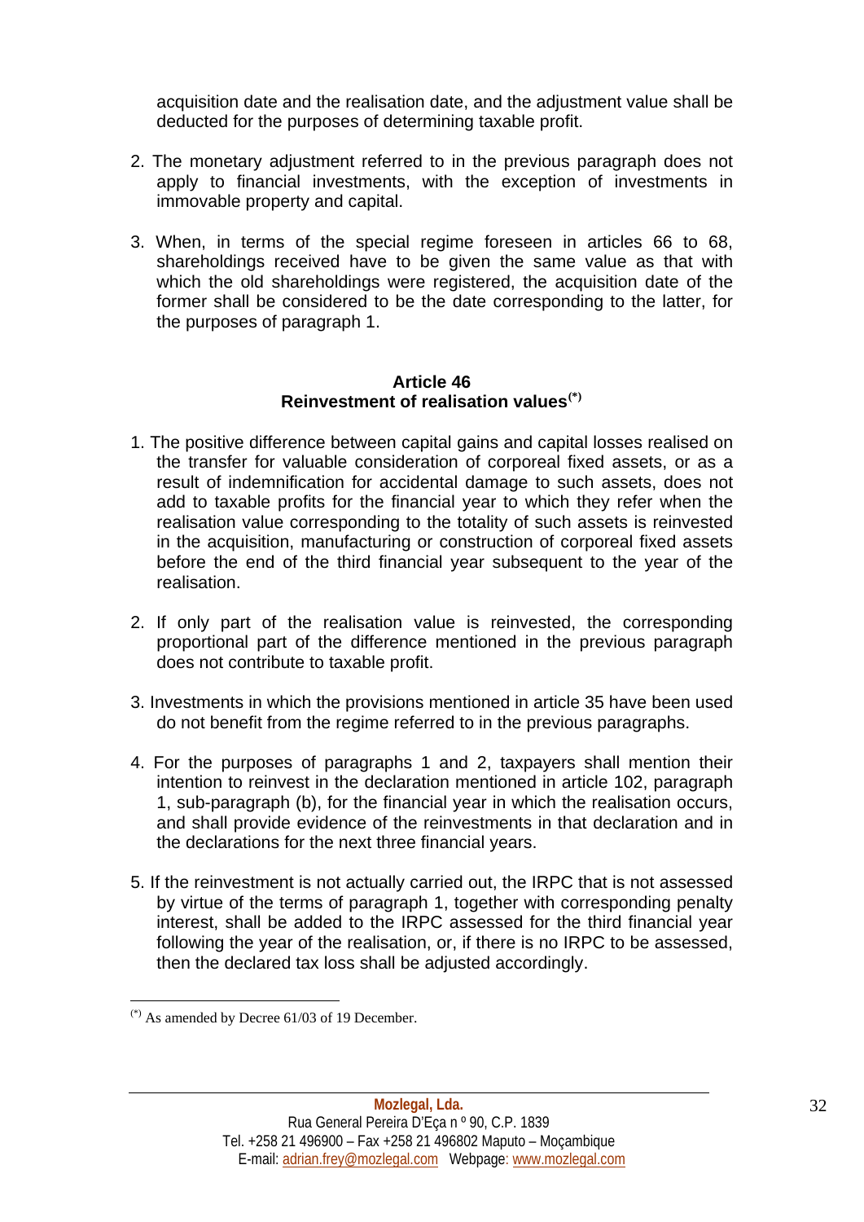acquisition date and the realisation date, and the adjustment value shall be deducted for the purposes of determining taxable profit.

2. The monetary adjustment referred to in the previous paragraph does not apply to financial investments, with the exception of investments in immovable property and capital.

3. When, in terms of the special regime foreseen in articles 66 to 68, shareholdings received have to be given the same value as that with which the old shareholdings were registered, the acquisition date of the former shall be considered to be the date corresponding to the latter, for the purposes of paragraph 1.

### Article 46
### Reinvestment of realisation values[(*)]

1. The positive difference between capital gains and capital losses realised on the transfer for valuable consideration of corporeal fixed assets, or as a result of indemnification for accidental damage to such assets, does not add to taxable profits for the financial year to which they refer when the realisation value corresponding to the totality of such assets is reinvested in the acquisition, manufacturing or construction of corporeal fixed assets before the end of the third financial year subsequent to the year of the realisation.

2. If only part of the realisation value is reinvested, the corresponding proportional part of the difference mentioned in the previous paragraph does not contribute to taxable profit.

3. Investments in which the provisions mentioned in article 35 have been used do not benefit from the regime referred to in the previous paragraphs.

4. For the purposes of paragraphs 1 and 2, taxpayers shall mention their intention to reinvest in the declaration mentioned in article 102, paragraph 1, sub-paragraph (b), for the financial year in which the realisation occurs, and shall provide evidence of the reinvestments in that declaration and in the declarations for the next three financial years.

5. If the reinvestment is not actually carried out, the IRPC that is not assessed by virtue of the terms of paragraph 1, together with corresponding penalty interest, shall be added to the IRPC assessed for the third financial year following the year of the realisation, or, if there is no IRPC to be assessed, then the declared tax loss shall be adjusted accordingly.

---

[(*)] As amended by Decree 61/03 of 19 December.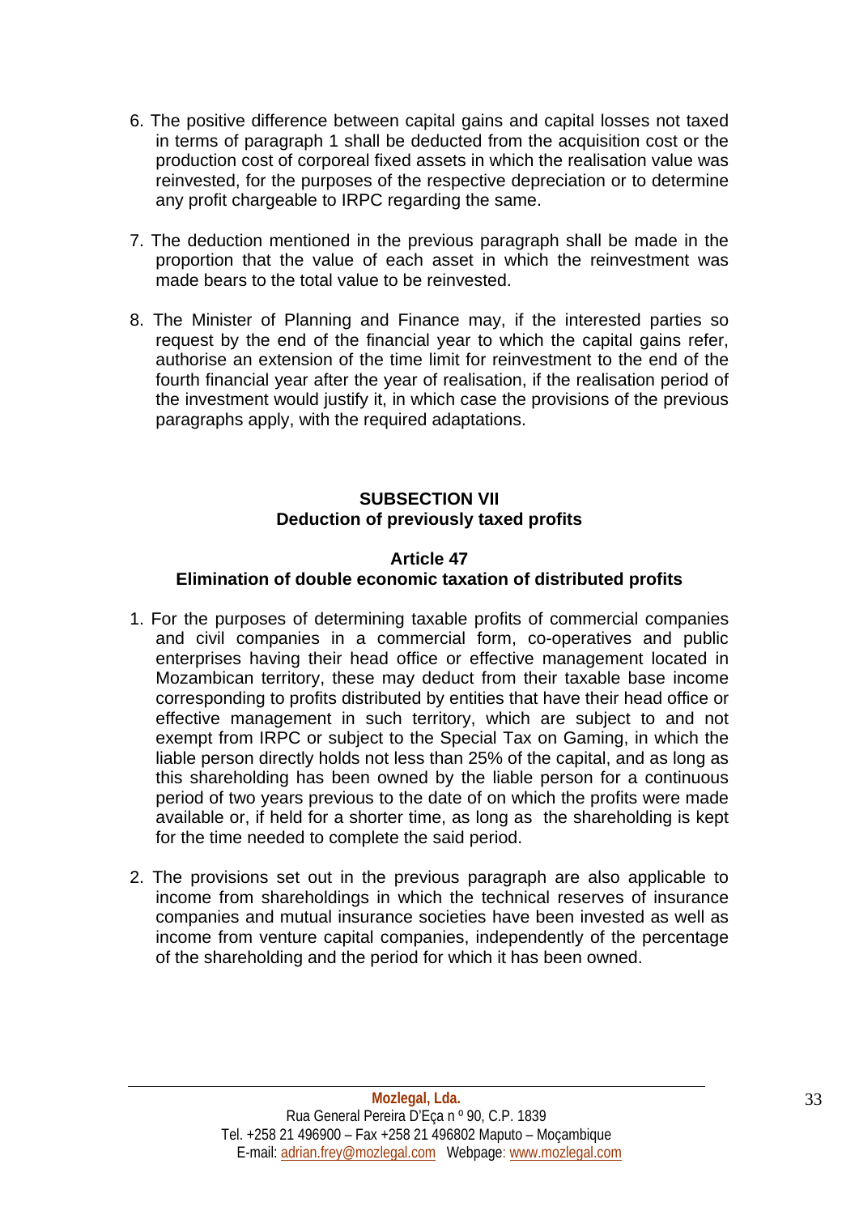6. The positive difference between capital gains and capital losses not taxed in terms of paragraph 1 shall be deducted from the acquisition cost or the production cost of corporeal fixed assets in which the realisation value was reinvested, for the purposes of the respective depreciation or to determine any profit chargeable to IRPC regarding the same.

7. The deduction mentioned in the previous paragraph shall be made in the proportion that the value of each asset in which the reinvestment was made bears to the total value to be reinvested.

8. The Minister of Planning and Finance may, if the interested parties so request by the end of the financial year to which the capital gains refer, authorise an extension of the time limit for reinvestment to the end of the fourth financial year after the year of realisation, if the realisation period of the investment would justify it, in which case the provisions of the previous paragraphs apply, with the required adaptations.

### SUBSECTION VII
### Deduction of previously taxed profits

#### Article 47
#### Elimination of double economic taxation of distributed profits

1. For the purposes of determining taxable profits of commercial companies and civil companies in a commercial form, co-operatives and public enterprises having their head office or effective management located in Mozambican territory, these may deduct from their taxable base income corresponding to profits distributed by entities that have their head office or effective management in such territory, which are subject to and not exempt from IRPC or subject to the Special Tax on Gaming, in which the liable person directly holds not less than 25% of the capital, and as long as this shareholding has been owned by the liable person for a continuous period of two years previous to the date of on which the profits were made available or, if held for a shorter time, as long as the shareholding is kept for the time needed to complete the said period.

2. The provisions set out in the previous paragraph are also applicable to income from shareholdings in which the technical reserves of insurance companies and mutual insurance societies have been invested as well as income from venture capital companies, independently of the percentage of the shareholding and the period for which it has been owned.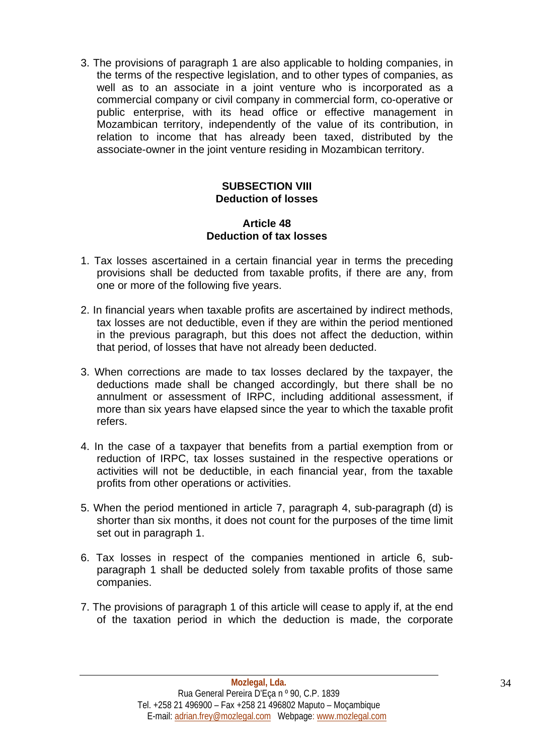3. The provisions of paragraph 1 are also applicable to holding companies, in the terms of the respective legislation, and to other types of companies, as well as to an associate in a joint venture who is incorporated as a commercial company or civil company in commercial form, co-operative or public enterprise, with its head office or effective management in Mozambican territory, independently of the value of its contribution, in relation to income that has already been taxed, distributed by the associate-owner in the joint venture residing in Mozambican territory.

### SUBSECTION VIII
### Deduction of losses

#### Article 48
#### Deduction of tax losses

1. Tax losses ascertained in a certain financial year in terms the preceding provisions shall be deducted from taxable profits, if there are any, from one or more of the following five years.

2. In financial years when taxable profits are ascertained by indirect methods, tax losses are not deductible, even if they are within the period mentioned in the previous paragraph, but this does not affect the deduction, within that period, of losses that have not already been deducted.

3. When corrections are made to tax losses declared by the taxpayer, the deductions made shall be changed accordingly, but there shall be no annulment or assessment of IRPC, including additional assessment, if more than six years have elapsed since the year to which the taxable profit refers.

4. In the case of a taxpayer that benefits from a partial exemption from or reduction of IRPC, tax losses sustained in the respective operations or activities will not be deductible, in each financial year, from the taxable profits from other operations or activities.

5. When the period mentioned in article 7, paragraph 4, sub-paragraph (d) is shorter than six months, it does not count for the purposes of the time limit set out in paragraph 1.

6. Tax losses in respect of the companies mentioned in article 6, sub-paragraph 1 shall be deducted solely from taxable profits of those same companies.

7. The provisions of paragraph 1 of this article will cease to apply if, at the end of the taxation period in which the deduction is made, the corporate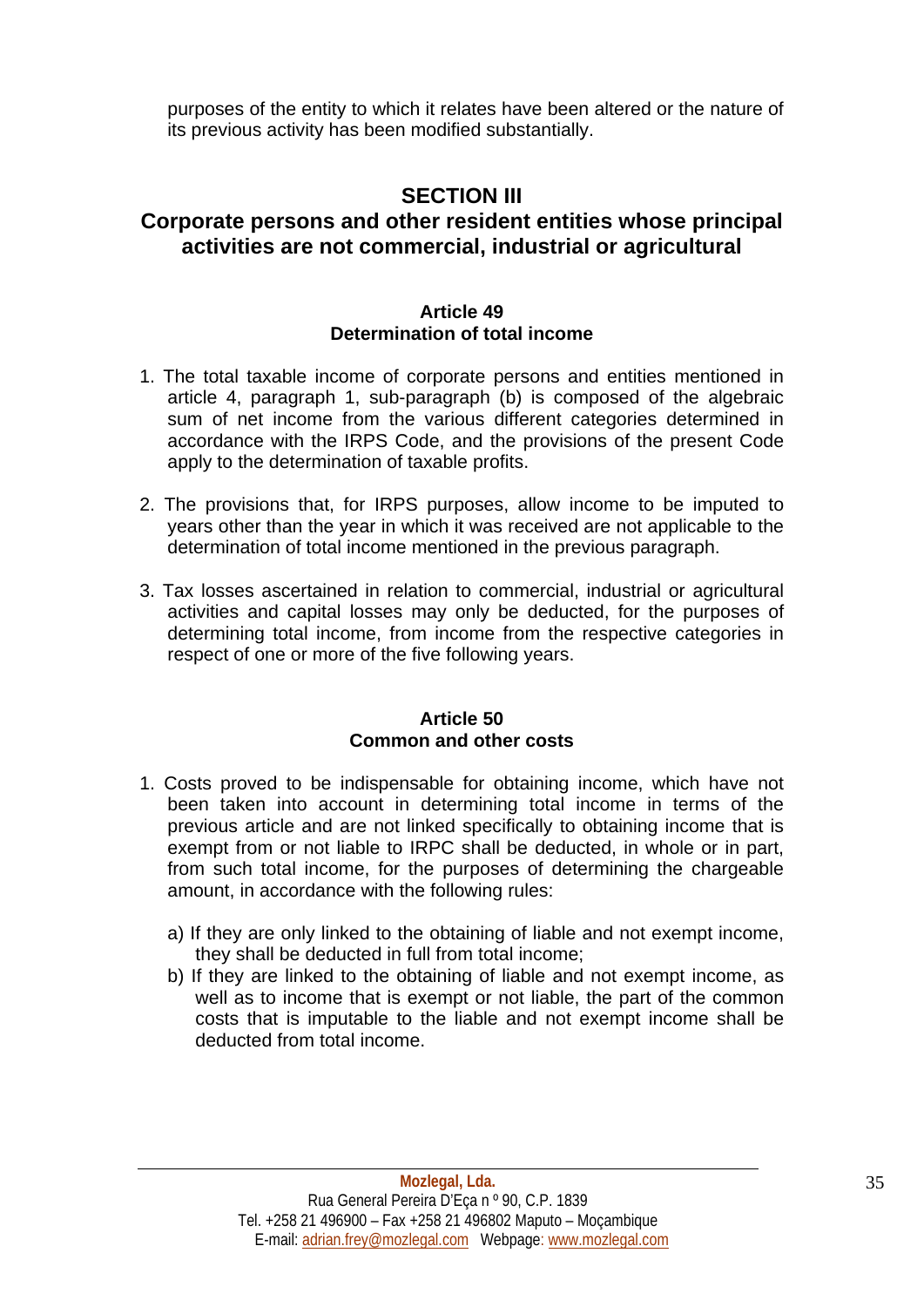purposes of the entity to which it relates have been altered or the nature of its previous activity has been modified substantially.

## SECTION III

## Corporate persons and other resident entities whose principal activities are not commercial, industrial or agricultural

### Article 49
### Determination of total income

1. The total taxable income of corporate persons and entities mentioned in article 4, paragraph 1, sub-paragraph (b) is composed of the algebraic sum of net income from the various different categories determined in accordance with the IRPS Code, and the provisions of the present Code apply to the determination of taxable profits.

2. The provisions that, for IRPS purposes, allow income to be imputed to years other than the year in which it was received are not applicable to the determination of total income mentioned in the previous paragraph.

3. Tax losses ascertained in relation to commercial, industrial or agricultural activities and capital losses may only be deducted, for the purposes of determining total income, from income from the respective categories in respect of one or more of the five following years.

### Article 50
### Common and other costs

1. Costs proved to be indispensable for obtaining income, which have not been taken into account in determining total income in terms of the previous article and are not linked specifically to obtaining income that is exempt from or not liable to IRPC shall be deducted, in whole or in part, from such total income, for the purposes of determining the chargeable amount, in accordance with the following rules:

   a) If they are only linked to the obtaining of liable and not exempt income, they shall be deducted in full from total income;
   b) If they are linked to the obtaining of liable and not exempt income, as well as to income that is exempt or not liable, the part of the common costs that is imputable to the liable and not exempt income shall be deducted from total income.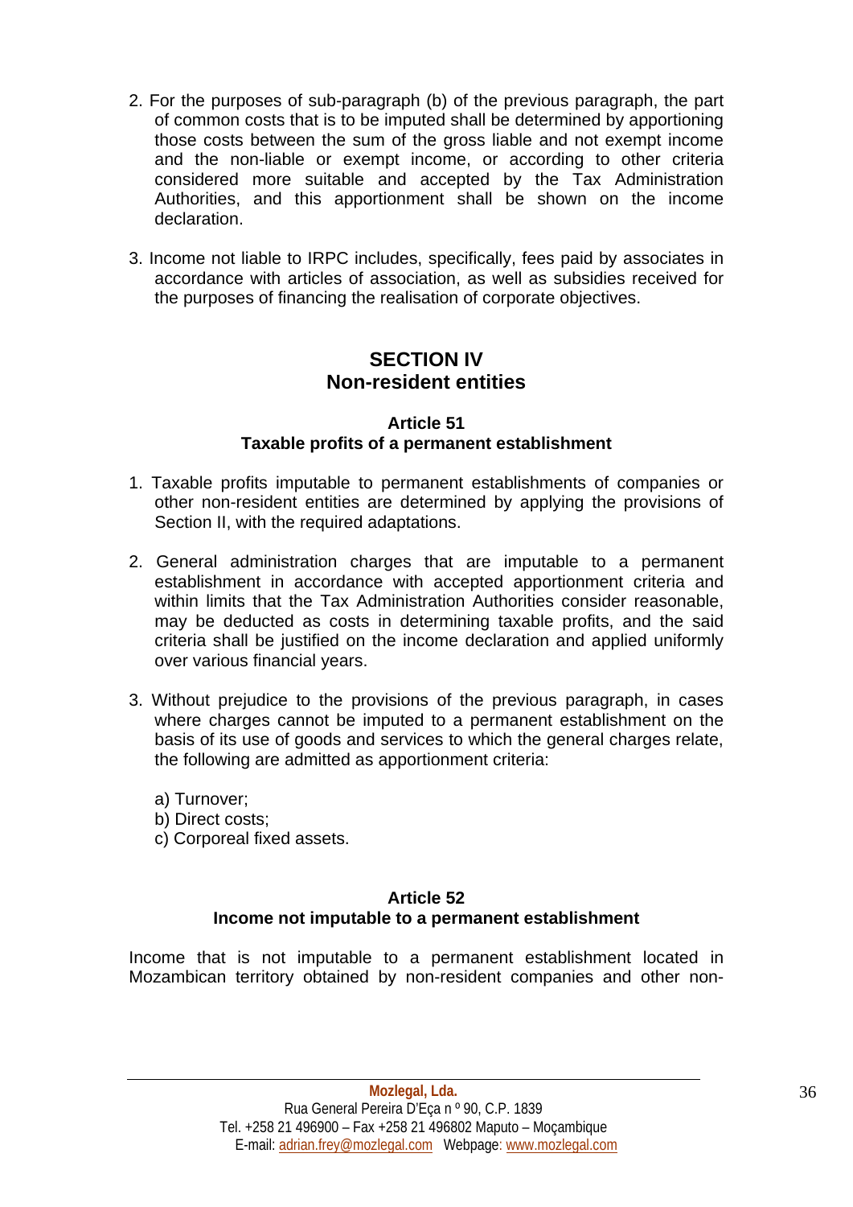2. For the purposes of sub-paragraph (b) of the previous paragraph, the part of common costs that is to be imputed shall be determined by apportioning those costs between the sum of the gross liable and not exempt income and the non-liable or exempt income, or according to other criteria considered more suitable and accepted by the Tax Administration Authorities, and this apportionment shall be shown on the income declaration.

3. Income not liable to IRPC includes, specifically, fees paid by associates in accordance with articles of association, as well as subsidies received for the purposes of financing the realisation of corporate objectives.

## SECTION IV
## Non-resident entities

### Article 51
### Taxable profits of a permanent establishment

1. Taxable profits imputable to permanent establishments of companies or other non-resident entities are determined by applying the provisions of Section II, with the required adaptations.

2. General administration charges that are imputable to a permanent establishment in accordance with accepted apportionment criteria and within limits that the Tax Administration Authorities consider reasonable, may be deducted as costs in determining taxable profits, and the said criteria shall be justified on the income declaration and applied uniformly over various financial years.

3. Without prejudice to the provisions of the previous paragraph, in cases where charges cannot be imputed to a permanent establishment on the basis of its use of goods and services to which the general charges relate, the following are admitted as apportionment criteria:

   a) Turnover;
   b) Direct costs;
   c) Corporeal fixed assets.

### Article 52
### Income not imputable to a permanent establishment

Income that is not imputable to a permanent establishment located in Mozambican territory obtained by non-resident companies and other non-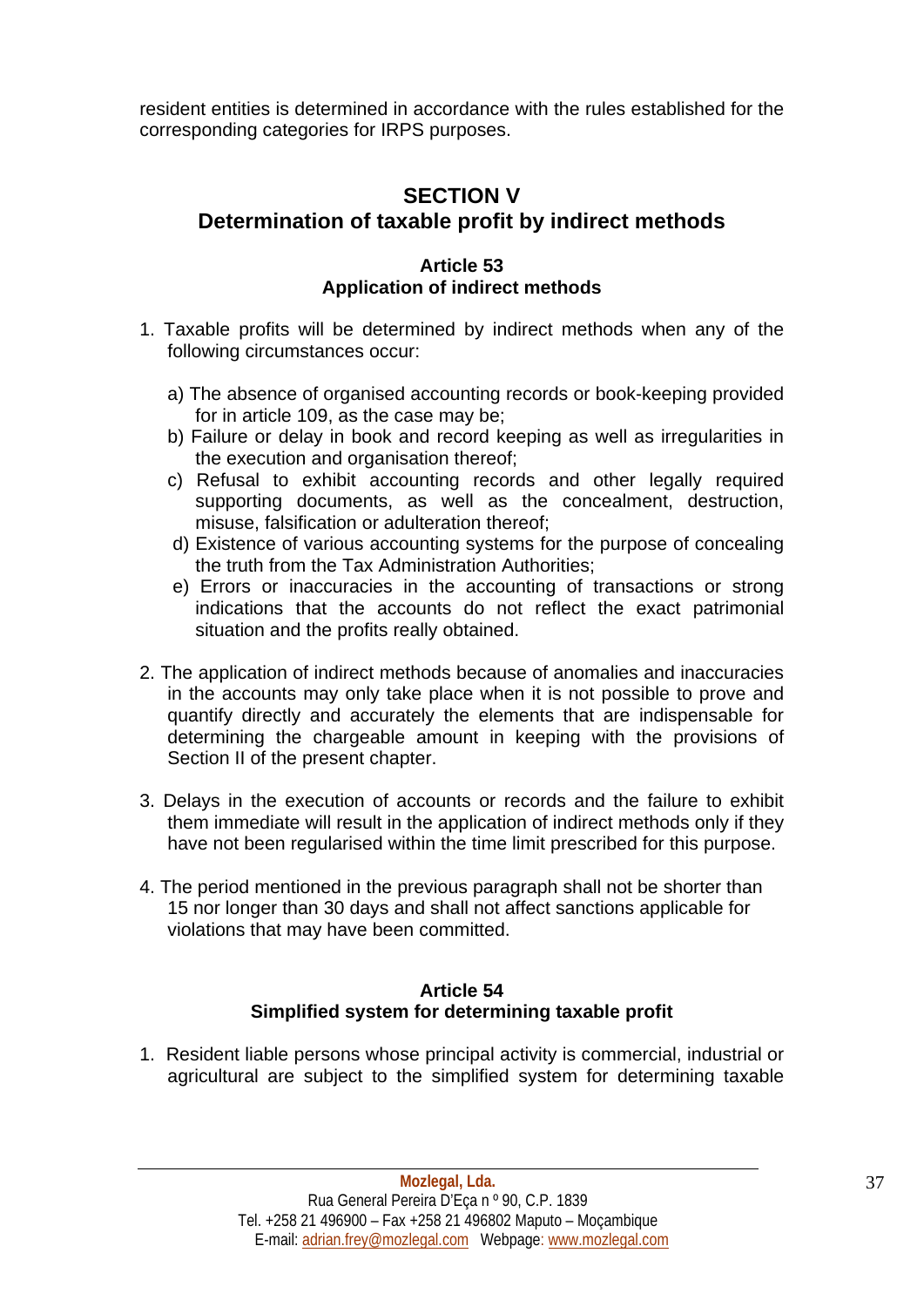resident entities is determined in accordance with the rules established for the corresponding categories for IRPS purposes.

## SECTION V
## Determination of taxable profit by indirect methods

### Article 53
### Application of indirect methods

1. Taxable profits will be determined by indirect methods when any of the following circumstances occur:

   a) The absence of organised accounting records or book-keeping provided for in article 109, as the case may be;
   b) Failure or delay in book and record keeping as well as irregularities in the execution and organisation thereof;
   c) Refusal to exhibit accounting records and other legally required supporting documents, as well as the concealment, destruction, misuse, falsification or adulteration thereof;
   d) Existence of various accounting systems for the purpose of concealing the truth from the Tax Administration Authorities;
   e) Errors or inaccuracies in the accounting of transactions or strong indications that the accounts do not reflect the exact patrimonial situation and the profits really obtained.

2. The application of indirect methods because of anomalies and inaccuracies in the accounts may only take place when it is not possible to prove and quantify directly and accurately the elements that are indispensable for determining the chargeable amount in keeping with the provisions of Section II of the present chapter.

3. Delays in the execution of accounts or records and the failure to exhibit them immediate will result in the application of indirect methods only if they have not been regularised within the time limit prescribed for this purpose.

4. The period mentioned in the previous paragraph shall not be shorter than 15 nor longer than 30 days and shall not affect sanctions applicable for violations that may have been committed.

### Article 54
### Simplified system for determining taxable profit

1. Resident liable persons whose principal activity is commercial, industrial or agricultural are subject to the simplified system for determining taxable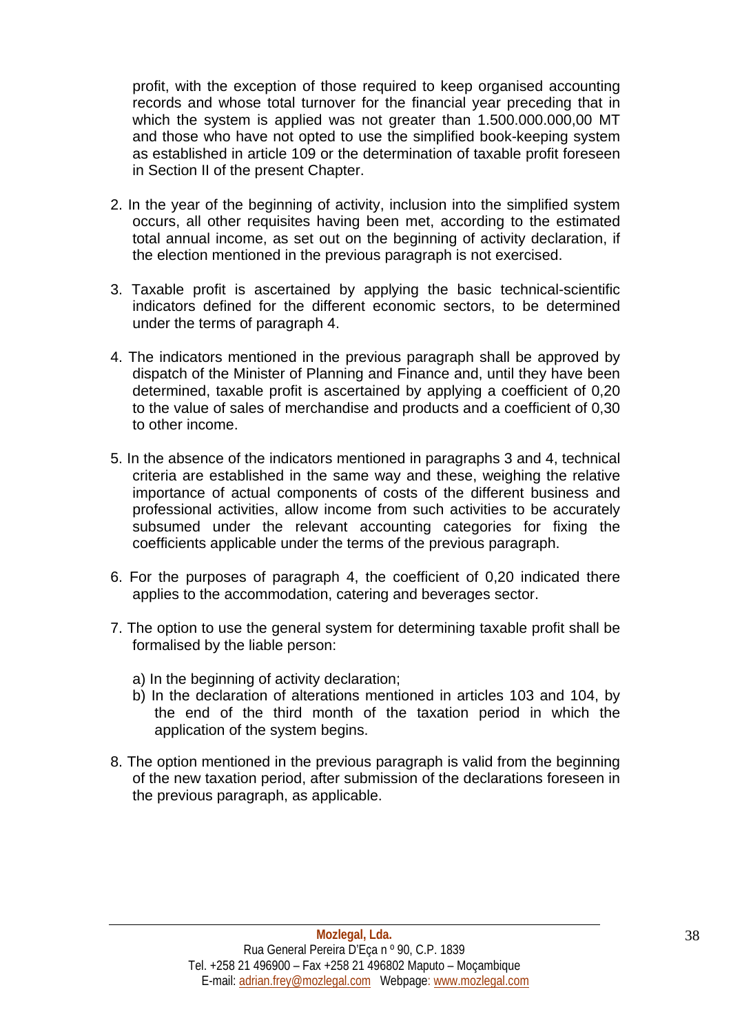profit, with the exception of those required to keep organised accounting records and whose total turnover for the financial year preceding that in which the system is applied was not greater than 1.500.000.000,00 MT and those who have not opted to use the simplified book-keeping system as established in article 109 or the determination of taxable profit foreseen in Section II of the present Chapter.

2. In the year of the beginning of activity, inclusion into the simplified system occurs, all other requisites having been met, according to the estimated total annual income, as set out on the beginning of activity declaration, if the election mentioned in the previous paragraph is not exercised.

3. Taxable profit is ascertained by applying the basic technical-scientific indicators defined for the different economic sectors, to be determined under the terms of paragraph 4.

4. The indicators mentioned in the previous paragraph shall be approved by dispatch of the Minister of Planning and Finance and, until they have been determined, taxable profit is ascertained by applying a coefficient of 0,20 to the value of sales of merchandise and products and a coefficient of 0,30 to other income.

5. In the absence of the indicators mentioned in paragraphs 3 and 4, technical criteria are established in the same way and these, weighing the relative importance of actual components of costs of the different business and professional activities, allow income from such activities to be accurately subsumed under the relevant accounting categories for fixing the coefficients applicable under the terms of the previous paragraph.

6. For the purposes of paragraph 4, the coefficient of 0,20 indicated there applies to the accommodation, catering and beverages sector.

7. The option to use the general system for determining taxable profit shall be formalised by the liable person:

   a) In the beginning of activity declaration;
   b) In the declaration of alterations mentioned in articles 103 and 104, by the end of the third month of the taxation period in which the application of the system begins.

8. The option mentioned in the previous paragraph is valid from the beginning of the new taxation period, after submission of the declarations foreseen in the previous paragraph, as applicable.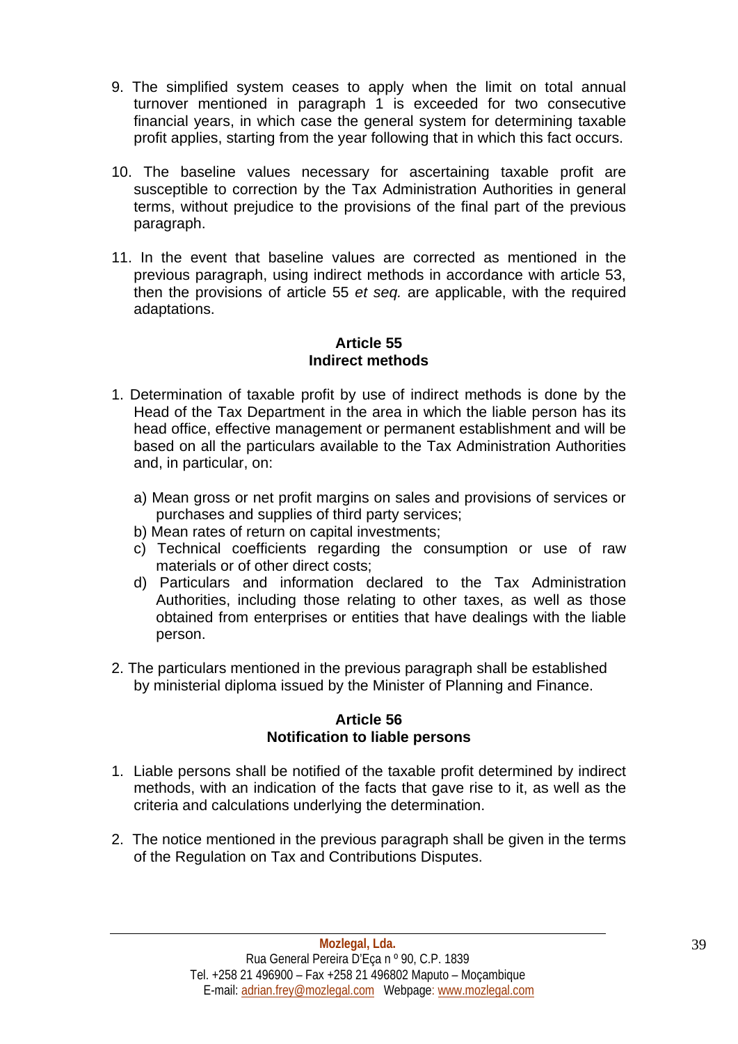9. The simplified system ceases to apply when the limit on total annual turnover mentioned in paragraph 1 is exceeded for two consecutive financial years, in which case the general system for determining taxable profit applies, starting from the year following that in which this fact occurs.

10. The baseline values necessary for ascertaining taxable profit are susceptible to correction by the Tax Administration Authorities in general terms, without prejudice to the provisions of the final part of the previous paragraph.

11. In the event that baseline values are corrected as mentioned in the previous paragraph, using indirect methods in accordance with article 53, then the provisions of article 55 *et seq.* are applicable, with the required adaptations.

**Article 55**
**Indirect methods**

1. Determination of taxable profit by use of indirect methods is done by the Head of the Tax Department in the area in which the liable person has its head office, effective management or permanent establishment and will be based on all the particulars available to the Tax Administration Authorities and, in particular, on:

   a) Mean gross or net profit margins on sales and provisions of services or purchases and supplies of third party services;
   b) Mean rates of return on capital investments;
   c) Technical coefficients regarding the consumption or use of raw materials or of other direct costs;
   d) Particulars and information declared to the Tax Administration Authorities, including those relating to other taxes, as well as those obtained from enterprises or entities that have dealings with the liable person.

2. The particulars mentioned in the previous paragraph shall be established by ministerial diploma issued by the Minister of Planning and Finance.

**Article 56**
**Notification to liable persons**

1. Liable persons shall be notified of the taxable profit determined by indirect methods, with an indication of the facts that gave rise to it, as well as the criteria and calculations underlying the determination.

2. The notice mentioned in the previous paragraph shall be given in the terms of the Regulation on Tax and Contributions Disputes.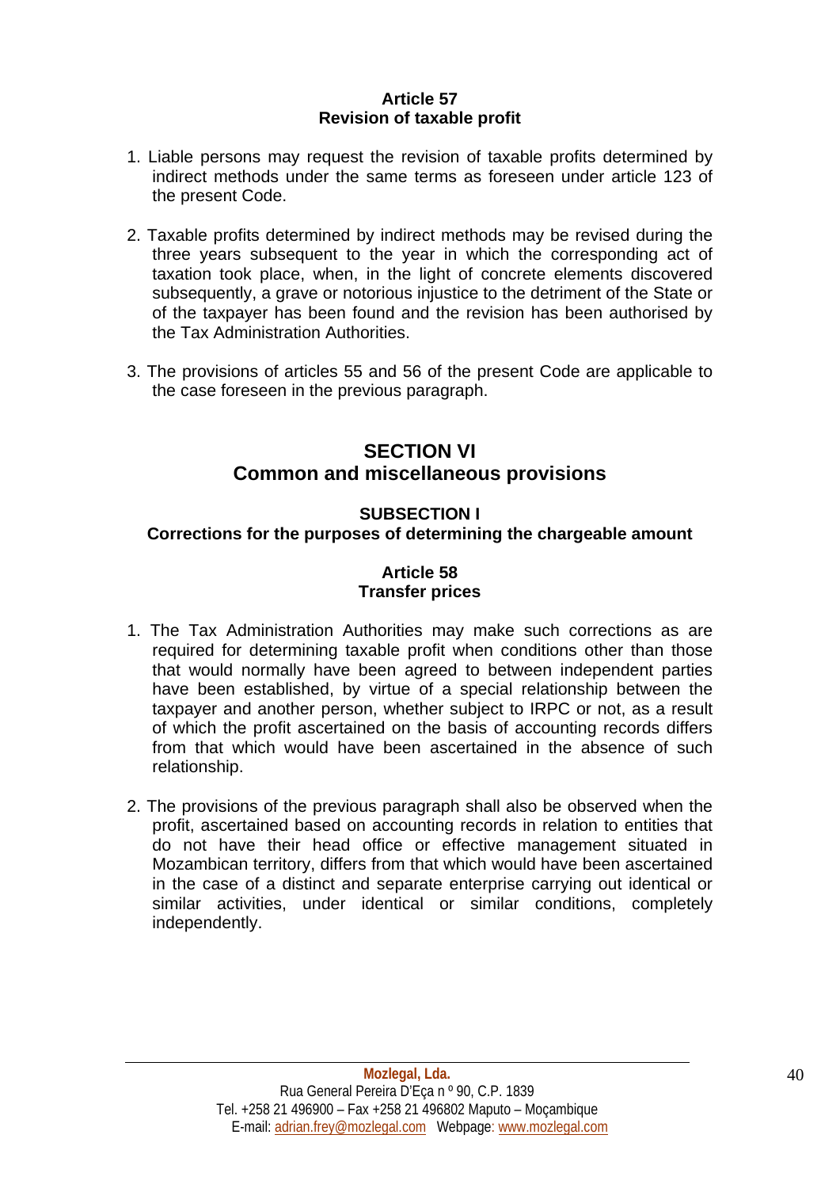#### Article 57
#### Revision of taxable profit

1. Liable persons may request the revision of taxable profits determined by indirect methods under the same terms as foreseen under article 123 of the present Code.

2. Taxable profits determined by indirect methods may be revised during the three years subsequent to the year in which the corresponding act of taxation took place, when, in the light of concrete elements discovered subsequently, a grave or notorious injustice to the detriment of the State or of the taxpayer has been found and the revision has been authorised by the Tax Administration Authorities.

3. The provisions of articles 55 and 56 of the present Code are applicable to the case foreseen in the previous paragraph.

## SECTION VI
## Common and miscellaneous provisions

### SUBSECTION I
### Corrections for the purposes of determining the chargeable amount

#### Article 58
#### Transfer prices

1. The Tax Administration Authorities may make such corrections as are required for determining taxable profit when conditions other than those that would normally have been agreed to between independent parties have been established, by virtue of a special relationship between the taxpayer and another person, whether subject to IRPC or not, as a result of which the profit ascertained on the basis of accounting records differs from that which would have been ascertained in the absence of such relationship.

2. The provisions of the previous paragraph shall also be observed when the profit, ascertained based on accounting records in relation to entities that do not have their head office or effective management situated in Mozambican territory, differs from that which would have been ascertained in the case of a distinct and separate enterprise carrying out identical or similar activities, under identical or similar conditions, completely independently.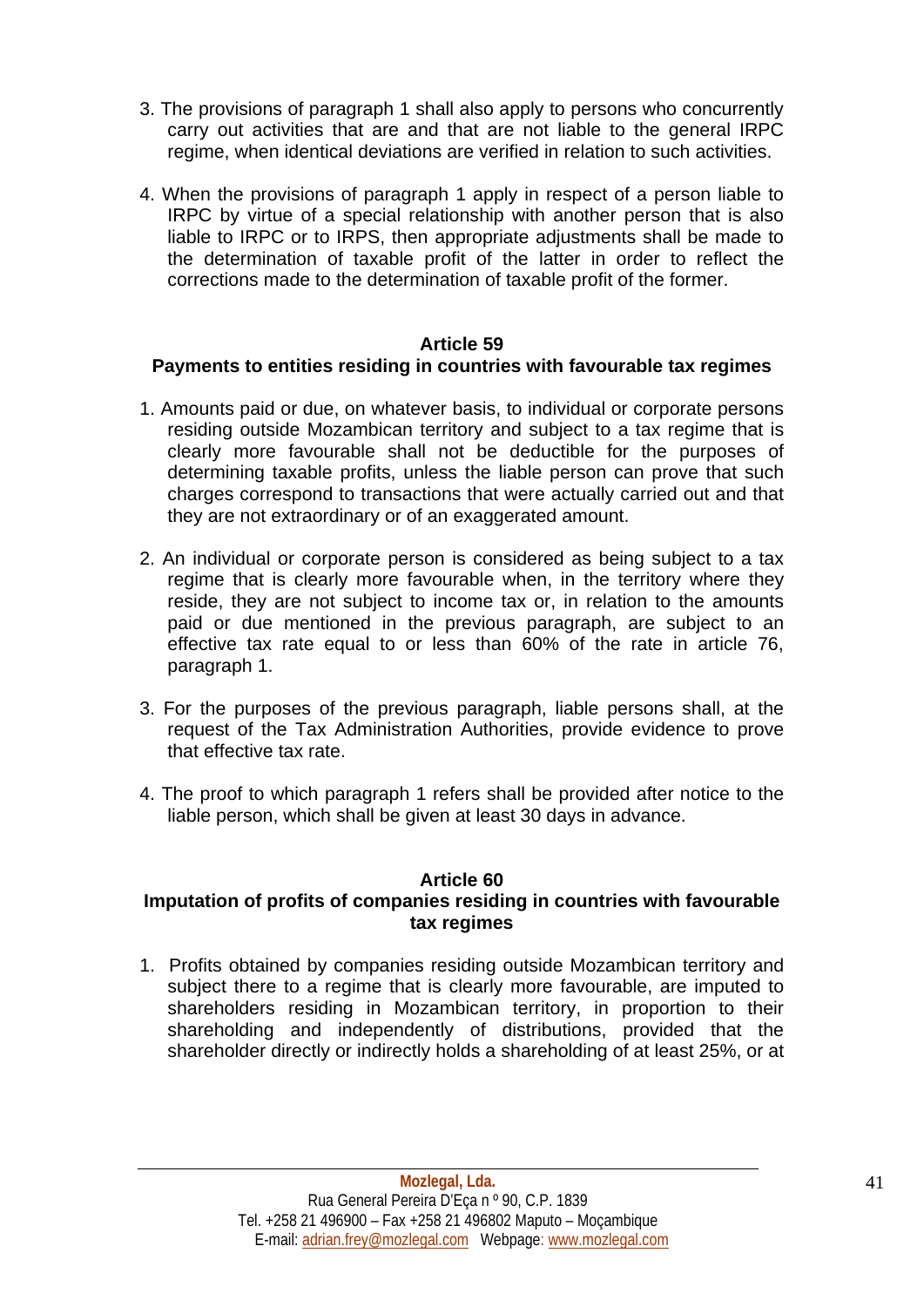3. The provisions of paragraph 1 shall also apply to persons who concurrently carry out activities that are and that are not liable to the general IRPC regime, when identical deviations are verified in relation to such activities.

4. When the provisions of paragraph 1 apply in respect of a person liable to IRPC by virtue of a special relationship with another person that is also liable to IRPC or to IRPS, then appropriate adjustments shall be made to the determination of taxable profit of the latter in order to reflect the corrections made to the determination of taxable profit of the former.

### Article 59
### Payments to entities residing in countries with favourable tax regimes

1. Amounts paid or due, on whatever basis, to individual or corporate persons residing outside Mozambican territory and subject to a tax regime that is clearly more favourable shall not be deductible for the purposes of determining taxable profits, unless the liable person can prove that such charges correspond to transactions that were actually carried out and that they are not extraordinary or of an exaggerated amount.

2. An individual or corporate person is considered as being subject to a tax regime that is clearly more favourable when, in the territory where they reside, they are not subject to income tax or, in relation to the amounts paid or due mentioned in the previous paragraph, are subject to an effective tax rate equal to or less than 60% of the rate in article 76, paragraph 1.

3. For the purposes of the previous paragraph, liable persons shall, at the request of the Tax Administration Authorities, provide evidence to prove that effective tax rate.

4. The proof to which paragraph 1 refers shall be provided after notice to the liable person, which shall be given at least 30 days in advance.

### Article 60
### Imputation of profits of companies residing in countries with favourable tax regimes

1. Profits obtained by companies residing outside Mozambican territory and subject there to a regime that is clearly more favourable, are imputed to shareholders residing in Mozambican territory, in proportion to their shareholding and independently of distributions, provided that the shareholder directly or indirectly holds a shareholding of at least 25%, or at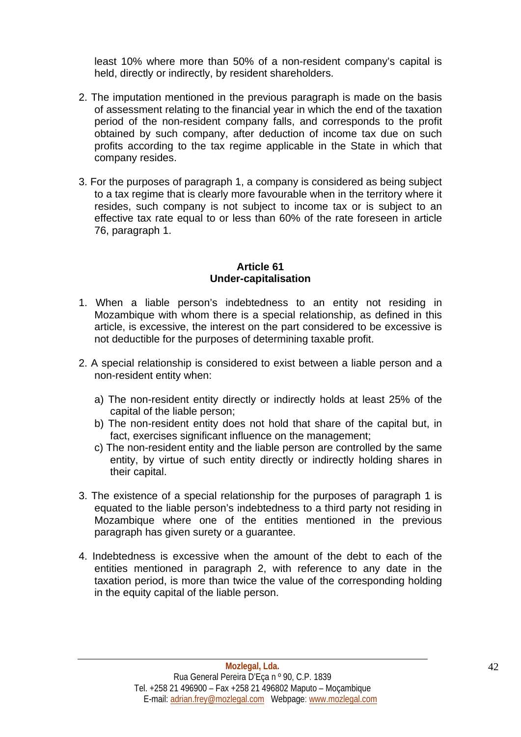least 10% where more than 50% of a non-resident company's capital is held, directly or indirectly, by resident shareholders.

2. The imputation mentioned in the previous paragraph is made on the basis of assessment relating to the financial year in which the end of the taxation period of the non-resident company falls, and corresponds to the profit obtained by such company, after deduction of income tax due on such profits according to the tax regime applicable in the State in which that company resides.

3. For the purposes of paragraph 1, a company is considered as being subject to a tax regime that is clearly more favourable when in the territory where it resides, such company is not subject to income tax or is subject to an effective tax rate equal to or less than 60% of the rate foreseen in article 76, paragraph 1.

**Article 61**
**Under-capitalisation**

1. When a liable person's indebtedness to an entity not residing in Mozambique with whom there is a special relationship, as defined in this article, is excessive, the interest on the part considered to be excessive is not deductible for the purposes of determining taxable profit.

2. A special relationship is considered to exist between a liable person and a non-resident entity when:

   a) The non-resident entity directly or indirectly holds at least 25% of the capital of the liable person;
   b) The non-resident entity does not hold that share of the capital but, in fact, exercises significant influence on the management;
   c) The non-resident entity and the liable person are controlled by the same entity, by virtue of such entity directly or indirectly holding shares in their capital.

3. The existence of a special relationship for the purposes of paragraph 1 is equated to the liable person's indebtedness to a third party not residing in Mozambique where one of the entities mentioned in the previous paragraph has given surety or a guarantee.

4. Indebtedness is excessive when the amount of the debt to each of the entities mentioned in paragraph 2, with reference to any date in the taxation period, is more than twice the value of the corresponding holding in the equity capital of the liable person.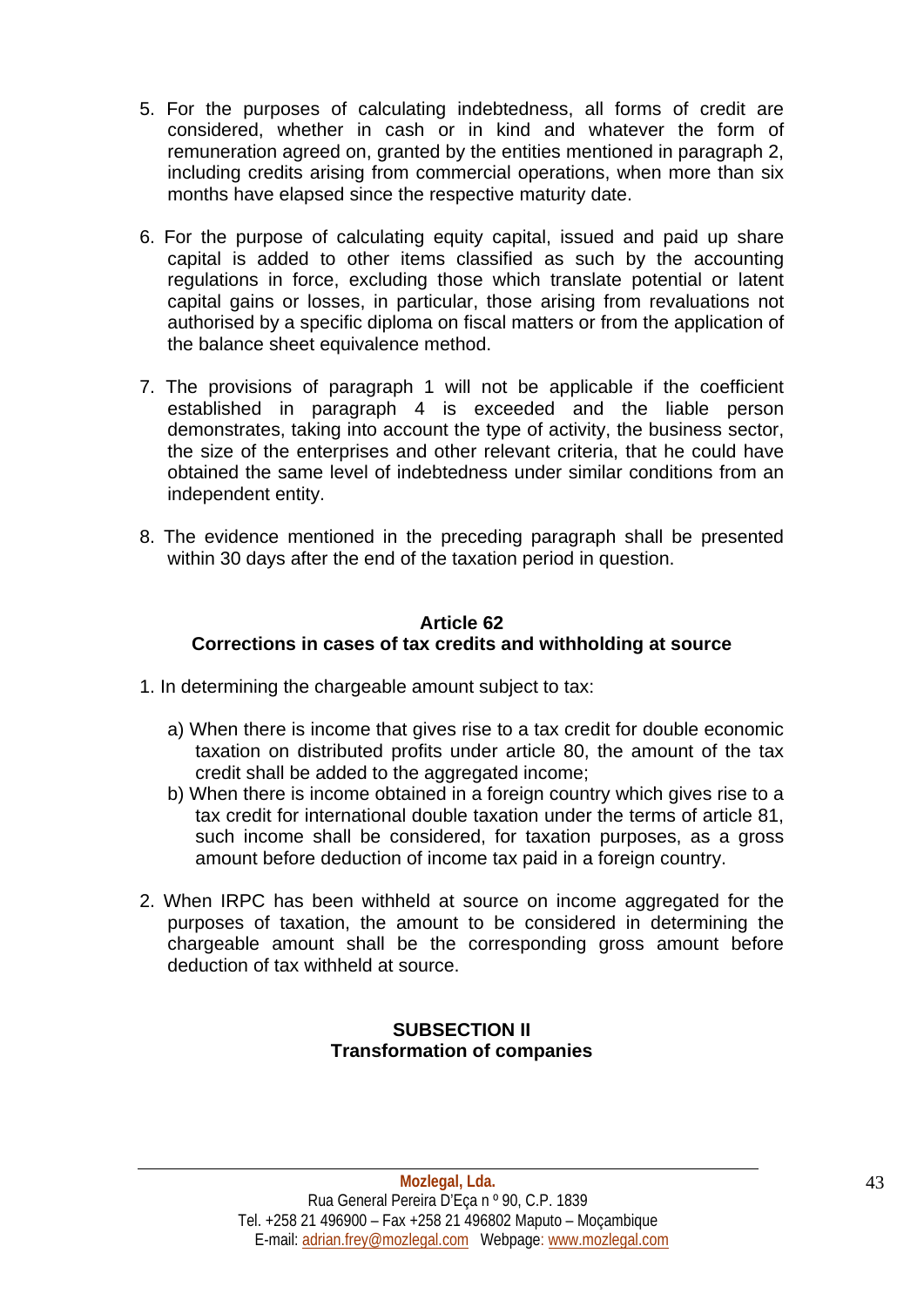5. For the purposes of calculating indebtedness, all forms of credit are considered, whether in cash or in kind and whatever the form of remuneration agreed on, granted by the entities mentioned in paragraph 2, including credits arising from commercial operations, when more than six months have elapsed since the respective maturity date.

6. For the purpose of calculating equity capital, issued and paid up share capital is added to other items classified as such by the accounting regulations in force, excluding those which translate potential or latent capital gains or losses, in particular, those arising from revaluations not authorised by a specific diploma on fiscal matters or from the application of the balance sheet equivalence method.

7. The provisions of paragraph 1 will not be applicable if the coefficient established in paragraph 4 is exceeded and the liable person demonstrates, taking into account the type of activity, the business sector, the size of the enterprises and other relevant criteria, that he could have obtained the same level of indebtedness under similar conditions from an independent entity.

8. The evidence mentioned in the preceding paragraph shall be presented within 30 days after the end of the taxation period in question.

### Article 62
### Corrections in cases of tax credits and withholding at source

1. In determining the chargeable amount subject to tax:

   a) When there is income that gives rise to a tax credit for double economic taxation on distributed profits under article 80, the amount of the tax credit shall be added to the aggregated income;

   b) When there is income obtained in a foreign country which gives rise to a tax credit for international double taxation under the terms of article 81, such income shall be considered, for taxation purposes, as a gross amount before deduction of income tax paid in a foreign country.

2. When IRPC has been withheld at source on income aggregated for the purposes of taxation, the amount to be considered in determining the chargeable amount shall be the corresponding gross amount before deduction of tax withheld at source.

## SUBSECTION II
## Transformation of companies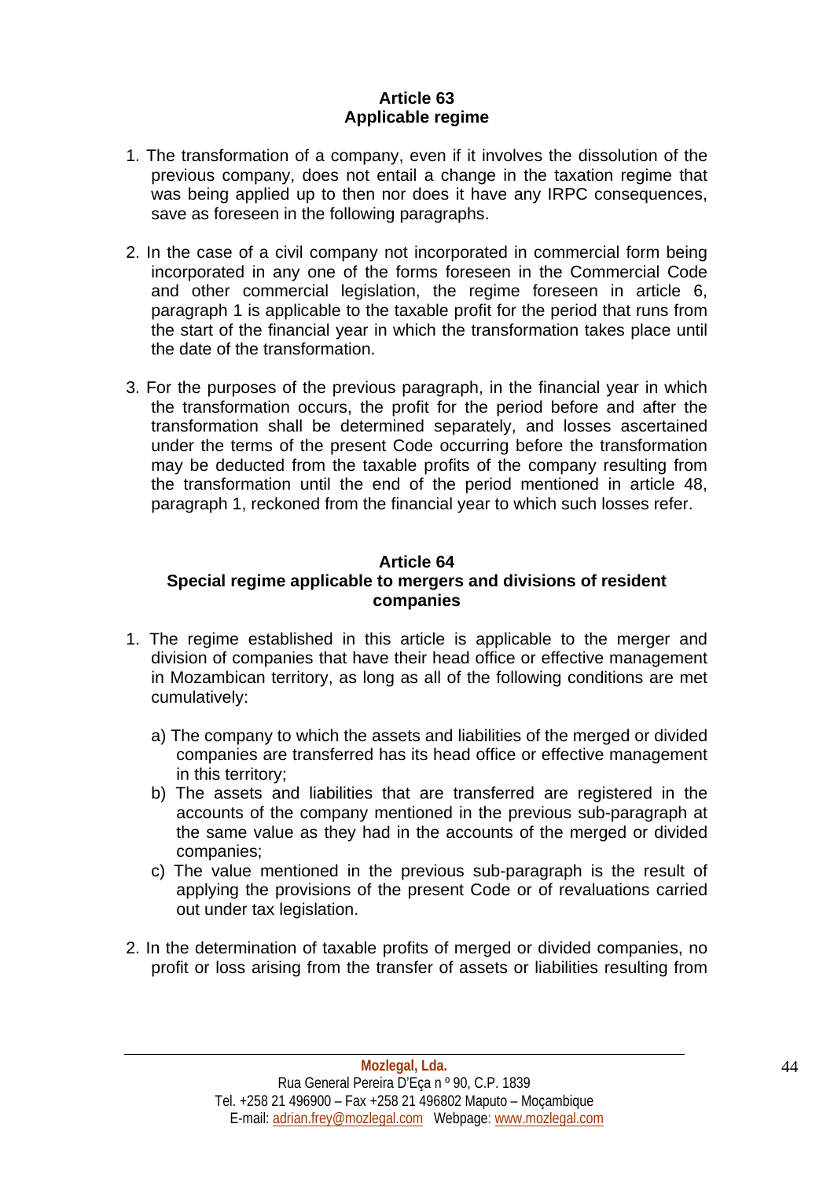**Article 63**
**Applicable regime**

1. The transformation of a company, even if it involves the dissolution of the previous company, does not entail a change in the taxation regime that was being applied up to then nor does it have any IRPC consequences, save as foreseen in the following paragraphs.

2. In the case of a civil company not incorporated in commercial form being incorporated in any one of the forms foreseen in the Commercial Code and other commercial legislation, the regime foreseen in article 6, paragraph 1 is applicable to the taxable profit for the period that runs from the start of the financial year in which the transformation takes place until the date of the transformation.

3. For the purposes of the previous paragraph, in the financial year in which the transformation occurs, the profit for the period before and after the transformation shall be determined separately, and losses ascertained under the terms of the present Code occurring before the transformation may be deducted from the taxable profits of the company resulting from the transformation until the end of the period mentioned in article 48, paragraph 1, reckoned from the financial year to which such losses refer.

**Article 64**
**Special regime applicable to mergers and divisions of resident companies**

1. The regime established in this article is applicable to the merger and division of companies that have their head office or effective management in Mozambican territory, as long as all of the following conditions are met cumulatively:

   a) The company to which the assets and liabilities of the merged or divided companies are transferred has its head office or effective management in this territory;
   b) The assets and liabilities that are transferred are registered in the accounts of the company mentioned in the previous sub-paragraph at the same value as they had in the accounts of the merged or divided companies;
   c) The value mentioned in the previous sub-paragraph is the result of applying the provisions of the present Code or of revaluations carried out under tax legislation.

2. In the determination of taxable profits of merged or divided companies, no profit or loss arising from the transfer of assets or liabilities resulting from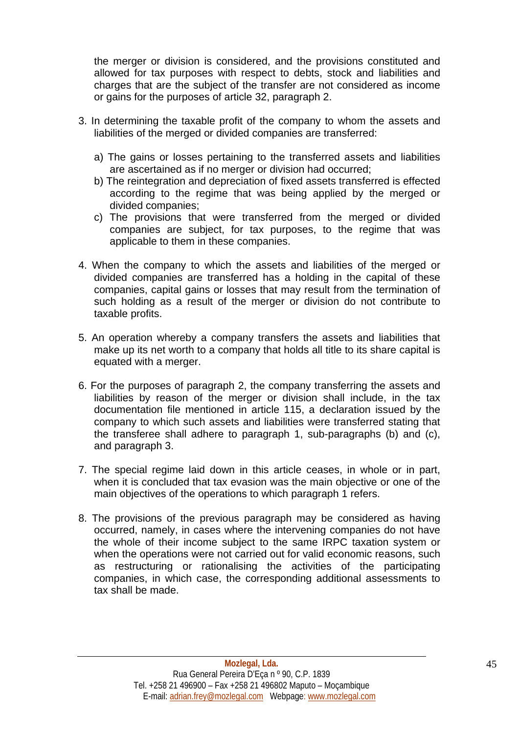the merger or division is considered, and the provisions constituted and allowed for tax purposes with respect to debts, stock and liabilities and charges that are the subject of the transfer are not considered as income or gains for the purposes of article 32, paragraph 2.

3. In determining the taxable profit of the company to whom the assets and liabilities of the merged or divided companies are transferred:

   a) The gains or losses pertaining to the transferred assets and liabilities are ascertained as if no merger or division had occurred;
   b) The reintegration and depreciation of fixed assets transferred is effected according to the regime that was being applied by the merged or divided companies;
   c) The provisions that were transferred from the merged or divided companies are subject, for tax purposes, to the regime that was applicable to them in these companies.

4. When the company to which the assets and liabilities of the merged or divided companies are transferred has a holding in the capital of these companies, capital gains or losses that may result from the termination of such holding as a result of the merger or division do not contribute to taxable profits.

5. An operation whereby a company transfers the assets and liabilities that make up its net worth to a company that holds all title to its share capital is equated with a merger.

6. For the purposes of paragraph 2, the company transferring the assets and liabilities by reason of the merger or division shall include, in the tax documentation file mentioned in article 115, a declaration issued by the company to which such assets and liabilities were transferred stating that the transferee shall adhere to paragraph 1, sub-paragraphs (b) and (c), and paragraph 3.

7. The special regime laid down in this article ceases, in whole or in part, when it is concluded that tax evasion was the main objective or one of the main objectives of the operations to which paragraph 1 refers.

8. The provisions of the previous paragraph may be considered as having occurred, namely, in cases where the intervening companies do not have the whole of their income subject to the same IRPC taxation system or when the operations were not carried out for valid economic reasons, such as restructuring or rationalising the activities of the participating companies, in which case, the corresponding additional assessments to tax shall be made.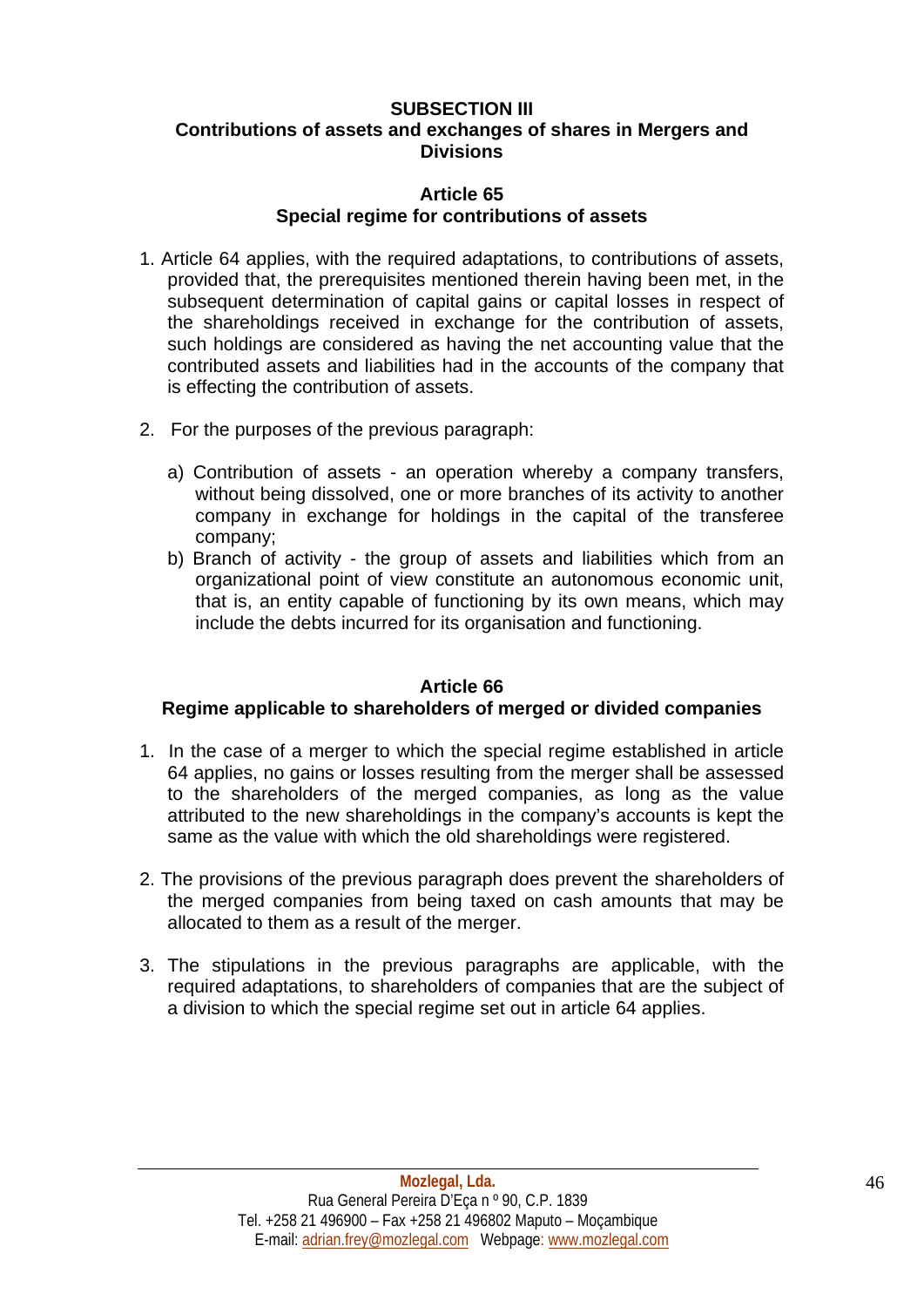### SUBSECTION III
### Contributions of assets and exchanges of shares in Mergers and Divisions

#### Article 65
#### Special regime for contributions of assets

1. Article 64 applies, with the required adaptations, to contributions of assets, provided that, the prerequisites mentioned therein having been met, in the subsequent determination of capital gains or capital losses in respect of the shareholdings received in exchange for the contribution of assets, such holdings are considered as having the net accounting value that the contributed assets and liabilities had in the accounts of the company that is effecting the contribution of assets.

2. For the purposes of the previous paragraph:

   a) Contribution of assets - an operation whereby a company transfers, without being dissolved, one or more branches of its activity to another company in exchange for holdings in the capital of the transferee company;
   
   b) Branch of activity - the group of assets and liabilities which from an organizational point of view constitute an autonomous economic unit, that is, an entity capable of functioning by its own means, which may include the debts incurred for its organisation and functioning.

#### Article 66
#### Regime applicable to shareholders of merged or divided companies

1. In the case of a merger to which the special regime established in article 64 applies, no gains or losses resulting from the merger shall be assessed to the shareholders of the merged companies, as long as the value attributed to the new shareholdings in the company's accounts is kept the same as the value with which the old shareholdings were registered.

2. The provisions of the previous paragraph does prevent the shareholders of the merged companies from being taxed on cash amounts that may be allocated to them as a result of the merger.

3. The stipulations in the previous paragraphs are applicable, with the required adaptations, to shareholders of companies that are the subject of a division to which the special regime set out in article 64 applies.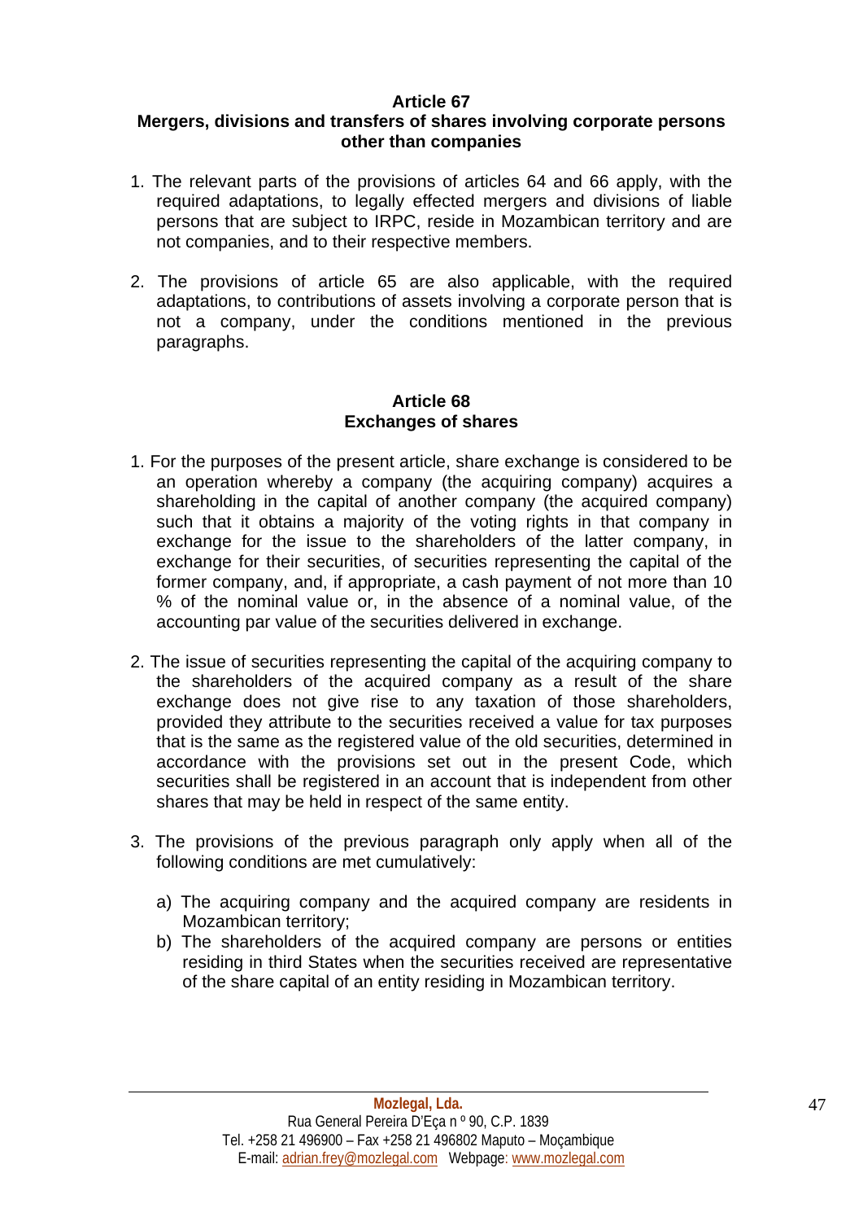**Article 67**
**Mergers, divisions and transfers of shares involving corporate persons other than companies**

1. The relevant parts of the provisions of articles 64 and 66 apply, with the required adaptations, to legally effected mergers and divisions of liable persons that are subject to IRPC, reside in Mozambican territory and are not companies, and to their respective members.

2. The provisions of article 65 are also applicable, with the required adaptations, to contributions of assets involving a corporate person that is not a company, under the conditions mentioned in the previous paragraphs.

**Article 68**
**Exchanges of shares**

1. For the purposes of the present article, share exchange is considered to be an operation whereby a company (the acquiring company) acquires a shareholding in the capital of another company (the acquired company) such that it obtains a majority of the voting rights in that company in exchange for the issue to the shareholders of the latter company, in exchange for their securities, of securities representing the capital of the former company, and, if appropriate, a cash payment of not more than 10 % of the nominal value or, in the absence of a nominal value, of the accounting par value of the securities delivered in exchange.

2. The issue of securities representing the capital of the acquiring company to the shareholders of the acquired company as a result of the share exchange does not give rise to any taxation of those shareholders, provided they attribute to the securities received a value for tax purposes that is the same as the registered value of the old securities, determined in accordance with the provisions set out in the present Code, which securities shall be registered in an account that is independent from other shares that may be held in respect of the same entity.

3. The provisions of the previous paragraph only apply when all of the following conditions are met cumulatively:

   a) The acquiring company and the acquired company are residents in Mozambican territory;
   b) The shareholders of the acquired company are persons or entities residing in third States when the securities received are representative of the share capital of an entity residing in Mozambican territory.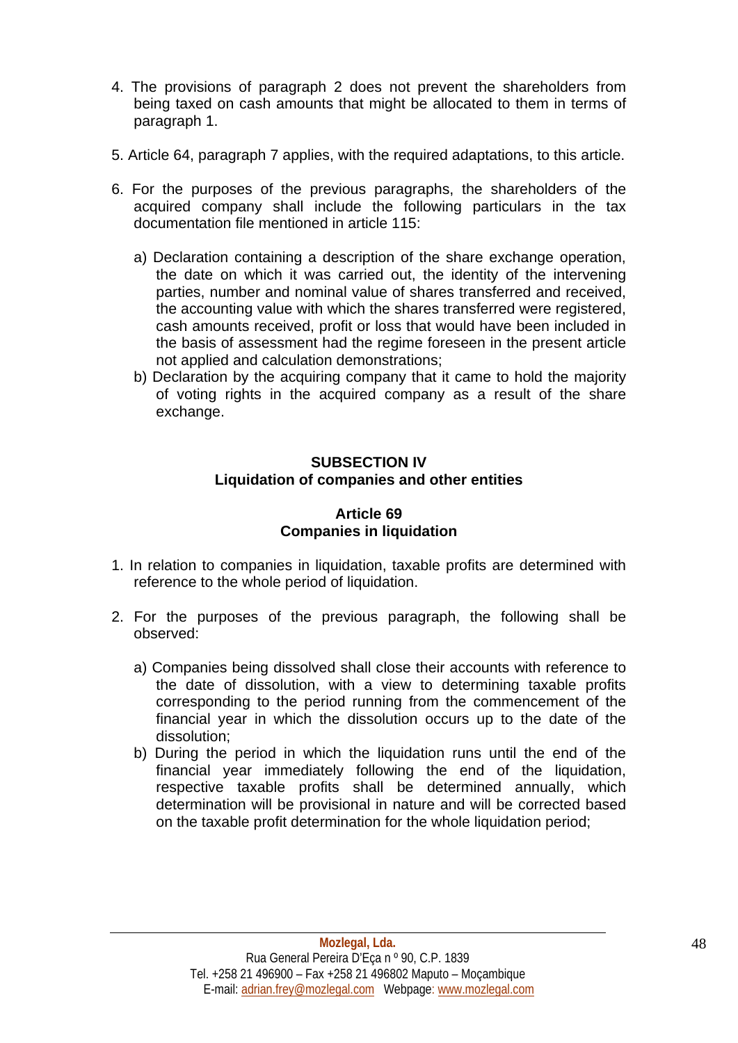4. The provisions of paragraph 2 does not prevent the shareholders from being taxed on cash amounts that might be allocated to them in terms of paragraph 1.

5. Article 64, paragraph 7 applies, with the required adaptations, to this article.

6. For the purposes of the previous paragraphs, the shareholders of the acquired company shall include the following particulars in the tax documentation file mentioned in article 115:

   a) Declaration containing a description of the share exchange operation, the date on which it was carried out, the identity of the intervening parties, number and nominal value of shares transferred and received, the accounting value with which the shares transferred were registered, cash amounts received, profit or loss that would have been included in the basis of assessment had the regime foreseen in the present article not applied and calculation demonstrations;
   b) Declaration by the acquiring company that it came to hold the majority of voting rights in the acquired company as a result of the share exchange.

### SUBSECTION IV
### Liquidation of companies and other entities

#### Article 69
#### Companies in liquidation

1. In relation to companies in liquidation, taxable profits are determined with reference to the whole period of liquidation.

2. For the purposes of the previous paragraph, the following shall be observed:

   a) Companies being dissolved shall close their accounts with reference to the date of dissolution, with a view to determining taxable profits corresponding to the period running from the commencement of the financial year in which the dissolution occurs up to the date of the dissolution;
   b) During the period in which the liquidation runs until the end of the financial year immediately following the end of the liquidation, respective taxable profits shall be determined annually, which determination will be provisional in nature and will be corrected based on the taxable profit determination for the whole liquidation period;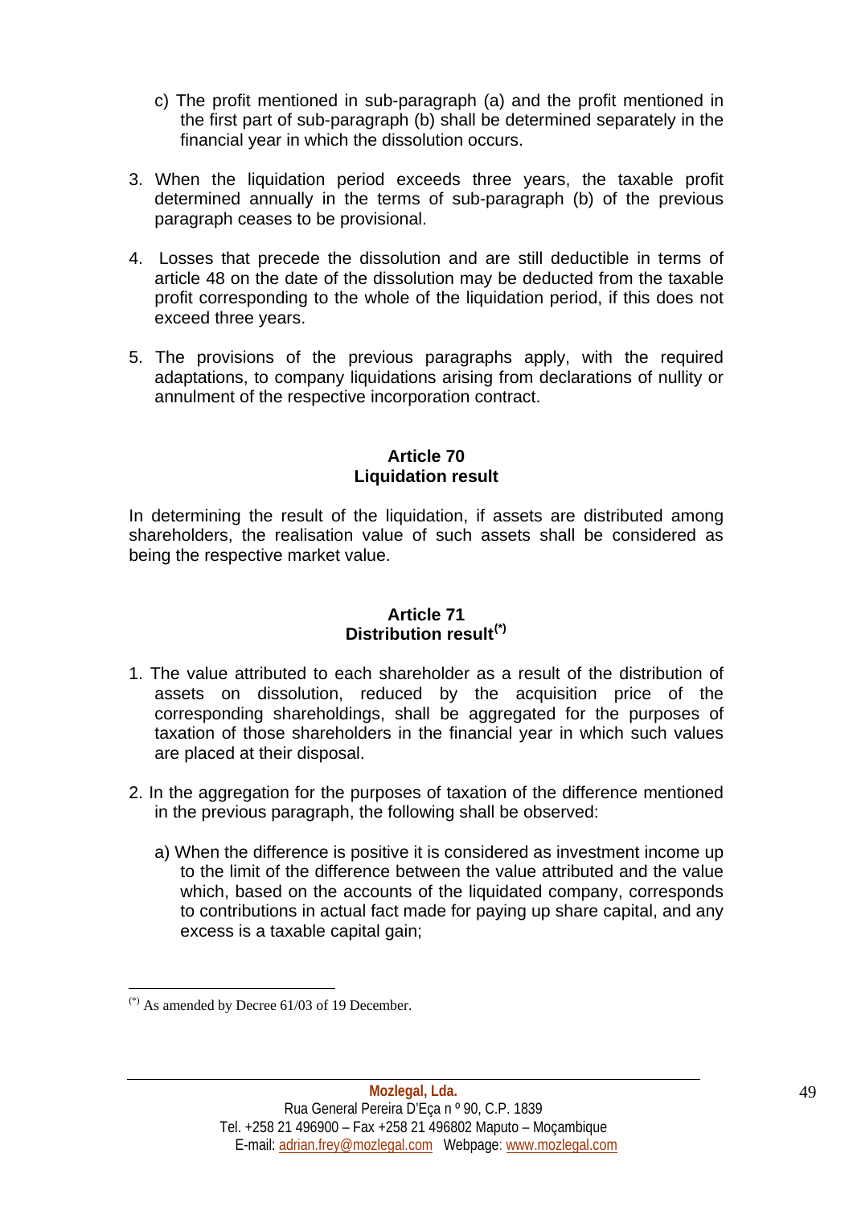c) The profit mentioned in sub-paragraph (a) and the profit mentioned in the first part of sub-paragraph (b) shall be determined separately in the financial year in which the dissolution occurs.

3. When the liquidation period exceeds three years, the taxable profit determined annually in the terms of sub-paragraph (b) of the previous paragraph ceases to be provisional.

4. Losses that precede the dissolution and are still deductible in terms of article 48 on the date of the dissolution may be deducted from the taxable profit corresponding to the whole of the liquidation period, if this does not exceed three years.

5. The provisions of the previous paragraphs apply, with the required adaptations, to company liquidations arising from declarations of nullity or annulment of the respective incorporation contract.

### Article 70
### Liquidation result

In determining the result of the liquidation, if assets are distributed among shareholders, the realisation value of such assets shall be considered as being the respective market value.

### Article 71
### Distribution result[(*)]

1. The value attributed to each shareholder as a result of the distribution of assets on dissolution, reduced by the acquisition price of the corresponding shareholdings, shall be aggregated for the purposes of taxation of those shareholders in the financial year in which such values are placed at their disposal.

2. In the aggregation for the purposes of taxation of the difference mentioned in the previous paragraph, the following shall be observed:

   a) When the difference is positive it is considered as investment income up to the limit of the difference between the value attributed and the value which, based on the accounts of the liquidated company, corresponds to contributions in actual fact made for paying up share capital, and any excess is a taxable capital gain;

---

[(*)] As amended by Decree 61/03 of 19 December.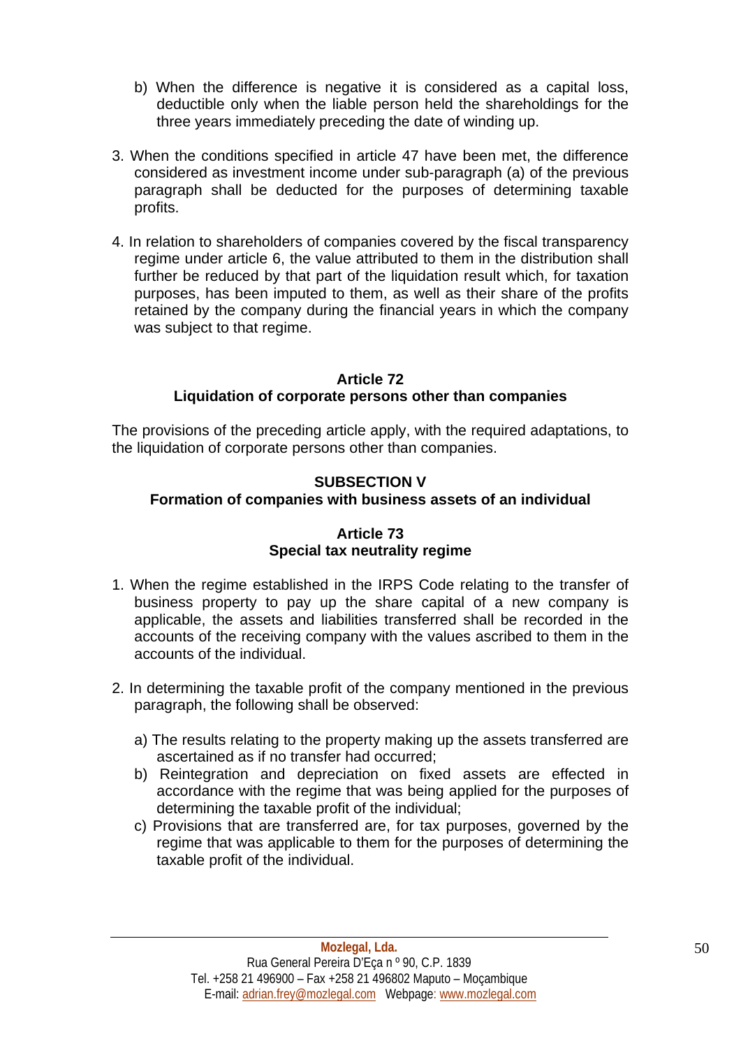b) When the difference is negative it is considered as a capital loss, deductible only when the liable person held the shareholdings for the three years immediately preceding the date of winding up.

3. When the conditions specified in article 47 have been met, the difference considered as investment income under sub-paragraph (a) of the previous paragraph shall be deducted for the purposes of determining taxable profits.

4. In relation to shareholders of companies covered by the fiscal transparency regime under article 6, the value attributed to them in the distribution shall further be reduced by that part of the liquidation result which, for taxation purposes, has been imputed to them, as well as their share of the profits retained by the company during the financial years in which the company was subject to that regime.

### Article 72
### Liquidation of corporate persons other than companies

The provisions of the preceding article apply, with the required adaptations, to the liquidation of corporate persons other than companies.

## SUBSECTION V
## Formation of companies with business assets of an individual

### Article 73
### Special tax neutrality regime

1. When the regime established in the IRPS Code relating to the transfer of business property to pay up the share capital of a new company is applicable, the assets and liabilities transferred shall be recorded in the accounts of the receiving company with the values ascribed to them in the accounts of the individual.

2. In determining the taxable profit of the company mentioned in the previous paragraph, the following shall be observed:

   a) The results relating to the property making up the assets transferred are ascertained as if no transfer had occurred;
   b) Reintegration and depreciation on fixed assets are effected in accordance with the regime that was being applied for the purposes of determining the taxable profit of the individual;
   c) Provisions that are transferred are, for tax purposes, governed by the regime that was applicable to them for the purposes of determining the taxable profit of the individual.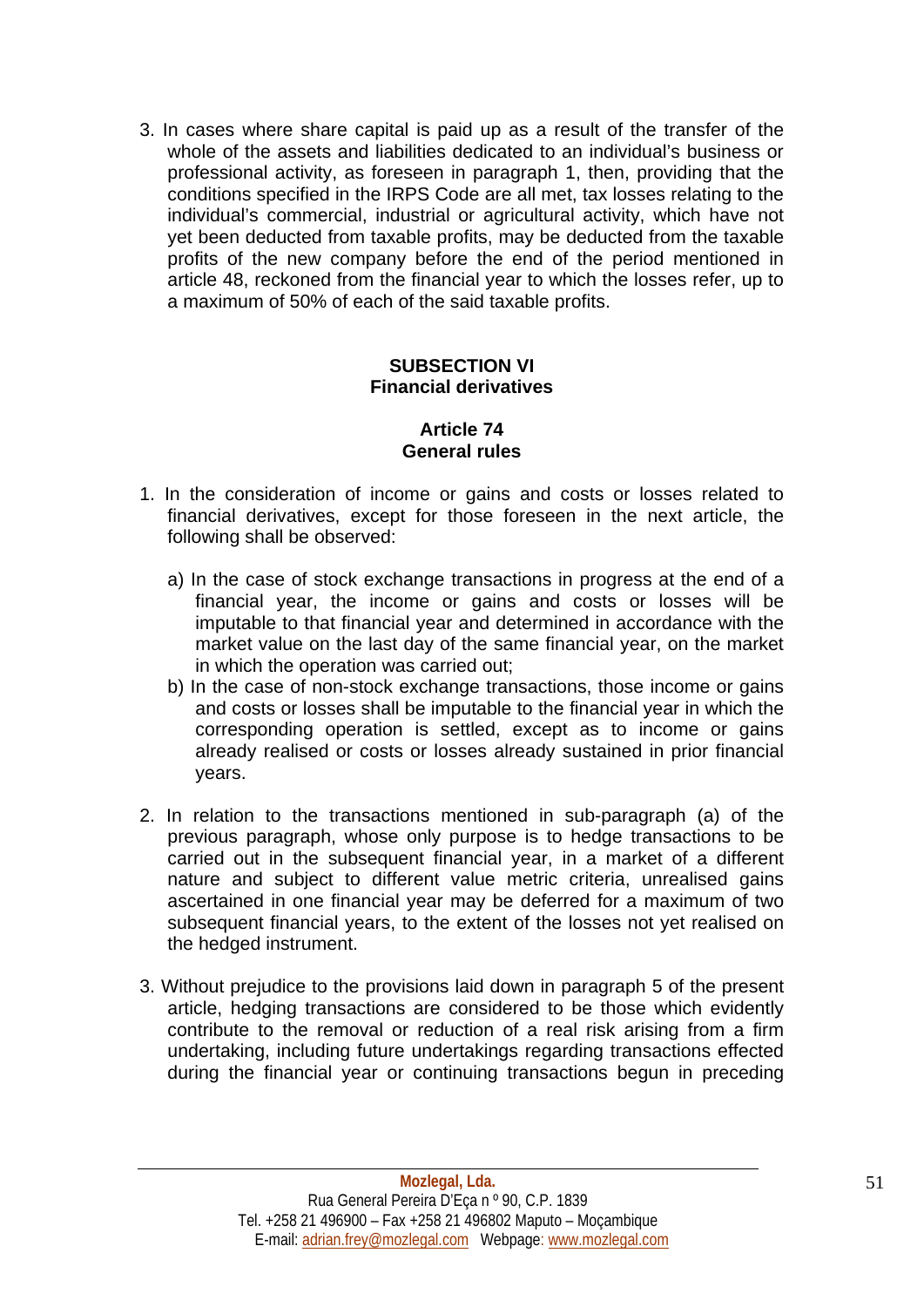3. In cases where share capital is paid up as a result of the transfer of the whole of the assets and liabilities dedicated to an individual's business or professional activity, as foreseen in paragraph 1, then, providing that the conditions specified in the IRPS Code are all met, tax losses relating to the individual's commercial, industrial or agricultural activity, which have not yet been deducted from taxable profits, may be deducted from the taxable profits of the new company before the end of the period mentioned in article 48, reckoned from the financial year to which the losses refer, up to a maximum of 50% of each of the said taxable profits.

**SUBSECTION VI**
**Financial derivatives**

**Article 74**
**General rules**

1. In the consideration of income or gains and costs or losses related to financial derivatives, except for those foreseen in the next article, the following shall be observed:

   a) In the case of stock exchange transactions in progress at the end of a financial year, the income or gains and costs or losses will be imputable to that financial year and determined in accordance with the market value on the last day of the same financial year, on the market in which the operation was carried out;
   b) In the case of non-stock exchange transactions, those income or gains and costs or losses shall be imputable to the financial year in which the corresponding operation is settled, except as to income or gains already realised or costs or losses already sustained in prior financial years.

2. In relation to the transactions mentioned in sub-paragraph (a) of the previous paragraph, whose only purpose is to hedge transactions to be carried out in the subsequent financial year, in a market of a different nature and subject to different value metric criteria, unrealised gains ascertained in one financial year may be deferred for a maximum of two subsequent financial years, to the extent of the losses not yet realised on the hedged instrument.

3. Without prejudice to the provisions laid down in paragraph 5 of the present article, hedging transactions are considered to be those which evidently contribute to the removal or reduction of a real risk arising from a firm undertaking, including future undertakings regarding transactions effected during the financial year or continuing transactions begun in preceding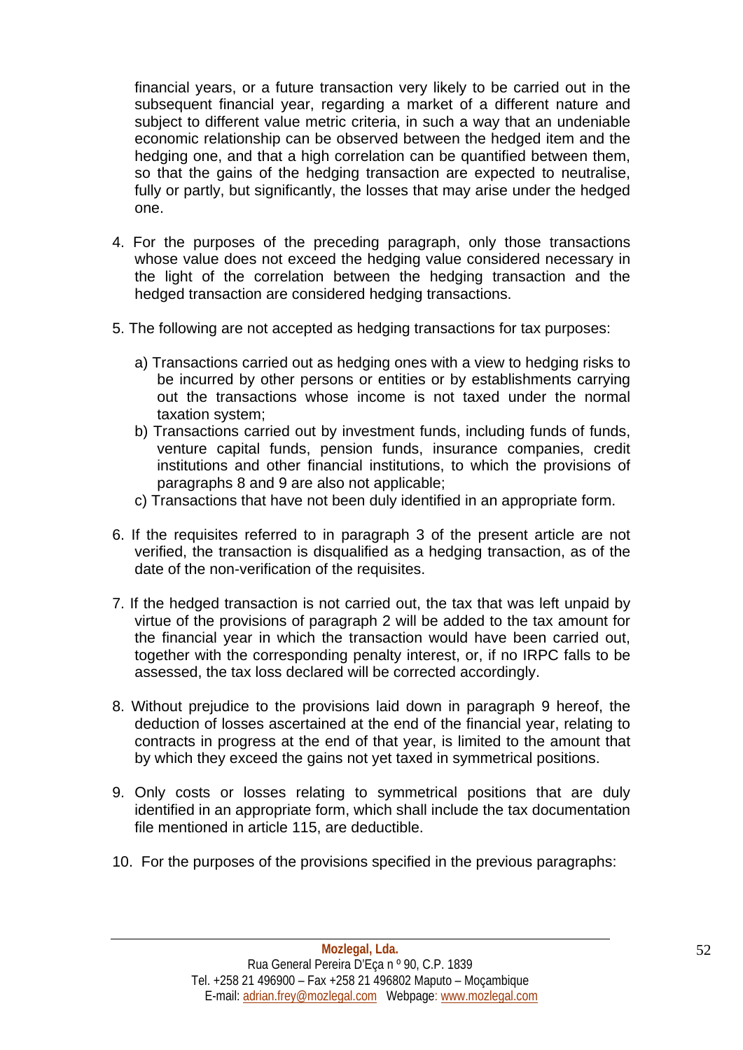financial years, or a future transaction very likely to be carried out in the subsequent financial year, regarding a market of a different nature and subject to different value metric criteria, in such a way that an undeniable economic relationship can be observed between the hedged item and the hedging one, and that a high correlation can be quantified between them, so that the gains of the hedging transaction are expected to neutralise, fully or partly, but significantly, the losses that may arise under the hedged one.

4. For the purposes of the preceding paragraph, only those transactions whose value does not exceed the hedging value considered necessary in the light of the correlation between the hedging transaction and the hedged transaction are considered hedging transactions.

5. The following are not accepted as hedging transactions for tax purposes:

   a) Transactions carried out as hedging ones with a view to hedging risks to be incurred by other persons or entities or by establishments carrying out the transactions whose income is not taxed under the normal taxation system;
   b) Transactions carried out by investment funds, including funds of funds, venture capital funds, pension funds, insurance companies, credit institutions and other financial institutions, to which the provisions of paragraphs 8 and 9 are also not applicable;
   c) Transactions that have not been duly identified in an appropriate form.

6. If the requisites referred to in paragraph 3 of the present article are not verified, the transaction is disqualified as a hedging transaction, as of the date of the non-verification of the requisites.

7. If the hedged transaction is not carried out, the tax that was left unpaid by virtue of the provisions of paragraph 2 will be added to the tax amount for the financial year in which the transaction would have been carried out, together with the corresponding penalty interest, or, if no IRPC falls to be assessed, the tax loss declared will be corrected accordingly.

8. Without prejudice to the provisions laid down in paragraph 9 hereof, the deduction of losses ascertained at the end of the financial year, relating to contracts in progress at the end of that year, is limited to the amount that by which they exceed the gains not yet taxed in symmetrical positions.

9. Only costs or losses relating to symmetrical positions that are duly identified in an appropriate form, which shall include the tax documentation file mentioned in article 115, are deductible.

10. For the purposes of the provisions specified in the previous paragraphs: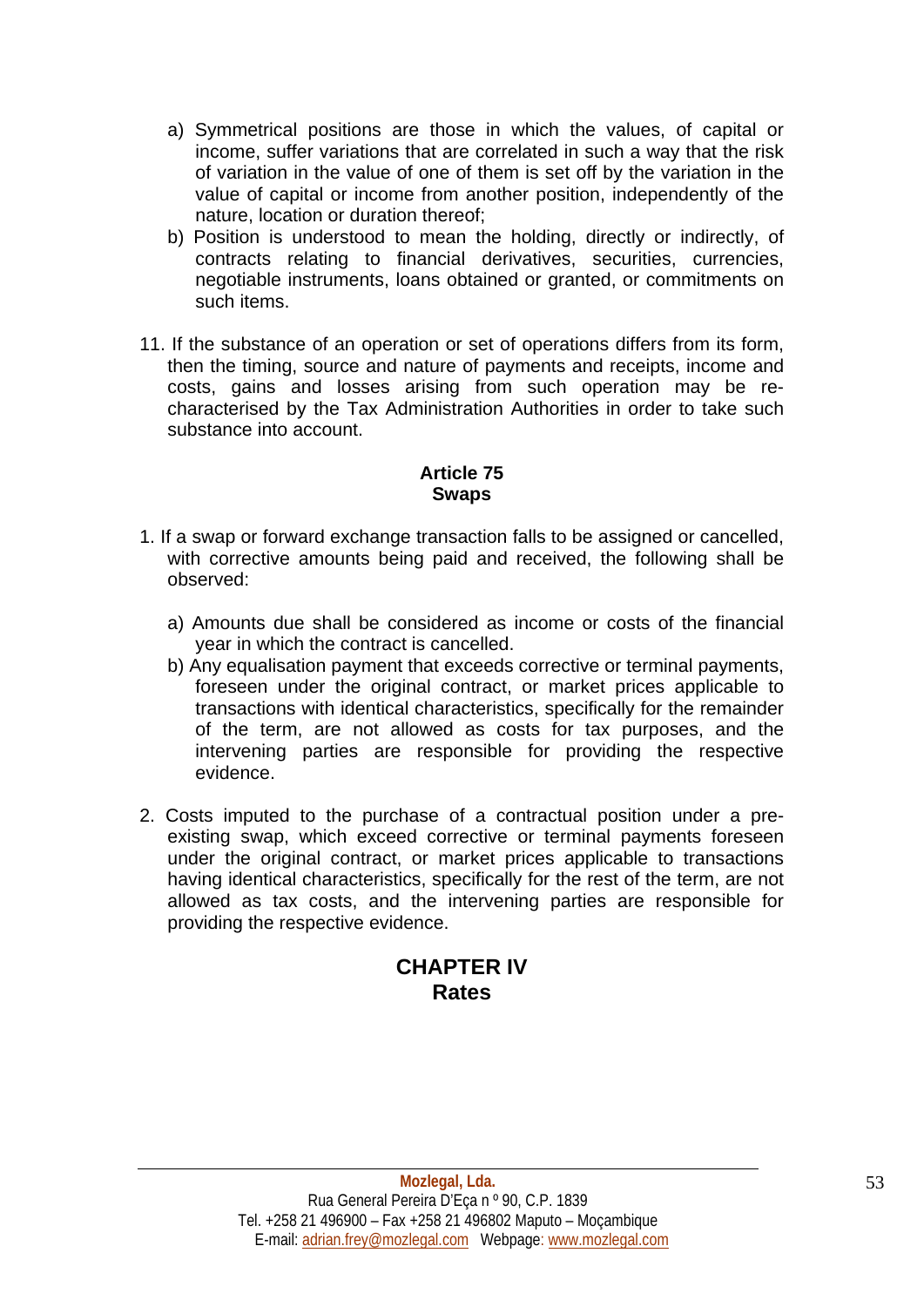a) Symmetrical positions are those in which the values, of capital or income, suffer variations that are correlated in such a way that the risk of variation in the value of one of them is set off by the variation in the value of capital or income from another position, independently of the nature, location or duration thereof;

b) Position is understood to mean the holding, directly or indirectly, of contracts relating to financial derivatives, securities, currencies, negotiable instruments, loans obtained or granted, or commitments on such items.

11. If the substance of an operation or set of operations differs from its form, then the timing, source and nature of payments and receipts, income and costs, gains and losses arising from such operation may be re-characterised by the Tax Administration Authorities in order to take such substance into account.

**Article 75**
**Swaps**

1. If a swap or forward exchange transaction falls to be assigned or cancelled, with corrective amounts being paid and received, the following shall be observed:

   a) Amounts due shall be considered as income or costs of the financial year in which the contract is cancelled.

   b) Any equalisation payment that exceeds corrective or terminal payments, foreseen under the original contract, or market prices applicable to transactions with identical characteristics, specifically for the remainder of the term, are not allowed as costs for tax purposes, and the intervening parties are responsible for providing the respective evidence.

2. Costs imputed to the purchase of a contractual position under a pre-existing swap, which exceed corrective or terminal payments foreseen under the original contract, or market prices applicable to transactions having identical characteristics, specifically for the rest of the term, are not allowed as tax costs, and the intervening parties are responsible for providing the respective evidence.

## CHAPTER IV
## Rates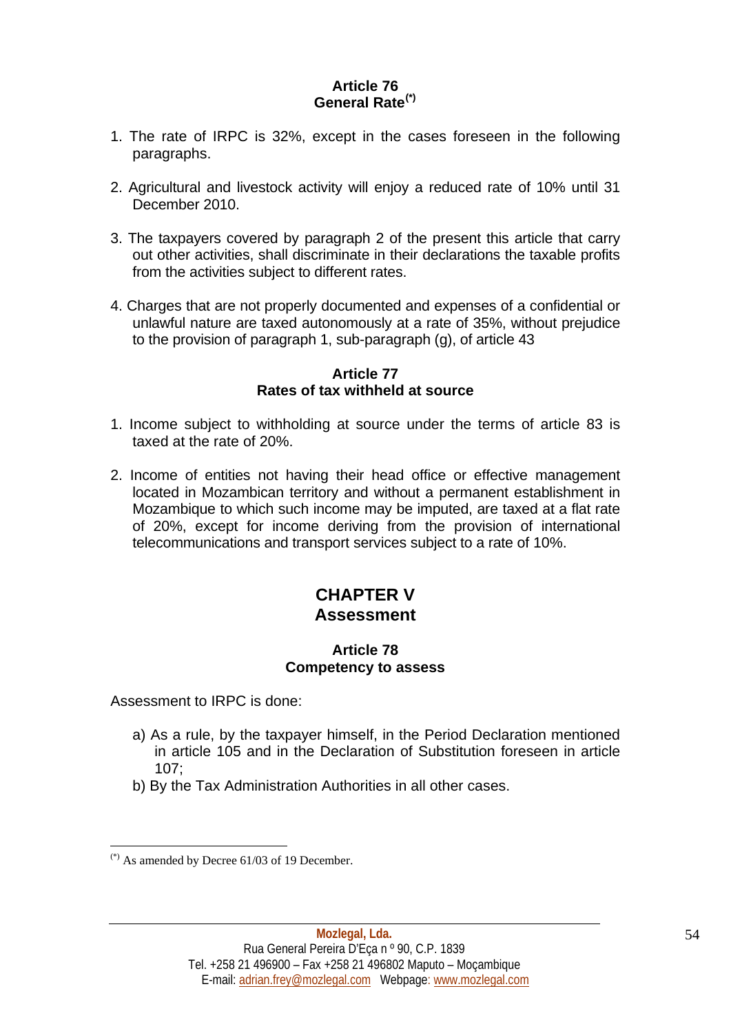### Article 76
### General Rate[(*)]

1. The rate of IRPC is 32%, except in the cases foreseen in the following paragraphs.

2. Agricultural and livestock activity will enjoy a reduced rate of 10% until 31 December 2010.

3. The taxpayers covered by paragraph 2 of the present this article that carry out other activities, shall discriminate in their declarations the taxable profits from the activities subject to different rates.

4. Charges that are not properly documented and expenses of a confidential or unlawful nature are taxed autonomously at a rate of 35%, without prejudice to the provision of paragraph 1, sub-paragraph (g), of article 43

### Article 77
### Rates of tax withheld at source

1. Income subject to withholding at source under the terms of article 83 is taxed at the rate of 20%.

2. Income of entities not having their head office or effective management located in Mozambican territory and without a permanent establishment in Mozambique to which such income may be imputed, are taxed at a flat rate of 20%, except for income deriving from the provision of international telecommunications and transport services subject to a rate of 10%.

## CHAPTER V
## Assessment

### Article 78
### Competency to assess

Assessment to IRPC is done:

a) As a rule, by the taxpayer himself, in the Period Declaration mentioned in article 105 and in the Declaration of Substitution foreseen in article 107;
b) By the Tax Administration Authorities in all other cases.

---

(*) As amended by Decree 61/03 of 19 December.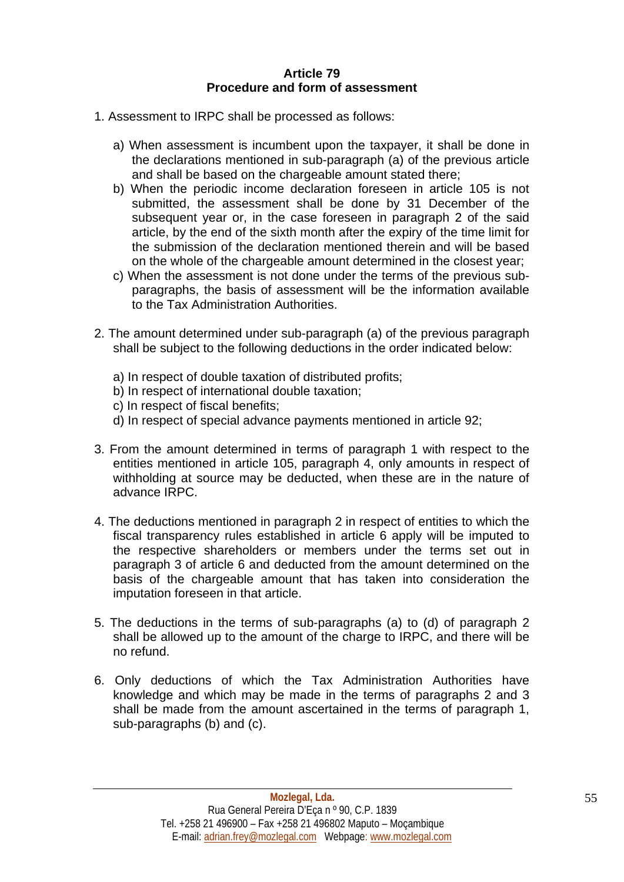**Article 79**
**Procedure and form of assessment**

1. Assessment to IRPC shall be processed as follows:

   a) When assessment is incumbent upon the taxpayer, it shall be done in the declarations mentioned in sub-paragraph (a) of the previous article and shall be based on the chargeable amount stated there;
   b) When the periodic income declaration foreseen in article 105 is not submitted, the assessment shall be done by 31 December of the subsequent year or, in the case foreseen in paragraph 2 of the said article, by the end of the sixth month after the expiry of the time limit for the submission of the declaration mentioned therein and will be based on the whole of the chargeable amount determined in the closest year;
   c) When the assessment is not done under the terms of the previous sub-paragraphs, the basis of assessment will be the information available to the Tax Administration Authorities.

2. The amount determined under sub-paragraph (a) of the previous paragraph shall be subject to the following deductions in the order indicated below:

   a) In respect of double taxation of distributed profits;
   b) In respect of international double taxation;
   c) In respect of fiscal benefits;
   d) In respect of special advance payments mentioned in article 92;

3. From the amount determined in terms of paragraph 1 with respect to the entities mentioned in article 105, paragraph 4, only amounts in respect of withholding at source may be deducted, when these are in the nature of advance IRPC.

4. The deductions mentioned in paragraph 2 in respect of entities to which the fiscal transparency rules established in article 6 apply will be imputed to the respective shareholders or members under the terms set out in paragraph 3 of article 6 and deducted from the amount determined on the basis of the chargeable amount that has taken into consideration the imputation foreseen in that article.

5. The deductions in the terms of sub-paragraphs (a) to (d) of paragraph 2 shall be allowed up to the amount of the charge to IRPC, and there will be no refund.

6. Only deductions of which the Tax Administration Authorities have knowledge and which may be made in the terms of paragraphs 2 and 3 shall be made from the amount ascertained in the terms of paragraph 1, sub-paragraphs (b) and (c).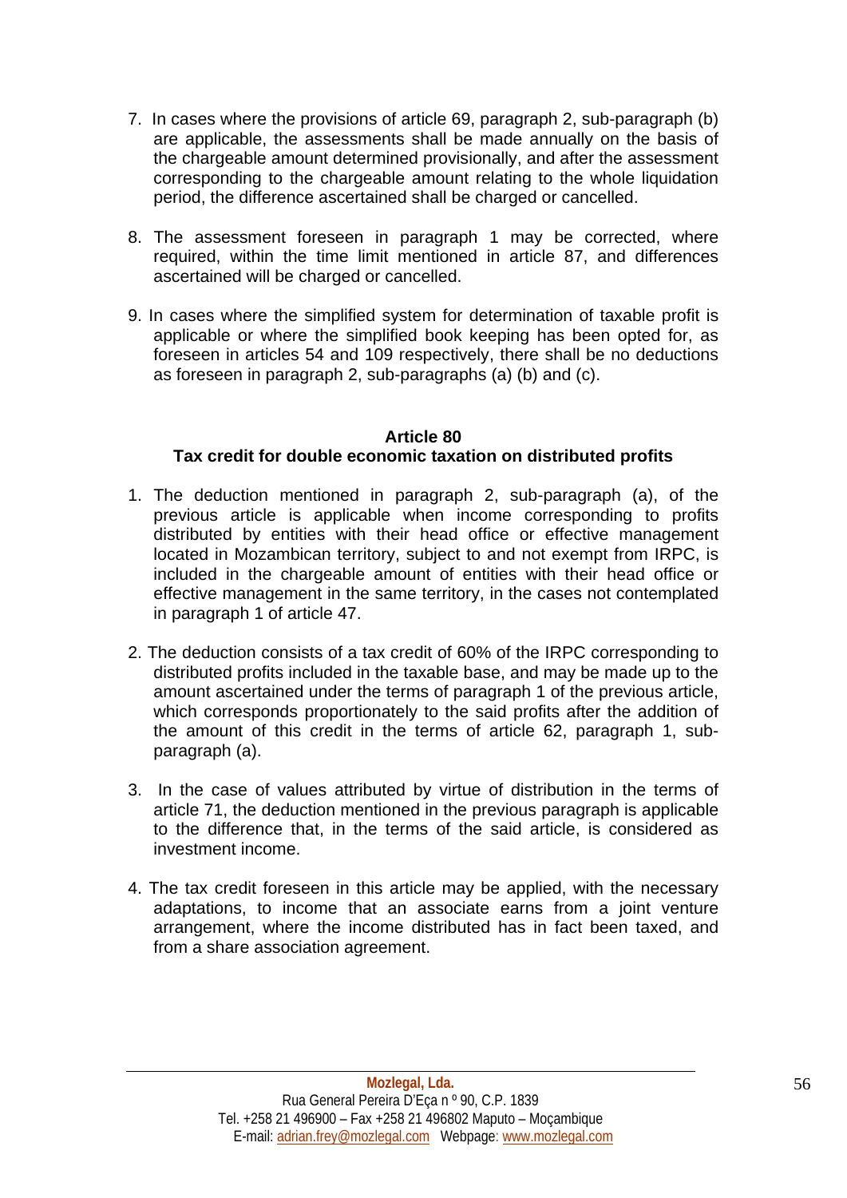7. In cases where the provisions of article 69, paragraph 2, sub-paragraph (b) are applicable, the assessments shall be made annually on the basis of the chargeable amount determined provisionally, and after the assessment corresponding to the chargeable amount relating to the whole liquidation period, the difference ascertained shall be charged or cancelled.

8. The assessment foreseen in paragraph 1 may be corrected, where required, within the time limit mentioned in article 87, and differences ascertained will be charged or cancelled.

9. In cases where the simplified system for determination of taxable profit is applicable or where the simplified book keeping has been opted for, as foreseen in articles 54 and 109 respectively, there shall be no deductions as foreseen in paragraph 2, sub-paragraphs (a) (b) and (c).

**Article 80**
**Tax credit for double economic taxation on distributed profits**

1. The deduction mentioned in paragraph 2, sub-paragraph (a), of the previous article is applicable when income corresponding to profits distributed by entities with their head office or effective management located in Mozambican territory, subject to and not exempt from IRPC, is included in the chargeable amount of entities with their head office or effective management in the same territory, in the cases not contemplated in paragraph 1 of article 47.

2. The deduction consists of a tax credit of 60% of the IRPC corresponding to distributed profits included in the taxable base, and may be made up to the amount ascertained under the terms of paragraph 1 of the previous article, which corresponds proportionately to the said profits after the addition of the amount of this credit in the terms of article 62, paragraph 1, sub-paragraph (a).

3. In the case of values attributed by virtue of distribution in the terms of article 71, the deduction mentioned in the previous paragraph is applicable to the difference that, in the terms of the said article, is considered as investment income.

4. The tax credit foreseen in this article may be applied, with the necessary adaptations, to income that an associate earns from a joint venture arrangement, where the income distributed has in fact been taxed, and from a share association agreement.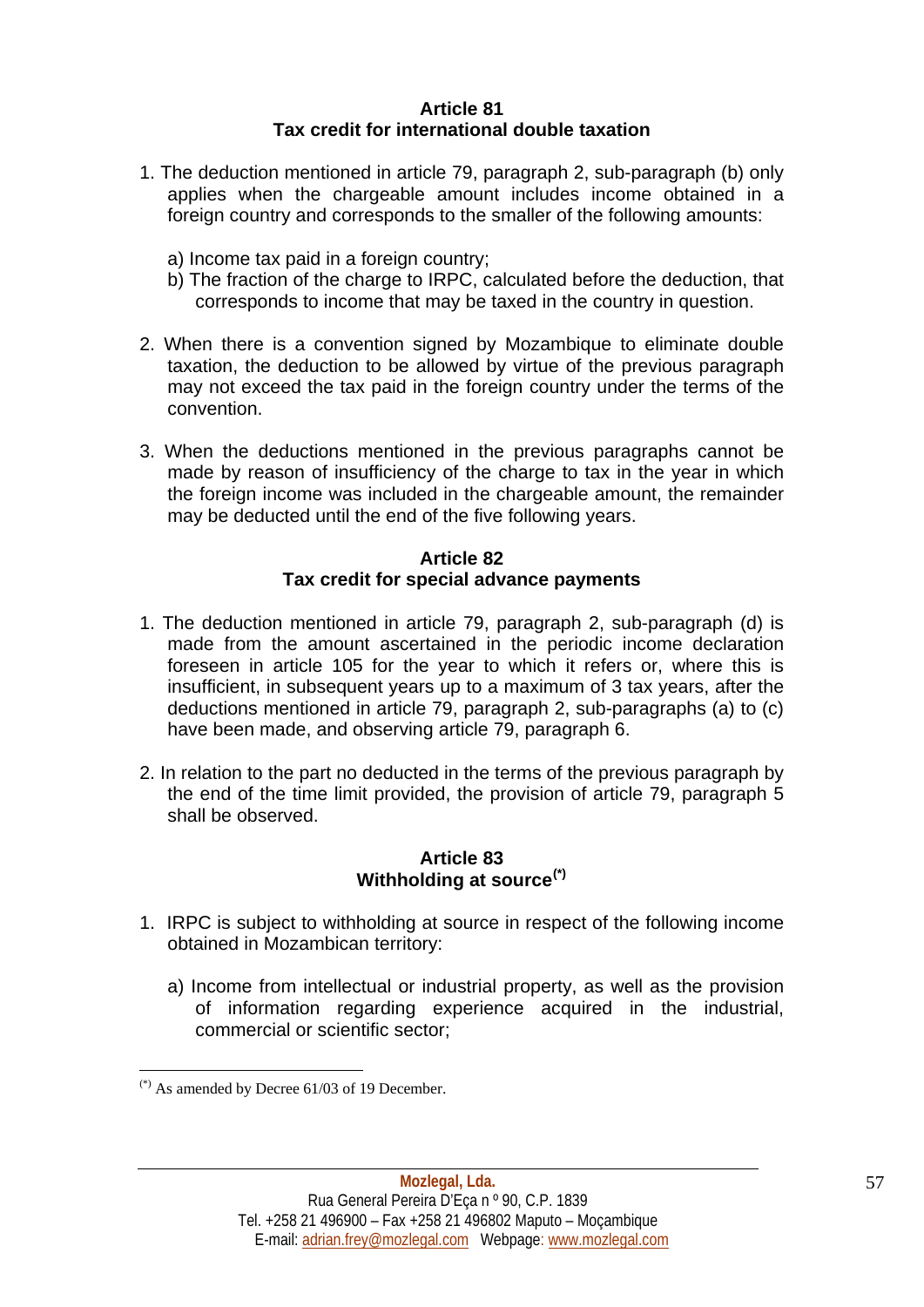**Article 81**
**Tax credit for international double taxation**

1. The deduction mentioned in article 79, paragraph 2, sub-paragraph (b) only applies when the chargeable amount includes income obtained in a foreign country and corresponds to the smaller of the following amounts:

   a) Income tax paid in a foreign country;
   b) The fraction of the charge to IRPC, calculated before the deduction, that corresponds to income that may be taxed in the country in question.

2. When there is a convention signed by Mozambique to eliminate double taxation, the deduction to be allowed by virtue of the previous paragraph may not exceed the tax paid in the foreign country under the terms of the convention.

3. When the deductions mentioned in the previous paragraphs cannot be made by reason of insufficiency of the charge to tax in the year in which the foreign income was included in the chargeable amount, the remainder may be deducted until the end of the five following years.

**Article 82**
**Tax credit for special advance payments**

1. The deduction mentioned in article 79, paragraph 2, sub-paragraph (d) is made from the amount ascertained in the periodic income declaration foreseen in article 105 for the year to which it refers or, where this is insufficient, in subsequent years up to a maximum of 3 tax years, after the deductions mentioned in article 79, paragraph 2, sub-paragraphs (a) to (c) have been made, and observing article 79, paragraph 6.

2. In relation to the part no deducted in the terms of the previous paragraph by the end of the time limit provided, the provision of article 79, paragraph 5 shall be observed.

**Article 83**
**Withholding at source[(*)]**

1. IRPC is subject to withholding at source in respect of the following income obtained in Mozambican territory:

   a) Income from intellectual or industrial property, as well as the provision of information regarding experience acquired in the industrial, commercial or scientific sector;

---

[(*)] As amended by Decree 61/03 of 19 December.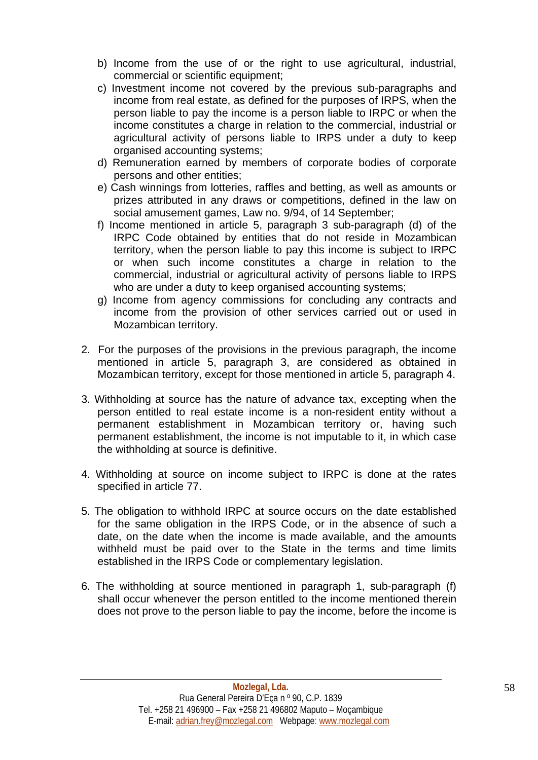b) Income from the use of or the right to use agricultural, industrial, commercial or scientific equipment;

c) Investment income not covered by the previous sub-paragraphs and income from real estate, as defined for the purposes of IRPS, when the person liable to pay the income is a person liable to IRPC or when the income constitutes a charge in relation to the commercial, industrial or agricultural activity of persons liable to IRPS under a duty to keep organised accounting systems;

d) Remuneration earned by members of corporate bodies of corporate persons and other entities;

e) Cash winnings from lotteries, raffles and betting, as well as amounts or prizes attributed in any draws or competitions, defined in the law on social amusement games, Law no. 9/94, of 14 September;

f) Income mentioned in article 5, paragraph 3 sub-paragraph (d) of the IRPC Code obtained by entities that do not reside in Mozambican territory, when the person liable to pay this income is subject to IRPC or when such income constitutes a charge in relation to the commercial, industrial or agricultural activity of persons liable to IRPS who are under a duty to keep organised accounting systems;

g) Income from agency commissions for concluding any contracts and income from the provision of other services carried out or used in Mozambican territory.

2. For the purposes of the provisions in the previous paragraph, the income mentioned in article 5, paragraph 3, are considered as obtained in Mozambican territory, except for those mentioned in article 5, paragraph 4.

3. Withholding at source has the nature of advance tax, excepting when the person entitled to real estate income is a non-resident entity without a permanent establishment in Mozambican territory or, having such permanent establishment, the income is not imputable to it, in which case the withholding at source is definitive.

4. Withholding at source on income subject to IRPC is done at the rates specified in article 77.

5. The obligation to withhold IRPC at source occurs on the date established for the same obligation in the IRPS Code, or in the absence of such a date, on the date when the income is made available, and the amounts withheld must be paid over to the State in the terms and time limits established in the IRPS Code or complementary legislation.

6. The withholding at source mentioned in paragraph 1, sub-paragraph (f) shall occur whenever the person entitled to the income mentioned therein does not prove to the person liable to pay the income, before the income is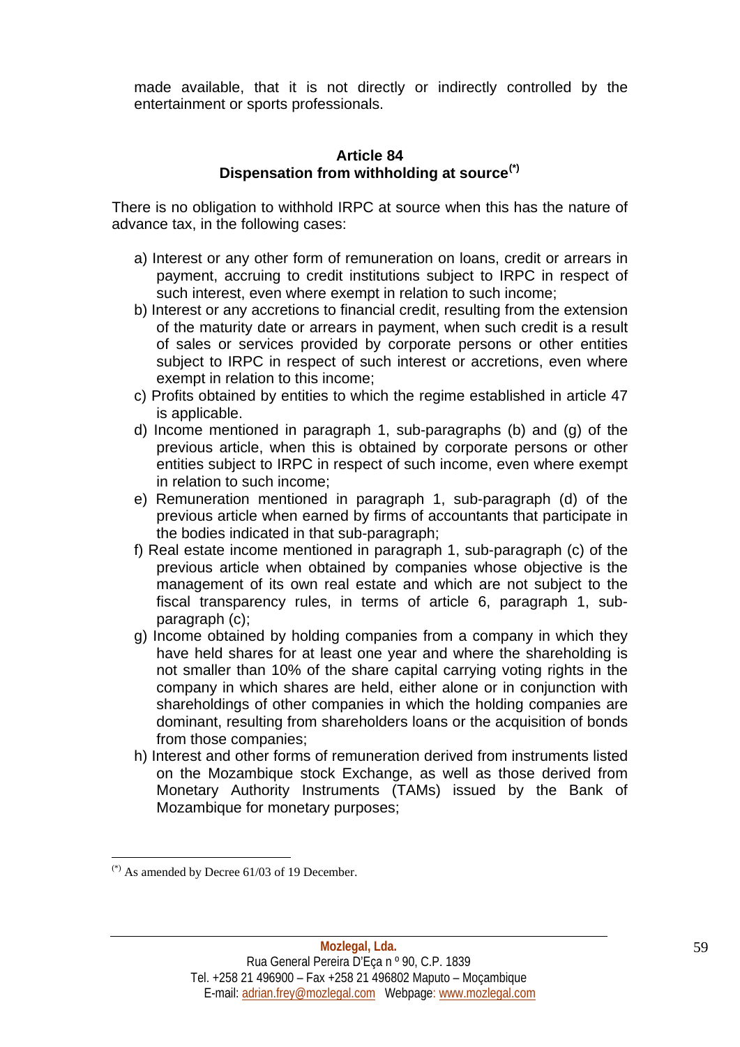made available, that it is not directly or indirectly controlled by the entertainment or sports professionals.

### Article 84
### Dispensation from withholding at source[(*)]

There is no obligation to withhold IRPC at source when this has the nature of advance tax, in the following cases:

a) Interest or any other form of remuneration on loans, credit or arrears in payment, accruing to credit institutions subject to IRPC in respect of such interest, even where exempt in relation to such income;

b) Interest or any accretions to financial credit, resulting from the extension of the maturity date or arrears in payment, when such credit is a result of sales or services provided by corporate persons or other entities subject to IRPC in respect of such interest or accretions, even where exempt in relation to this income;

c) Profits obtained by entities to which the regime established in article 47 is applicable.

d) Income mentioned in paragraph 1, sub-paragraphs (b) and (g) of the previous article, when this is obtained by corporate persons or other entities subject to IRPC in respect of such income, even where exempt in relation to such income;

e) Remuneration mentioned in paragraph 1, sub-paragraph (d) of the previous article when earned by firms of accountants that participate in the bodies indicated in that sub-paragraph;

f) Real estate income mentioned in paragraph 1, sub-paragraph (c) of the previous article when obtained by companies whose objective is the management of its own real estate and which are not subject to the fiscal transparency rules, in terms of article 6, paragraph 1, sub-paragraph (c);

g) Income obtained by holding companies from a company in which they have held shares for at least one year and where the shareholding is not smaller than 10% of the share capital carrying voting rights in the company in which shares are held, either alone or in conjunction with shareholdings of other companies in which the holding companies are dominant, resulting from shareholders loans or the acquisition of bonds from those companies;

h) Interest and other forms of remuneration derived from instruments listed on the Mozambique stock Exchange, as well as those derived from Monetary Authority Instruments (TAMs) issued by the Bank of Mozambique for monetary purposes;

---

[(*)] As amended by Decree 61/03 of 19 December.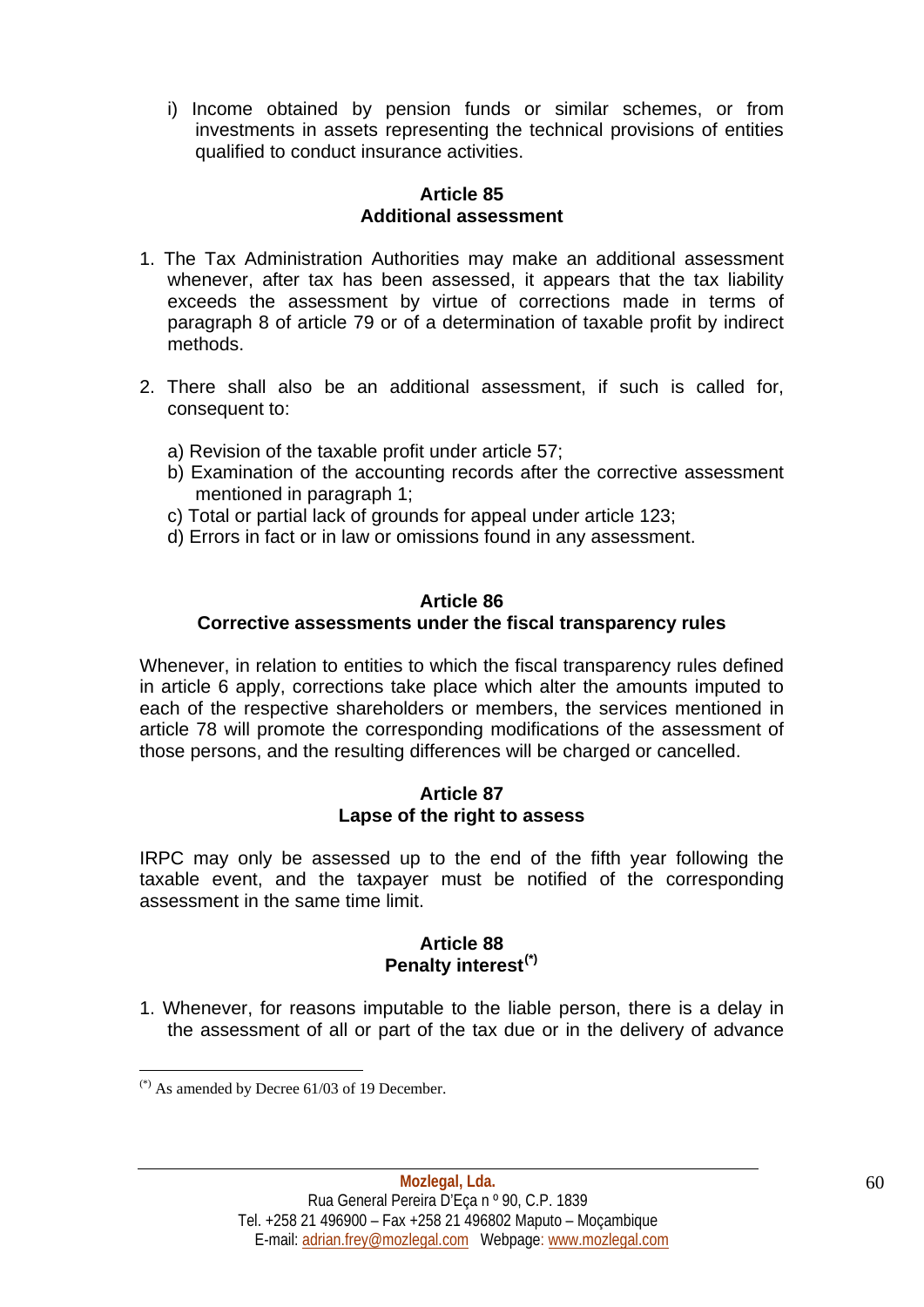i) Income obtained by pension funds or similar schemes, or from investments in assets representing the technical provisions of entities qualified to conduct insurance activities.

### Article 85
### Additional assessment

1. The Tax Administration Authorities may make an additional assessment whenever, after tax has been assessed, it appears that the tax liability exceeds the assessment by virtue of corrections made in terms of paragraph 8 of article 79 or of a determination of taxable profit by indirect methods.

2. There shall also be an additional assessment, if such is called for, consequent to:

   a) Revision of the taxable profit under article 57;
   b) Examination of the accounting records after the corrective assessment mentioned in paragraph 1;
   c) Total or partial lack of grounds for appeal under article 123;
   d) Errors in fact or in law or omissions found in any assessment.

### Article 86
### Corrective assessments under the fiscal transparency rules

Whenever, in relation to entities to which the fiscal transparency rules defined in article 6 apply, corrections take place which alter the amounts imputed to each of the respective shareholders or members, the services mentioned in article 78 will promote the corresponding modifications of the assessment of those persons, and the resulting differences will be charged or cancelled.

### Article 87
### Lapse of the right to assess

IRPC may only be assessed up to the end of the fifth year following the taxable event, and the taxpayer must be notified of the corresponding assessment in the same time limit.

### Article 88
### Penalty interest[(*)]

1. Whenever, for reasons imputable to the liable person, there is a delay in the assessment of all or part of the tax due or in the delivery of advance

---

[(*)] As amended by Decree 61/03 of 19 December.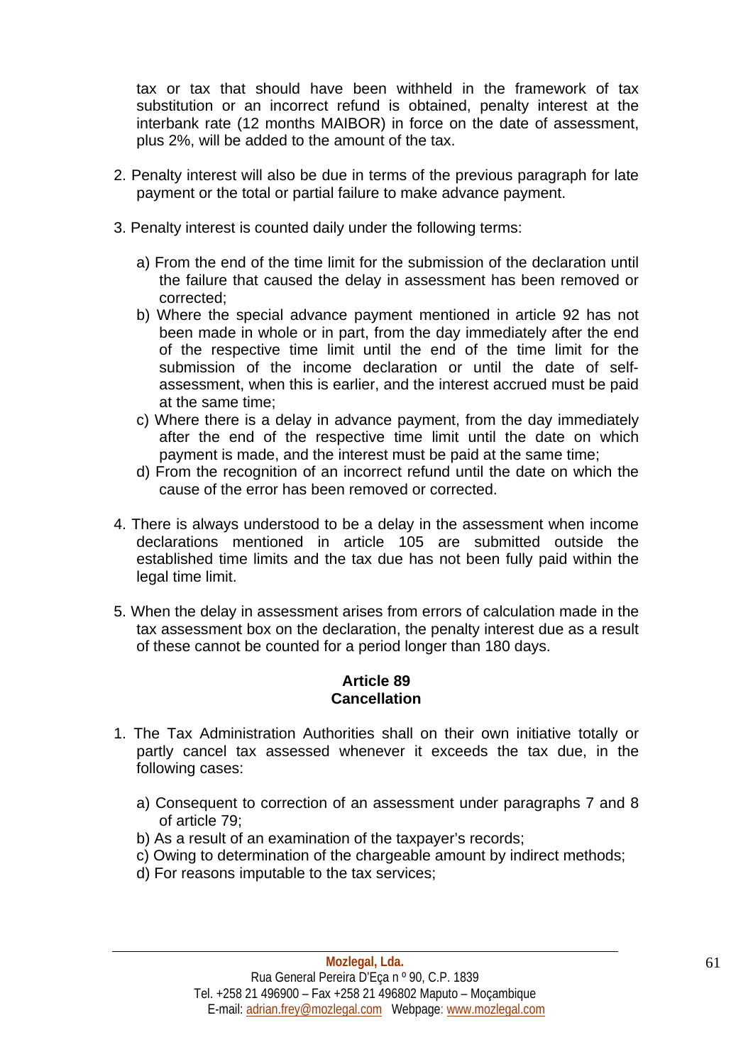tax or tax that should have been withheld in the framework of tax substitution or an incorrect refund is obtained, penalty interest at the interbank rate (12 months MAIBOR) in force on the date of assessment, plus 2%, will be added to the amount of the tax.

2. Penalty interest will also be due in terms of the previous paragraph for late payment or the total or partial failure to make advance payment.

3. Penalty interest is counted daily under the following terms:

   a) From the end of the time limit for the submission of the declaration until the failure that caused the delay in assessment has been removed or corrected;
   b) Where the special advance payment mentioned in article 92 has not been made in whole or in part, from the day immediately after the end of the respective time limit until the end of the time limit for the submission of the income declaration or until the date of self-assessment, when this is earlier, and the interest accrued must be paid at the same time;
   c) Where there is a delay in advance payment, from the day immediately after the end of the respective time limit until the date on which payment is made, and the interest must be paid at the same time;
   d) From the recognition of an incorrect refund until the date on which the cause of the error has been removed or corrected.

4. There is always understood to be a delay in the assessment when income declarations mentioned in article 105 are submitted outside the established time limits and the tax due has not been fully paid within the legal time limit.

5. When the delay in assessment arises from errors of calculation made in the tax assessment box on the declaration, the penalty interest due as a result of these cannot be counted for a period longer than 180 days.

**Article 89**
**Cancellation**

1. The Tax Administration Authorities shall on their own initiative totally or partly cancel tax assessed whenever it exceeds the tax due, in the following cases:

   a) Consequent to correction of an assessment under paragraphs 7 and 8 of article 79;
   b) As a result of an examination of the taxpayer's records;
   c) Owing to determination of the chargeable amount by indirect methods;
   d) For reasons imputable to the tax services;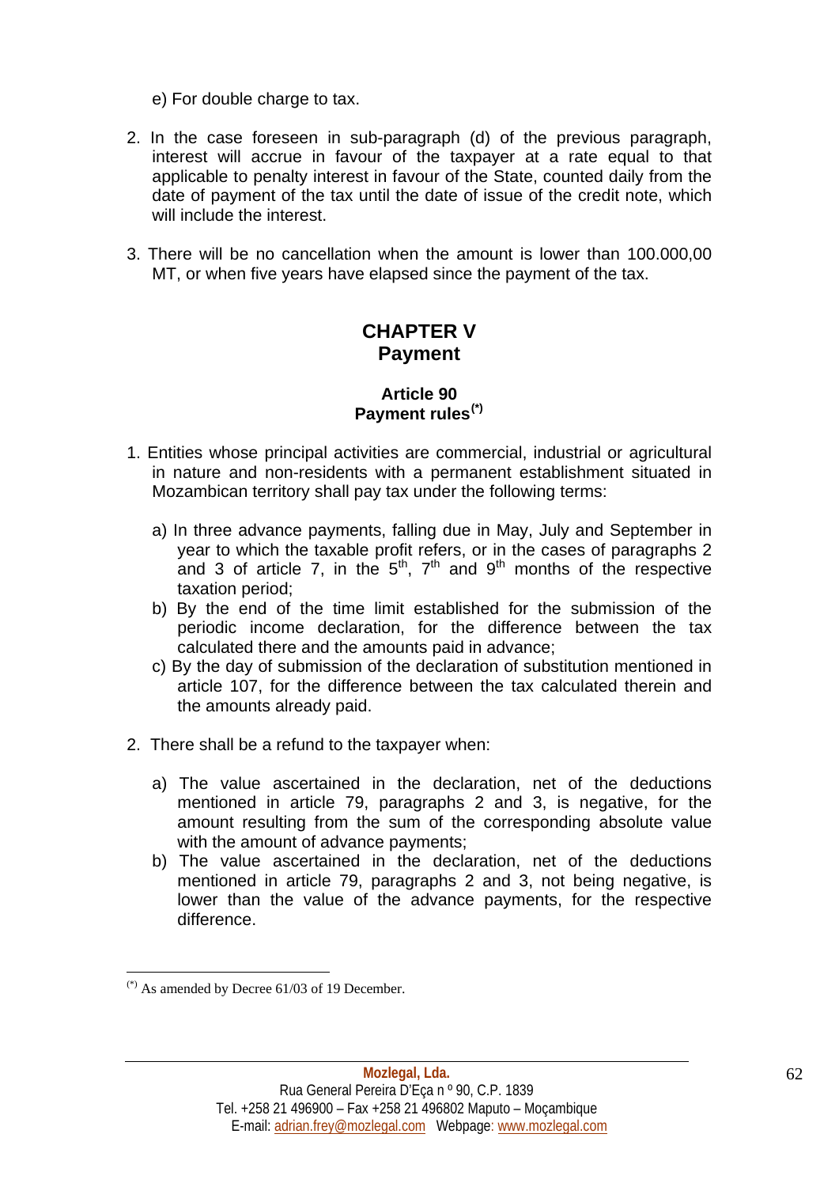e) For double charge to tax.

2. In the case foreseen in sub-paragraph (d) of the previous paragraph, interest will accrue in favour of the taxpayer at a rate equal to that applicable to penalty interest in favour of the State, counted daily from the date of payment of the tax until the date of issue of the credit note, which will include the interest.

3. There will be no cancellation when the amount is lower than 100.000,00 MT, or when five years have elapsed since the payment of the tax.

## CHAPTER V
## Payment

### Article 90
### Payment rules[(*)]

1. Entities whose principal activities are commercial, industrial or agricultural in nature and non-residents with a permanent establishment situated in Mozambican territory shall pay tax under the following terms:

   a) In three advance payments, falling due in May, July and September in year to which the taxable profit refers, or in the cases of paragraphs 2 and 3 of article 7, in the 5th, 7th and 9th months of the respective taxation period;
   b) By the end of the time limit established for the submission of the periodic income declaration, for the difference between the tax calculated there and the amounts paid in advance;
   c) By the day of submission of the declaration of substitution mentioned in article 107, for the difference between the tax calculated therein and the amounts already paid.

2. There shall be a refund to the taxpayer when:

   a) The value ascertained in the declaration, net of the deductions mentioned in article 79, paragraphs 2 and 3, is negative, for the amount resulting from the sum of the corresponding absolute value with the amount of advance payments;
   b) The value ascertained in the declaration, net of the deductions mentioned in article 79, paragraphs 2 and 3, not being negative, is lower than the value of the advance payments, for the respective difference.

---

(*) As amended by Decree 61/03 of 19 December.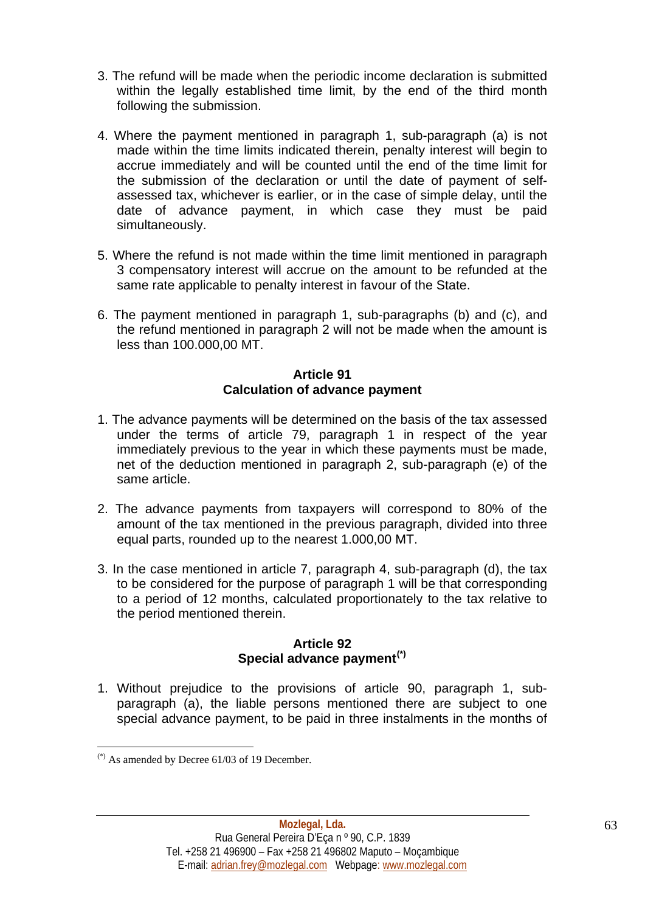3. The refund will be made when the periodic income declaration is submitted within the legally established time limit, by the end of the third month following the submission.

4. Where the payment mentioned in paragraph 1, sub-paragraph (a) is not made within the time limits indicated therein, penalty interest will begin to accrue immediately and will be counted until the end of the time limit for the submission of the declaration or until the date of payment of self-assessed tax, whichever is earlier, or in the case of simple delay, until the date of advance payment, in which case they must be paid simultaneously.

5. Where the refund is not made within the time limit mentioned in paragraph 3 compensatory interest will accrue on the amount to be refunded at the same rate applicable to penalty interest in favour of the State.

6. The payment mentioned in paragraph 1, sub-paragraphs (b) and (c), and the refund mentioned in paragraph 2 will not be made when the amount is less than 100.000,00 MT.

**Article 91**
**Calculation of advance payment**

1. The advance payments will be determined on the basis of the tax assessed under the terms of article 79, paragraph 1 in respect of the year immediately previous to the year in which these payments must be made, net of the deduction mentioned in paragraph 2, sub-paragraph (e) of the same article.

2. The advance payments from taxpayers will correspond to 80% of the amount of the tax mentioned in the previous paragraph, divided into three equal parts, rounded up to the nearest 1.000,00 MT.

3. In the case mentioned in article 7, paragraph 4, sub-paragraph (d), the tax to be considered for the purpose of paragraph 1 will be that corresponding to a period of 12 months, calculated proportionately to the tax relative to the period mentioned therein.

**Article 92**
**Special advance payment[(*)]**

1. Without prejudice to the provisions of article 90, paragraph 1, sub-paragraph (a), the liable persons mentioned there are subject to one special advance payment, to be paid in three instalments in the months of

---

[(*)] As amended by Decree 61/03 of 19 December.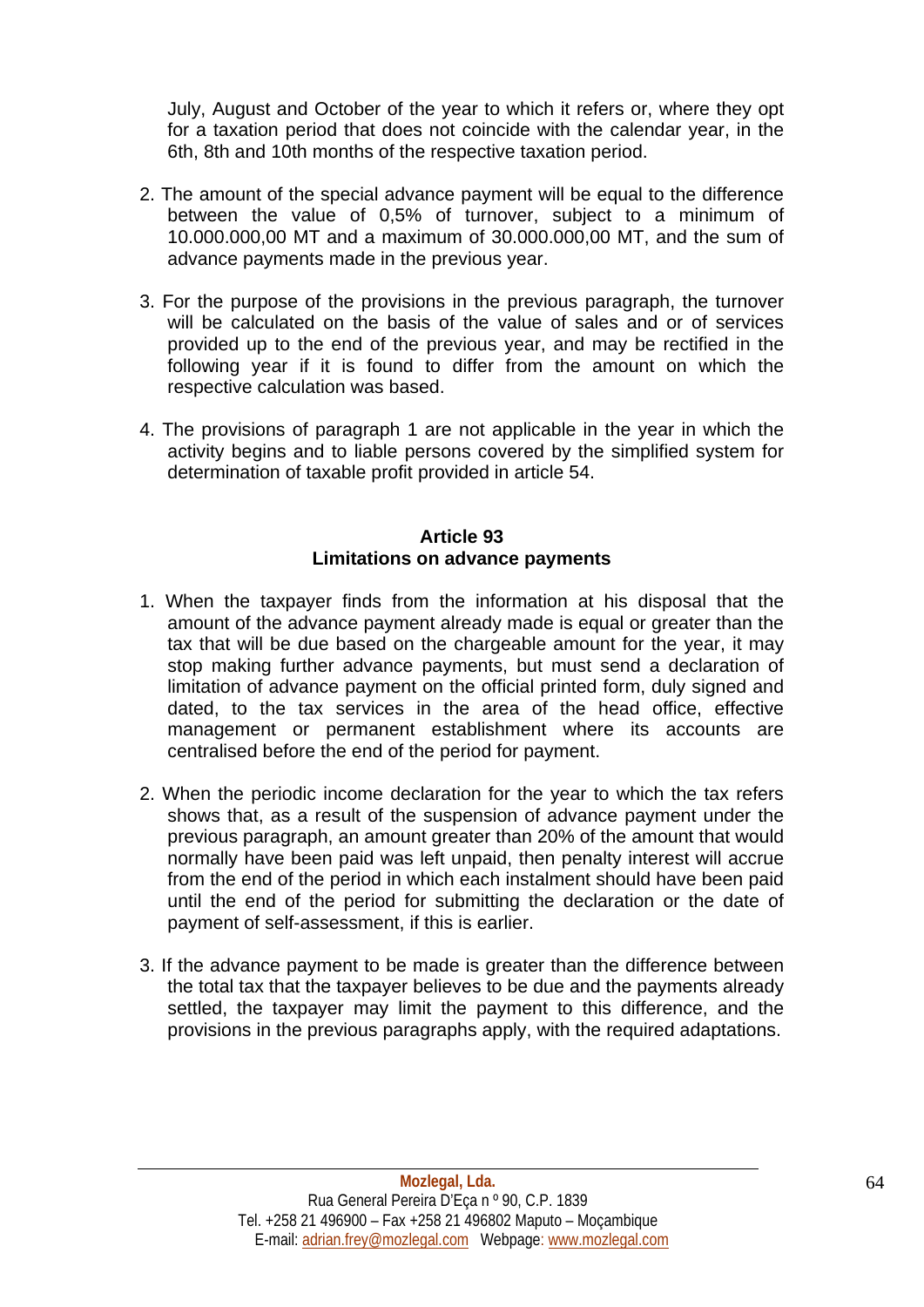July, August and October of the year to which it refers or, where they opt for a taxation period that does not coincide with the calendar year, in the 6th, 8th and 10th months of the respective taxation period.

2. The amount of the special advance payment will be equal to the difference between the value of 0,5% of turnover, subject to a minimum of 10.000.000,00 MT and a maximum of 30.000.000,00 MT, and the sum of advance payments made in the previous year.

3. For the purpose of the provisions in the previous paragraph, the turnover will be calculated on the basis of the value of sales and or of services provided up to the end of the previous year, and may be rectified in the following year if it is found to differ from the amount on which the respective calculation was based.

4. The provisions of paragraph 1 are not applicable in the year in which the activity begins and to liable persons covered by the simplified system for determination of taxable profit provided in article 54.

**Article 93**
**Limitations on advance payments**

1. When the taxpayer finds from the information at his disposal that the amount of the advance payment already made is equal or greater than the tax that will be due based on the chargeable amount for the year, it may stop making further advance payments, but must send a declaration of limitation of advance payment on the official printed form, duly signed and dated, to the tax services in the area of the head office, effective management or permanent establishment where its accounts are centralised before the end of the period for payment.

2. When the periodic income declaration for the year to which the tax refers shows that, as a result of the suspension of advance payment under the previous paragraph, an amount greater than 20% of the amount that would normally have been paid was left unpaid, then penalty interest will accrue from the end of the period in which each instalment should have been paid until the end of the period for submitting the declaration or the date of payment of self-assessment, if this is earlier.

3. If the advance payment to be made is greater than the difference between the total tax that the taxpayer believes to be due and the payments already settled, the taxpayer may limit the payment to this difference, and the provisions in the previous paragraphs apply, with the required adaptations.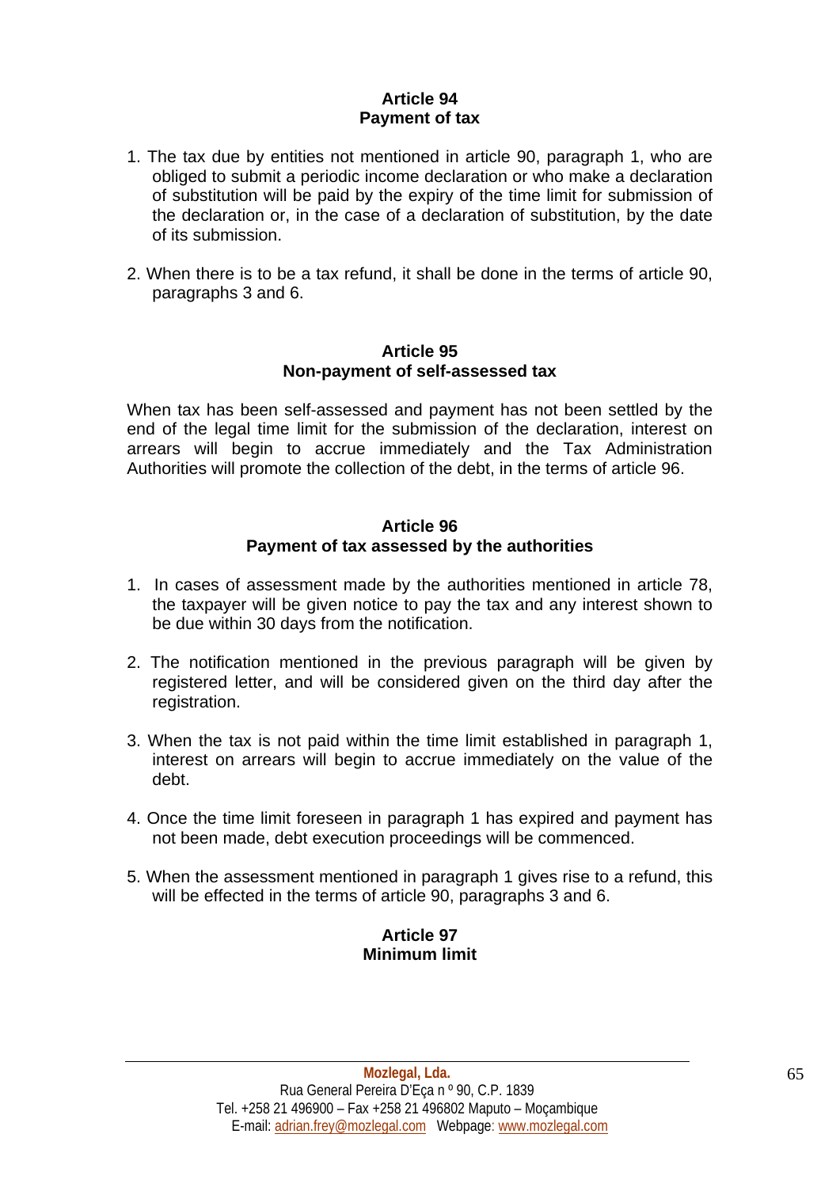### Article 94
### Payment of tax

1. The tax due by entities not mentioned in article 90, paragraph 1, who are obliged to submit a periodic income declaration or who make a declaration of substitution will be paid by the expiry of the time limit for submission of the declaration or, in the case of a declaration of substitution, by the date of its submission.

2. When there is to be a tax refund, it shall be done in the terms of article 90, paragraphs 3 and 6.

### Article 95
### Non-payment of self-assessed tax

When tax has been self-assessed and payment has not been settled by the end of the legal time limit for the submission of the declaration, interest on arrears will begin to accrue immediately and the Tax Administration Authorities will promote the collection of the debt, in the terms of article 96.

### Article 96
### Payment of tax assessed by the authorities

1. In cases of assessment made by the authorities mentioned in article 78, the taxpayer will be given notice to pay the tax and any interest shown to be due within 30 days from the notification.

2. The notification mentioned in the previous paragraph will be given by registered letter, and will be considered given on the third day after the registration.

3. When the tax is not paid within the time limit established in paragraph 1, interest on arrears will begin to accrue immediately on the value of the debt.

4. Once the time limit foreseen in paragraph 1 has expired and payment has not been made, debt execution proceedings will be commenced.

5. When the assessment mentioned in paragraph 1 gives rise to a refund, this will be effected in the terms of article 90, paragraphs 3 and 6.

### Article 97
### Minimum limit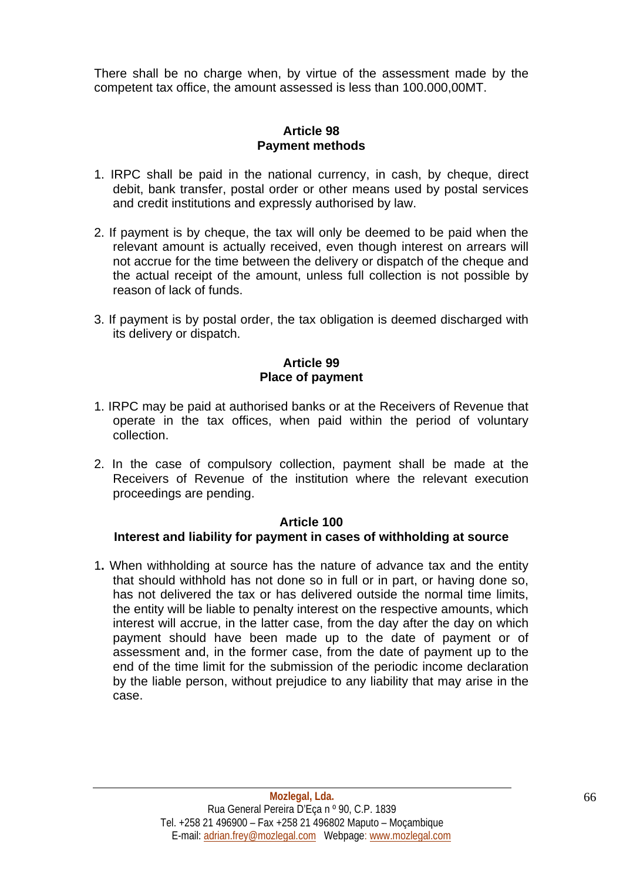There shall be no charge when, by virtue of the assessment made by the competent tax office, the amount assessed is less than 100.000,00MT.

**Article 98**
**Payment methods**

1. IRPC shall be paid in the national currency, in cash, by cheque, direct debit, bank transfer, postal order or other means used by postal services and credit institutions and expressly authorised by law.

2. If payment is by cheque, the tax will only be deemed to be paid when the relevant amount is actually received, even though interest on arrears will not accrue for the time between the delivery or dispatch of the cheque and the actual receipt of the amount, unless full collection is not possible by reason of lack of funds.

3. If payment is by postal order, the tax obligation is deemed discharged with its delivery or dispatch.

**Article 99**
**Place of payment**

1. IRPC may be paid at authorised banks or at the Receivers of Revenue that operate in the tax offices, when paid within the period of voluntary collection.

2. In the case of compulsory collection, payment shall be made at the Receivers of Revenue of the institution where the relevant execution proceedings are pending.

**Article 100**
**Interest and liability for payment in cases of withholding at source**

1. When withholding at source has the nature of advance tax and the entity that should withhold has not done so in full or in part, or having done so, has not delivered the tax or has delivered outside the normal time limits, the entity will be liable to penalty interest on the respective amounts, which interest will accrue, in the latter case, from the day after the day on which payment should have been made up to the date of payment or of assessment and, in the former case, from the date of payment up to the end of the time limit for the submission of the periodic income declaration by the liable person, without prejudice to any liability that may arise in the case.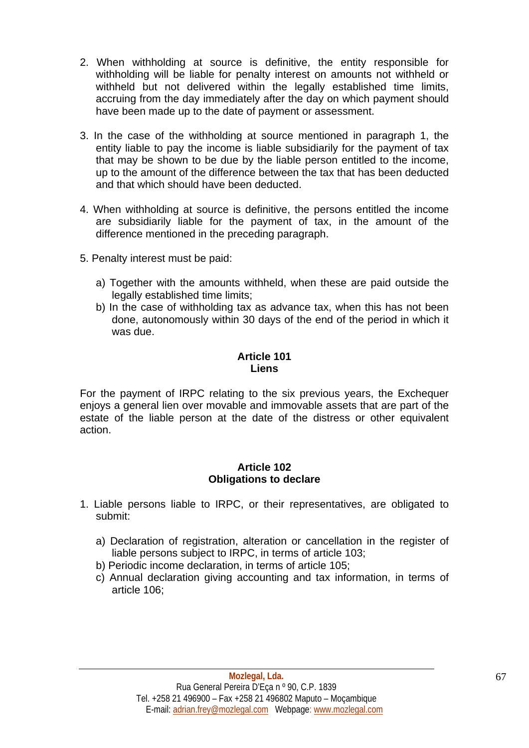2. When withholding at source is definitive, the entity responsible for withholding will be liable for penalty interest on amounts not withheld or withheld but not delivered within the legally established time limits, accruing from the day immediately after the day on which payment should have been made up to the date of payment or assessment.

3. In the case of the withholding at source mentioned in paragraph 1, the entity liable to pay the income is liable subsidiarily for the payment of tax that may be shown to be due by the liable person entitled to the income, up to the amount of the difference between the tax that has been deducted and that which should have been deducted.

4. When withholding at source is definitive, the persons entitled the income are subsidiarily liable for the payment of tax, in the amount of the difference mentioned in the preceding paragraph.

5. Penalty interest must be paid:

   a) Together with the amounts withheld, when these are paid outside the legally established time limits;
   b) In the case of withholding tax as advance tax, when this has not been done, autonomously within 30 days of the end of the period in which it was due.

### Article 101
### Liens

For the payment of IRPC relating to the six previous years, the Exchequer enjoys a general lien over movable and immovable assets that are part of the estate of the liable person at the date of the distress or other equivalent action.

### Article 102
### Obligations to declare

1. Liable persons liable to IRPC, or their representatives, are obligated to submit:

   a) Declaration of registration, alteration or cancellation in the register of liable persons subject to IRPC, in terms of article 103;
   b) Periodic income declaration, in terms of article 105;
   c) Annual declaration giving accounting and tax information, in terms of article 106;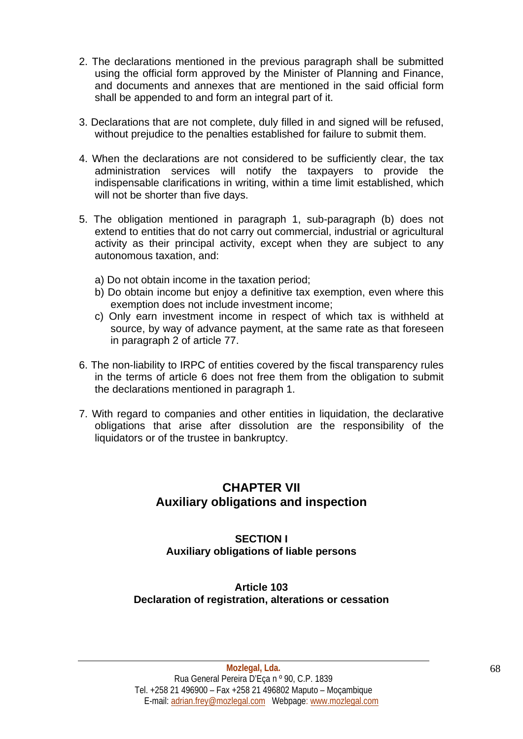2. The declarations mentioned in the previous paragraph shall be submitted using the official form approved by the Minister of Planning and Finance, and documents and annexes that are mentioned in the said official form shall be appended to and form an integral part of it.

3. Declarations that are not complete, duly filled in and signed will be refused, without prejudice to the penalties established for failure to submit them.

4. When the declarations are not considered to be sufficiently clear, the tax administration services will notify the taxpayers to provide the indispensable clarifications in writing, within a time limit established, which will not be shorter than five days.

5. The obligation mentioned in paragraph 1, sub-paragraph (b) does not extend to entities that do not carry out commercial, industrial or agricultural activity as their principal activity, except when they are subject to any autonomous taxation, and:

   a) Do not obtain income in the taxation period;
   b) Do obtain income but enjoy a definitive tax exemption, even where this exemption does not include investment income;
   c) Only earn investment income in respect of which tax is withheld at source, by way of advance payment, at the same rate as that foreseen in paragraph 2 of article 77.

6. The non-liability to IRPC of entities covered by the fiscal transparency rules in the terms of article 6 does not free them from the obligation to submit the declarations mentioned in paragraph 1.

7. With regard to companies and other entities in liquidation, the declarative obligations that arise after dissolution are the responsibility of the liquidators or of the trustee in bankruptcy.

## CHAPTER VII
## Auxiliary obligations and inspection

### SECTION I
### Auxiliary obligations of liable persons

#### Article 103
#### Declaration of registration, alterations or cessation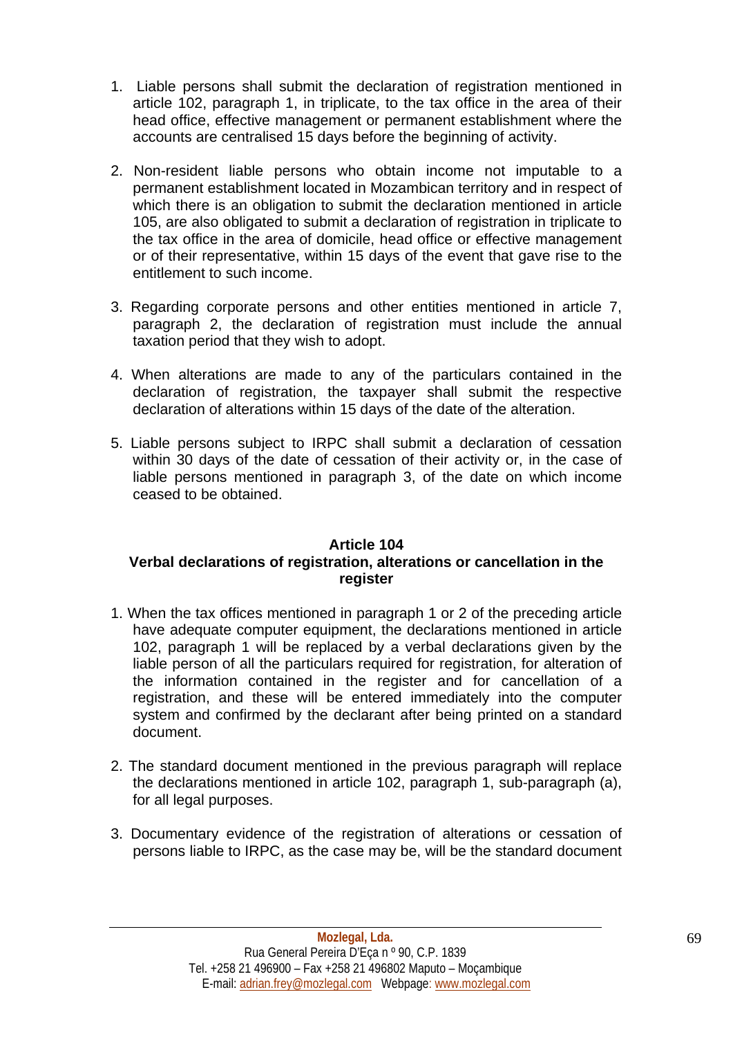1. Liable persons shall submit the declaration of registration mentioned in article 102, paragraph 1, in triplicate, to the tax office in the area of their head office, effective management or permanent establishment where the accounts are centralised 15 days before the beginning of activity.

2. Non-resident liable persons who obtain income not imputable to a permanent establishment located in Mozambican territory and in respect of which there is an obligation to submit the declaration mentioned in article 105, are also obligated to submit a declaration of registration in triplicate to the tax office in the area of domicile, head office or effective management or of their representative, within 15 days of the event that gave rise to the entitlement to such income.

3. Regarding corporate persons and other entities mentioned in article 7, paragraph 2, the declaration of registration must include the annual taxation period that they wish to adopt.

4. When alterations are made to any of the particulars contained in the declaration of registration, the taxpayer shall submit the respective declaration of alterations within 15 days of the date of the alteration.

5. Liable persons subject to IRPC shall submit a declaration of cessation within 30 days of the date of cessation of their activity or, in the case of liable persons mentioned in paragraph 3, of the date on which income ceased to be obtained.

**Article 104**
**Verbal declarations of registration, alterations or cancellation in the register**

1. When the tax offices mentioned in paragraph 1 or 2 of the preceding article have adequate computer equipment, the declarations mentioned in article 102, paragraph 1 will be replaced by a verbal declarations given by the liable person of all the particulars required for registration, for alteration of the information contained in the register and for cancellation of a registration, and these will be entered immediately into the computer system and confirmed by the declarant after being printed on a standard document.

2. The standard document mentioned in the previous paragraph will replace the declarations mentioned in article 102, paragraph 1, sub-paragraph (a), for all legal purposes.

3. Documentary evidence of the registration of alterations or cessation of persons liable to IRPC, as the case may be, will be the standard document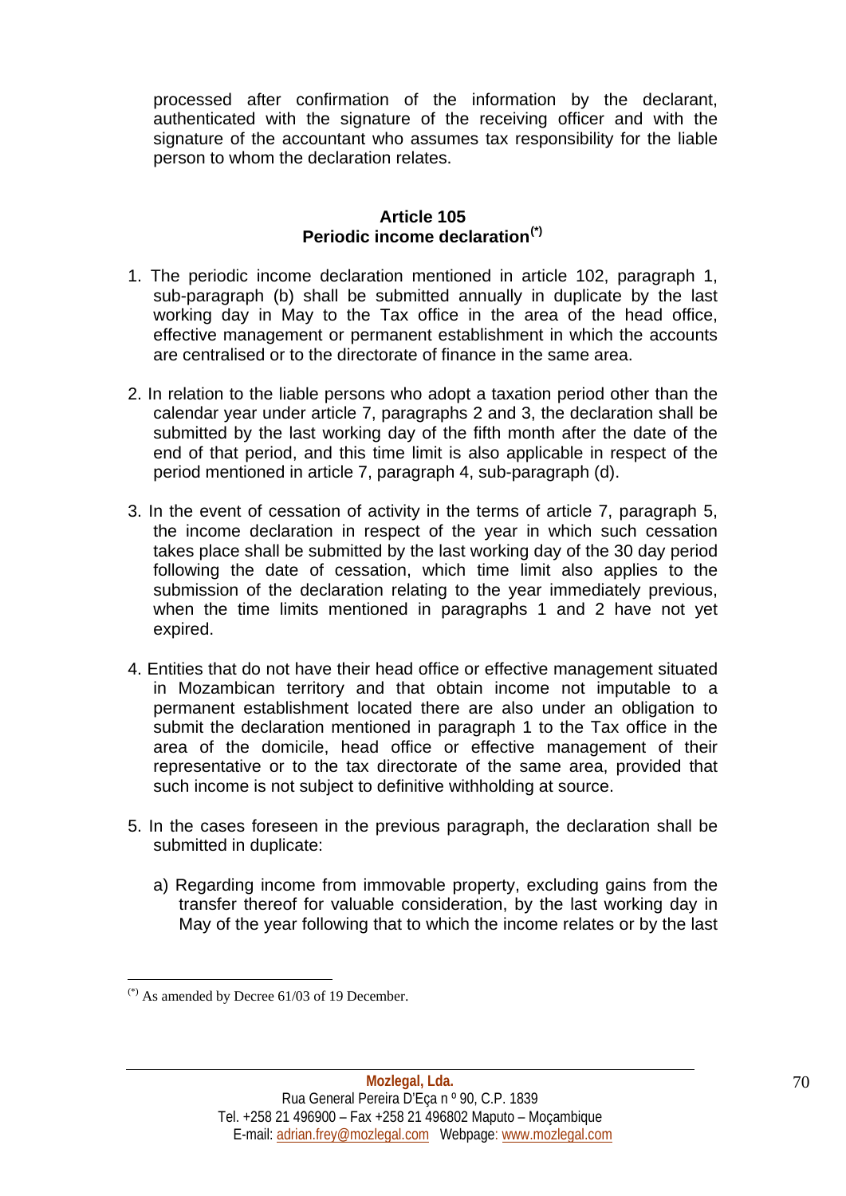processed after confirmation of the information by the declarant, authenticated with the signature of the receiving officer and with the signature of the accountant who assumes tax responsibility for the liable person to whom the declaration relates.

### Article 105
### Periodic income declaration[(*)]

1. The periodic income declaration mentioned in article 102, paragraph 1, sub-paragraph (b) shall be submitted annually in duplicate by the last working day in May to the Tax office in the area of the head office, effective management or permanent establishment in which the accounts are centralised or to the directorate of finance in the same area.

2. In relation to the liable persons who adopt a taxation period other than the calendar year under article 7, paragraphs 2 and 3, the declaration shall be submitted by the last working day of the fifth month after the date of the end of that period, and this time limit is also applicable in respect of the period mentioned in article 7, paragraph 4, sub-paragraph (d).

3. In the event of cessation of activity in the terms of article 7, paragraph 5, the income declaration in respect of the year in which such cessation takes place shall be submitted by the last working day of the 30 day period following the date of cessation, which time limit also applies to the submission of the declaration relating to the year immediately previous, when the time limits mentioned in paragraphs 1 and 2 have not yet expired.

4. Entities that do not have their head office or effective management situated in Mozambican territory and that obtain income not imputable to a permanent establishment located there are also under an obligation to submit the declaration mentioned in paragraph 1 to the Tax office in the area of the domicile, head office or effective management of their representative or to the tax directorate of the same area, provided that such income is not subject to definitive withholding at source.

5. In the cases foreseen in the previous paragraph, the declaration shall be submitted in duplicate:

   a) Regarding income from immovable property, excluding gains from the transfer thereof for valuable consideration, by the last working day in May of the year following that to which the income relates or by the last

---

[(*)] As amended by Decree 61/03 of 19 December.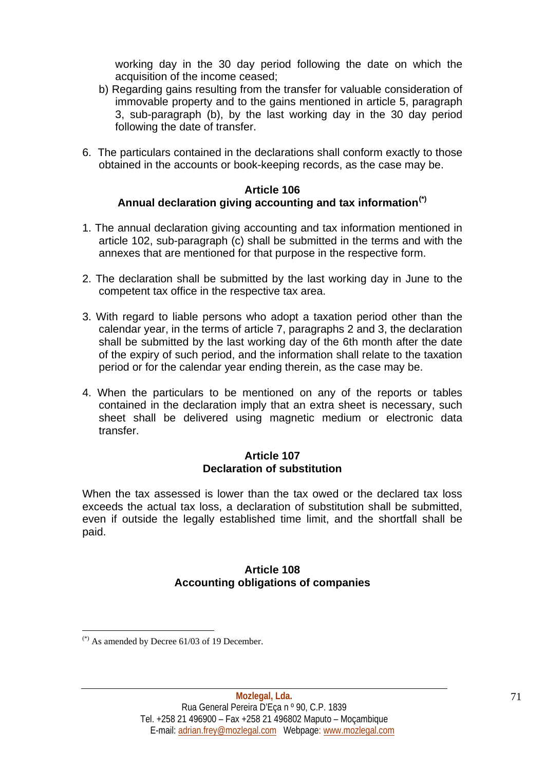working day in the 30 day period following the date on which the acquisition of the income ceased;

b) Regarding gains resulting from the transfer for valuable consideration of immovable property and to the gains mentioned in article 5, paragraph 3, sub-paragraph (b), by the last working day in the 30 day period following the date of transfer.

6. The particulars contained in the declarations shall conform exactly to those obtained in the accounts or book-keeping records, as the case may be.

**Article 106**
**Annual declaration giving accounting and tax information[(*)]**

1. The annual declaration giving accounting and tax information mentioned in article 102, sub-paragraph (c) shall be submitted in the terms and with the annexes that are mentioned for that purpose in the respective form.

2. The declaration shall be submitted by the last working day in June to the competent tax office in the respective tax area.

3. With regard to liable persons who adopt a taxation period other than the calendar year, in the terms of article 7, paragraphs 2 and 3, the declaration shall be submitted by the last working day of the 6th month after the date of the expiry of such period, and the information shall relate to the taxation period or for the calendar year ending therein, as the case may be.

4. When the particulars to be mentioned on any of the reports or tables contained in the declaration imply that an extra sheet is necessary, such sheet shall be delivered using magnetic medium or electronic data transfer.

**Article 107**
**Declaration of substitution**

When the tax assessed is lower than the tax owed or the declared tax loss exceeds the actual tax loss, a declaration of substitution shall be submitted, even if outside the legally established time limit, and the shortfall shall be paid.

**Article 108**
**Accounting obligations of companies**

---

(*) As amended by Decree 61/03 of 19 December.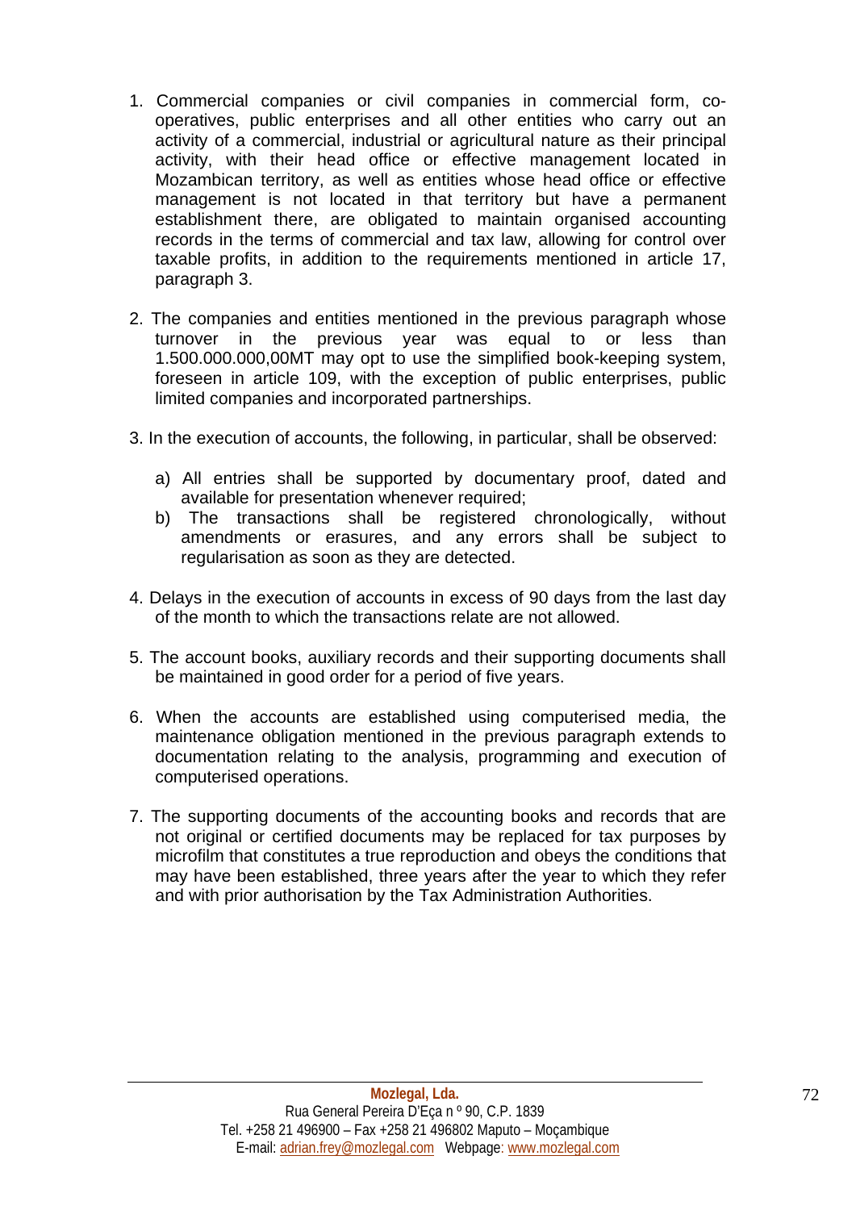1. Commercial companies or civil companies in commercial form, co-operatives, public enterprises and all other entities who carry out an activity of a commercial, industrial or agricultural nature as their principal activity, with their head office or effective management located in Mozambican territory, as well as entities whose head office or effective management is not located in that territory but have a permanent establishment there, are obligated to maintain organised accounting records in the terms of commercial and tax law, allowing for control over taxable profits, in addition to the requirements mentioned in article 17, paragraph 3.

2. The companies and entities mentioned in the previous paragraph whose turnover in the previous year was equal to or less than 1.500.000.000,00MT may opt to use the simplified book-keeping system, foreseen in article 109, with the exception of public enterprises, public limited companies and incorporated partnerships.

3. In the execution of accounts, the following, in particular, shall be observed:

   a) All entries shall be supported by documentary proof, dated and available for presentation whenever required;
   b) The transactions shall be registered chronologically, without amendments or erasures, and any errors shall be subject to regularisation as soon as they are detected.

4. Delays in the execution of accounts in excess of 90 days from the last day of the month to which the transactions relate are not allowed.

5. The account books, auxiliary records and their supporting documents shall be maintained in good order for a period of five years.

6. When the accounts are established using computerised media, the maintenance obligation mentioned in the previous paragraph extends to documentation relating to the analysis, programming and execution of computerised operations.

7. The supporting documents of the accounting books and records that are not original or certified documents may be replaced for tax purposes by microfilm that constitutes a true reproduction and obeys the conditions that may have been established, three years after the year to which they refer and with prior authorisation by the Tax Administration Authorities.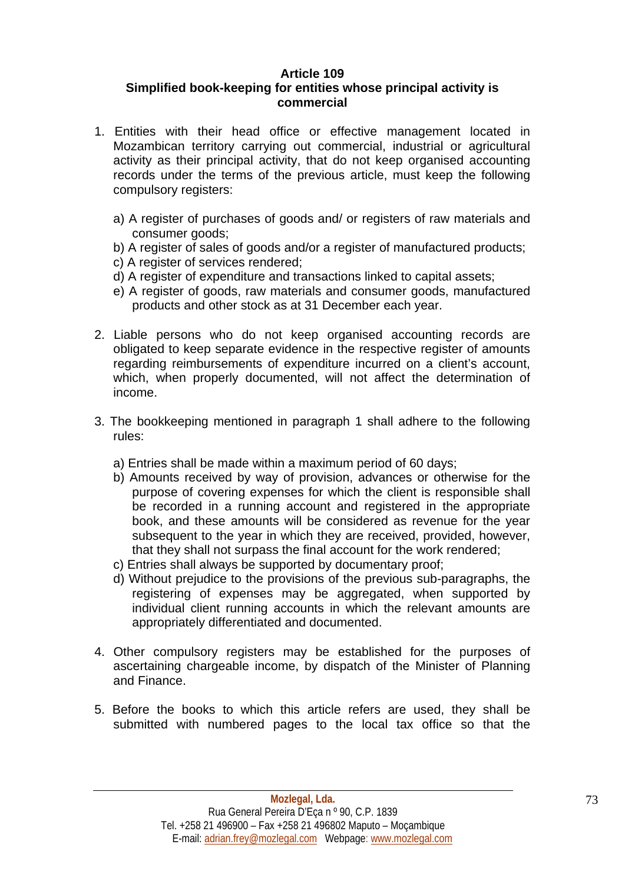### Article 109
### Simplified book-keeping for entities whose principal activity is commercial

1. Entities with their head office or effective management located in Mozambican territory carrying out commercial, industrial or agricultural activity as their principal activity, that do not keep organised accounting records under the terms of the previous article, must keep the following compulsory registers:

   a) A register of purchases of goods and/ or registers of raw materials and consumer goods;
   b) A register of sales of goods and/or a register of manufactured products;
   c) A register of services rendered;
   d) A register of expenditure and transactions linked to capital assets;
   e) A register of goods, raw materials and consumer goods, manufactured products and other stock as at 31 December each year.

2. Liable persons who do not keep organised accounting records are obligated to keep separate evidence in the respective register of amounts regarding reimbursements of expenditure incurred on a client's account, which, when properly documented, will not affect the determination of income.

3. The bookkeeping mentioned in paragraph 1 shall adhere to the following rules:

   a) Entries shall be made within a maximum period of 60 days;
   b) Amounts received by way of provision, advances or otherwise for the purpose of covering expenses for which the client is responsible shall be recorded in a running account and registered in the appropriate book, and these amounts will be considered as revenue for the year subsequent to the year in which they are received, provided, however, that they shall not surpass the final account for the work rendered;
   c) Entries shall always be supported by documentary proof;
   d) Without prejudice to the provisions of the previous sub-paragraphs, the registering of expenses may be aggregated, when supported by individual client running accounts in which the relevant amounts are appropriately differentiated and documented.

4. Other compulsory registers may be established for the purposes of ascertaining chargeable income, by dispatch of the Minister of Planning and Finance.

5. Before the books to which this article refers are used, they shall be submitted with numbered pages to the local tax office so that the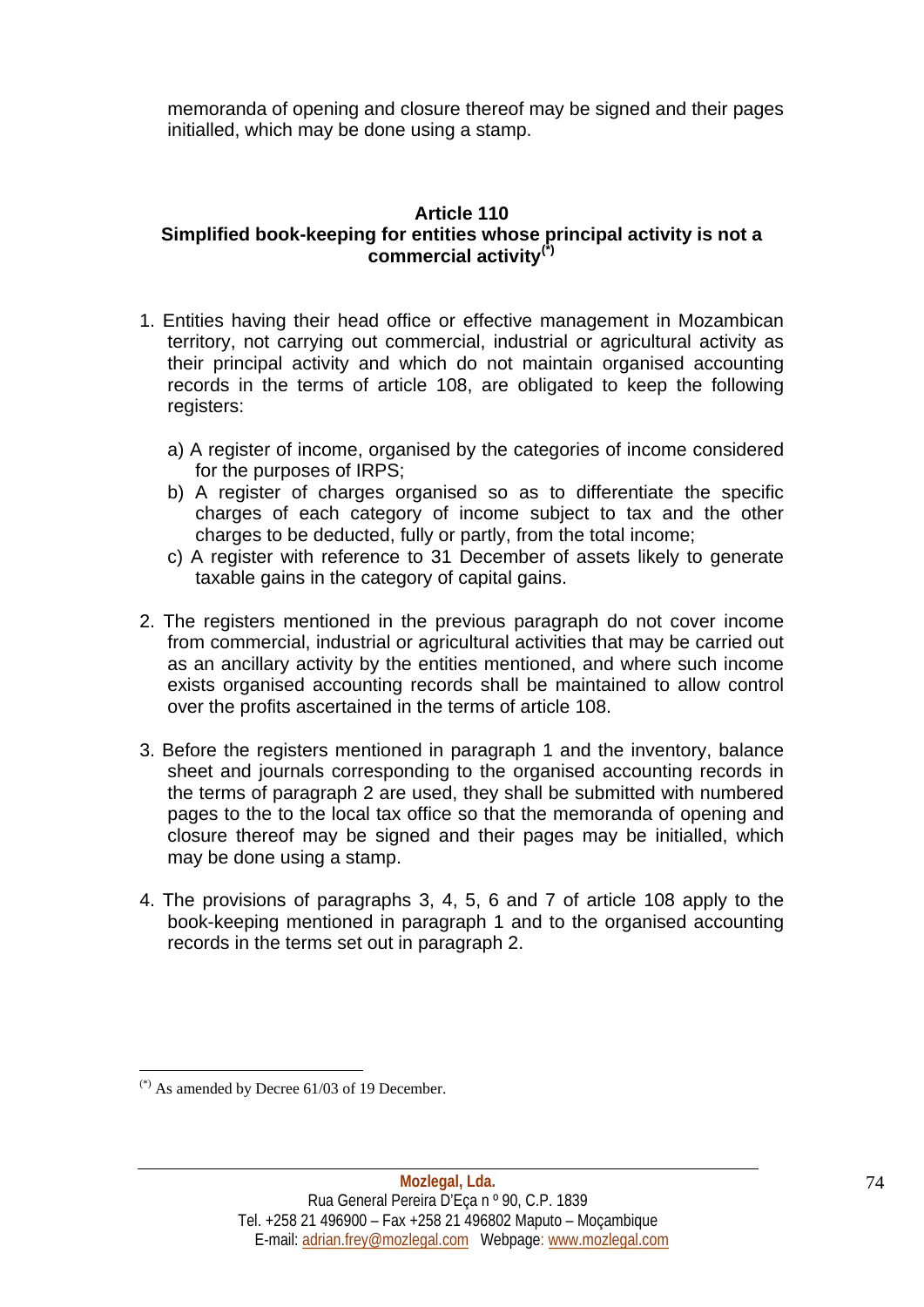memoranda of opening and closure thereof may be signed and their pages initialled, which may be done using a stamp.

### Article 110
### Simplified book-keeping for entities whose principal activity is not a commercial activity[(*)]

1. Entities having their head office or effective management in Mozambican territory, not carrying out commercial, industrial or agricultural activity as their principal activity and which do not maintain organised accounting records in the terms of article 108, are obligated to keep the following registers:

   a) A register of income, organised by the categories of income considered for the purposes of IRPS;
   b) A register of charges organised so as to differentiate the specific charges of each category of income subject to tax and the other charges to be deducted, fully or partly, from the total income;
   c) A register with reference to 31 December of assets likely to generate taxable gains in the category of capital gains.

2. The registers mentioned in the previous paragraph do not cover income from commercial, industrial or agricultural activities that may be carried out as an ancillary activity by the entities mentioned, and where such income exists organised accounting records shall be maintained to allow control over the profits ascertained in the terms of article 108.

3. Before the registers mentioned in paragraph 1 and the inventory, balance sheet and journals corresponding to the organised accounting records in the terms of paragraph 2 are used, they shall be submitted with numbered pages to the to the local tax office so that the memoranda of opening and closure thereof may be signed and their pages may be initialled, which may be done using a stamp.

4. The provisions of paragraphs 3, 4, 5, 6 and 7 of article 108 apply to the book-keeping mentioned in paragraph 1 and to the organised accounting records in the terms set out in paragraph 2.

---

[(*)] As amended by Decree 61/03 of 19 December.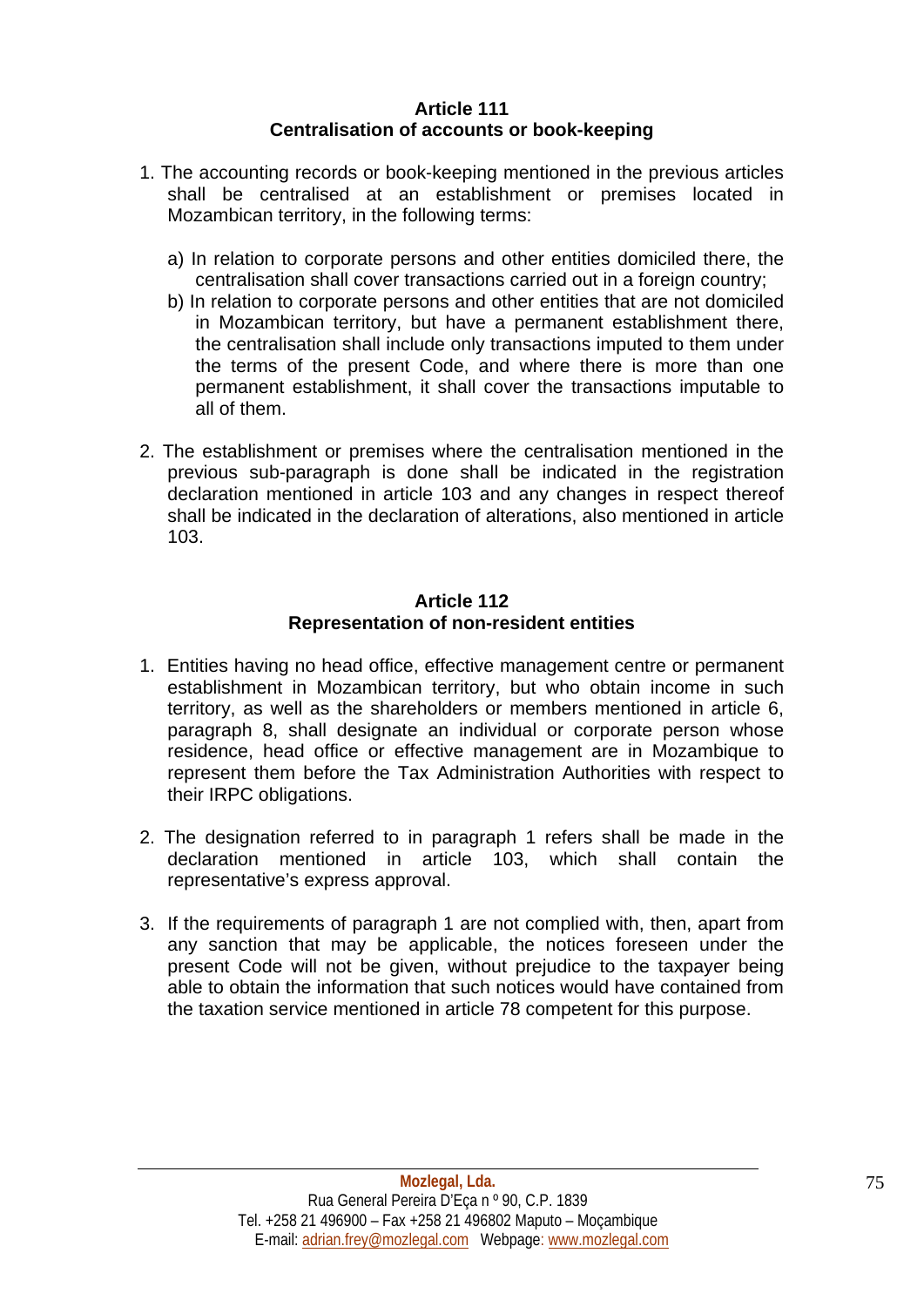## Article 111
## Centralisation of accounts or book-keeping

1. The accounting records or book-keeping mentioned in the previous articles shall be centralised at an establishment or premises located in Mozambican territory, in the following terms:

   a) In relation to corporate persons and other entities domiciled there, the centralisation shall cover transactions carried out in a foreign country;

   b) In relation to corporate persons and other entities that are not domiciled in Mozambican territory, but have a permanent establishment there, the centralisation shall include only transactions imputed to them under the terms of the present Code, and where there is more than one permanent establishment, it shall cover the transactions imputable to all of them.

2. The establishment or premises where the centralisation mentioned in the previous sub-paragraph is done shall be indicated in the registration declaration mentioned in article 103 and any changes in respect thereof shall be indicated in the declaration of alterations, also mentioned in article 103.

## Article 112
## Representation of non-resident entities

1. Entities having no head office, effective management centre or permanent establishment in Mozambican territory, but who obtain income in such territory, as well as the shareholders or members mentioned in article 6, paragraph 8, shall designate an individual or corporate person whose residence, head office or effective management are in Mozambique to represent them before the Tax Administration Authorities with respect to their IRPC obligations.

2. The designation referred to in paragraph 1 refers shall be made in the declaration mentioned in article 103, which shall contain the representative's express approval.

3. If the requirements of paragraph 1 are not complied with, then, apart from any sanction that may be applicable, the notices foreseen under the present Code will not be given, without prejudice to the taxpayer being able to obtain the information that such notices would have contained from the taxation service mentioned in article 78 competent for this purpose.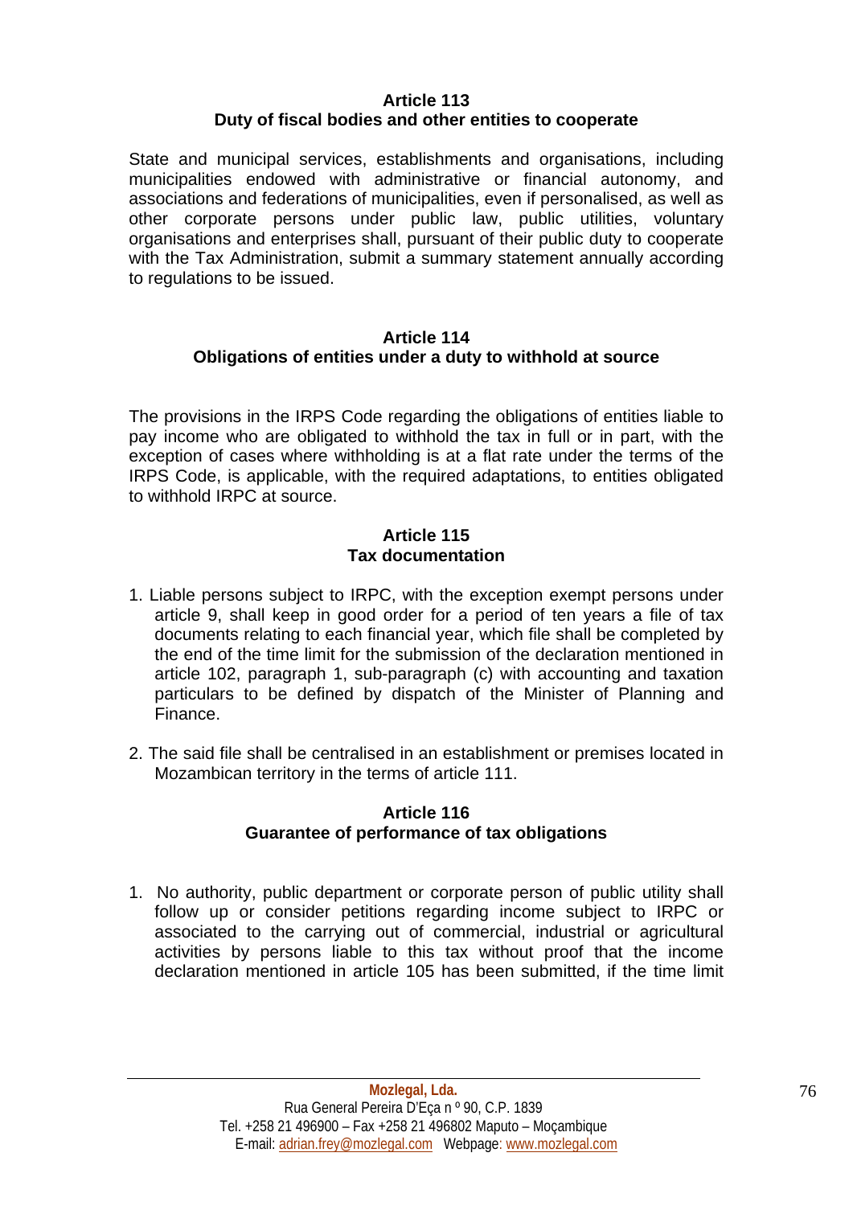### Article 113
### Duty of fiscal bodies and other entities to cooperate

State and municipal services, establishments and organisations, including municipalities endowed with administrative or financial autonomy, and associations and federations of municipalities, even if personalised, as well as other corporate persons under public law, public utilities, voluntary organisations and enterprises shall, pursuant of their public duty to cooperate with the Tax Administration, submit a summary statement annually according to regulations to be issued.

### Article 114
### Obligations of entities under a duty to withhold at source

The provisions in the IRPS Code regarding the obligations of entities liable to pay income who are obligated to withhold the tax in full or in part, with the exception of cases where withholding is at a flat rate under the terms of the IRPS Code, is applicable, with the required adaptations, to entities obligated to withhold IRPC at source.

### Article 115
### Tax documentation

1. Liable persons subject to IRPC, with the exception exempt persons under article 9, shall keep in good order for a period of ten years a file of tax documents relating to each financial year, which file shall be completed by the end of the time limit for the submission of the declaration mentioned in article 102, paragraph 1, sub-paragraph (c) with accounting and taxation particulars to be defined by dispatch of the Minister of Planning and Finance.

2. The said file shall be centralised in an establishment or premises located in Mozambican territory in the terms of article 111.

### Article 116
### Guarantee of performance of tax obligations

1. No authority, public department or corporate person of public utility shall follow up or consider petitions regarding income subject to IRPC or associated to the carrying out of commercial, industrial or agricultural activities by persons liable to this tax without proof that the income declaration mentioned in article 105 has been submitted, if the time limit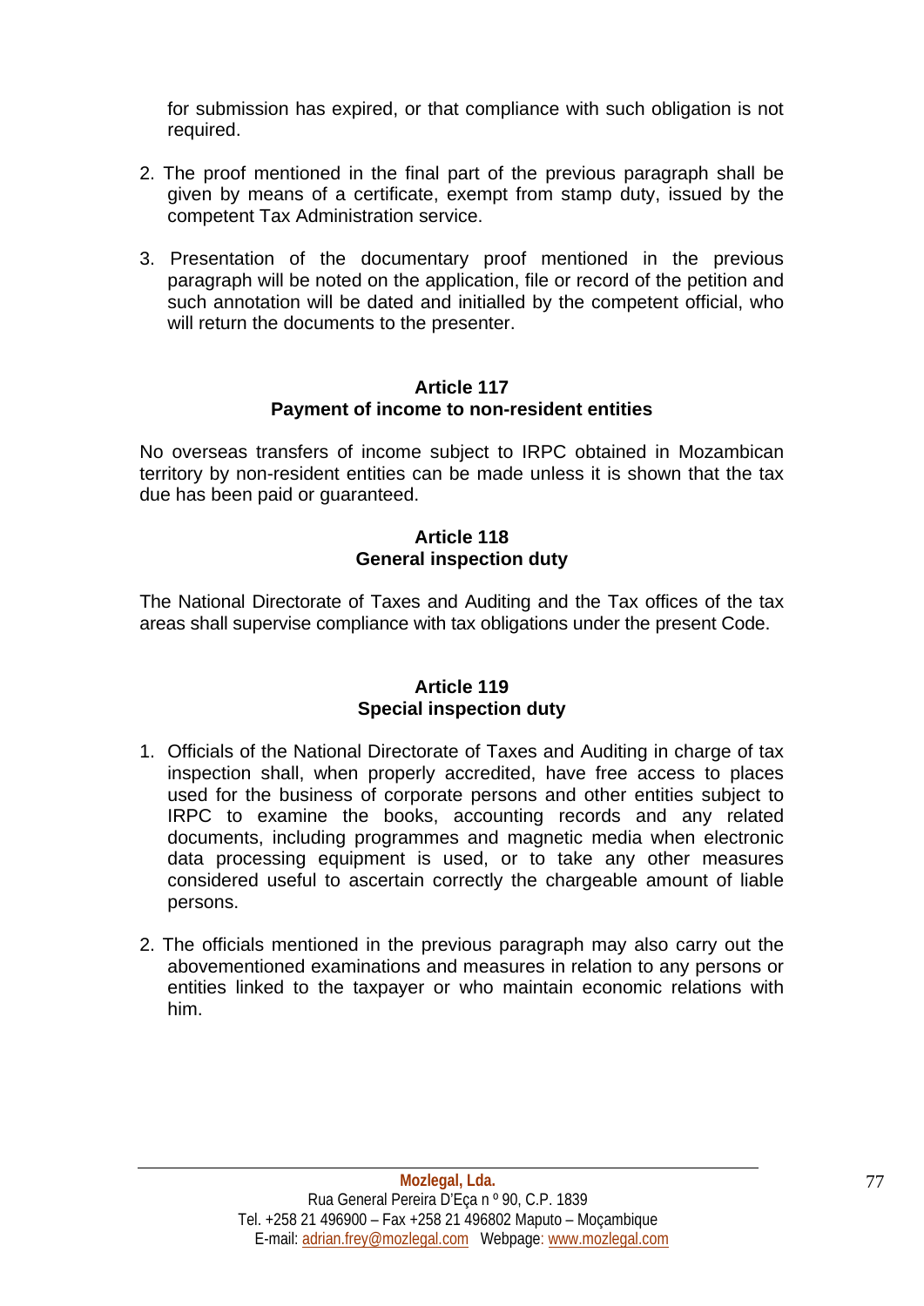for submission has expired, or that compliance with such obligation is not required.

2. The proof mentioned in the final part of the previous paragraph shall be given by means of a certificate, exempt from stamp duty, issued by the competent Tax Administration service.

3. Presentation of the documentary proof mentioned in the previous paragraph will be noted on the application, file or record of the petition and such annotation will be dated and initialled by the competent official, who will return the documents to the presenter.

**Article 117**
**Payment of income to non-resident entities**

No overseas transfers of income subject to IRPC obtained in Mozambican territory by non-resident entities can be made unless it is shown that the tax due has been paid or guaranteed.

**Article 118**
**General inspection duty**

The National Directorate of Taxes and Auditing and the Tax offices of the tax areas shall supervise compliance with tax obligations under the present Code.

**Article 119**
**Special inspection duty**

1. Officials of the National Directorate of Taxes and Auditing in charge of tax inspection shall, when properly accredited, have free access to places used for the business of corporate persons and other entities subject to IRPC to examine the books, accounting records and any related documents, including programmes and magnetic media when electronic data processing equipment is used, or to take any other measures considered useful to ascertain correctly the chargeable amount of liable persons.

2. The officials mentioned in the previous paragraph may also carry out the abovementioned examinations and measures in relation to any persons or entities linked to the taxpayer or who maintain economic relations with him.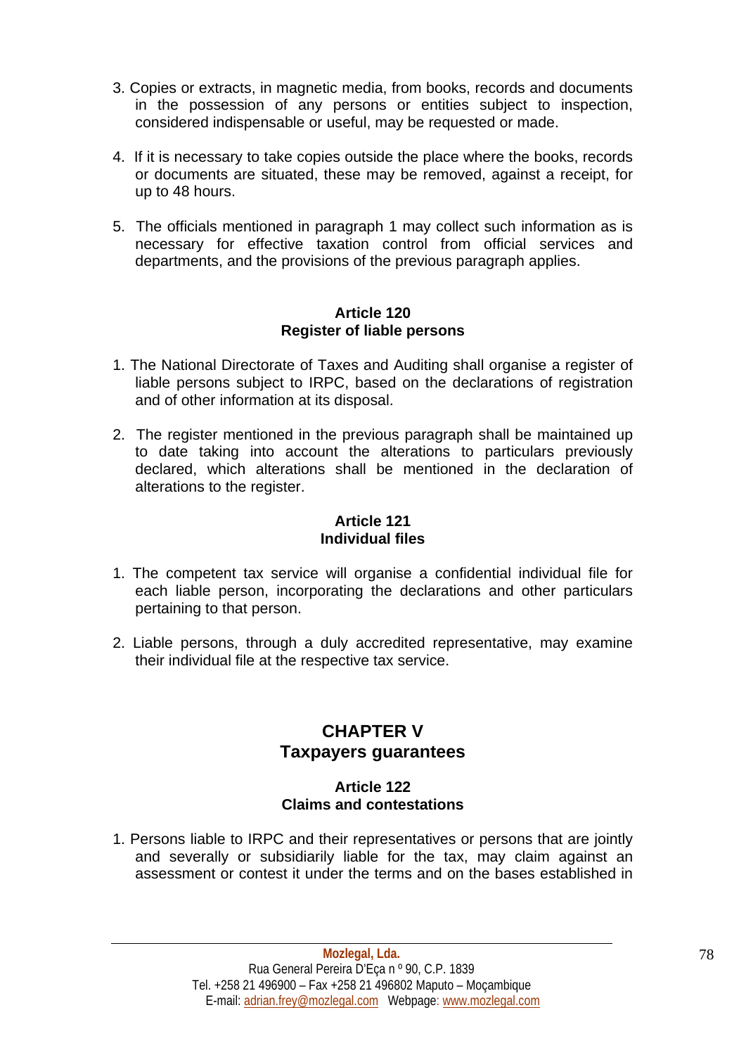3. Copies or extracts, in magnetic media, from books, records and documents in the possession of any persons or entities subject to inspection, considered indispensable or useful, may be requested or made.

4. If it is necessary to take copies outside the place where the books, records or documents are situated, these may be removed, against a receipt, for up to 48 hours.

5. The officials mentioned in paragraph 1 may collect such information as is necessary for effective taxation control from official services and departments, and the provisions of the previous paragraph applies.

### Article 120
### Register of liable persons

1. The National Directorate of Taxes and Auditing shall organise a register of liable persons subject to IRPC, based on the declarations of registration and of other information at its disposal.

2. The register mentioned in the previous paragraph shall be maintained up to date taking into account the alterations to particulars previously declared, which alterations shall be mentioned in the declaration of alterations to the register.

### Article 121
### Individual files

1. The competent tax service will organise a confidential individual file for each liable person, incorporating the declarations and other particulars pertaining to that person.

2. Liable persons, through a duly accredited representative, may examine their individual file at the respective tax service.

## CHAPTER V
## Taxpayers guarantees

### Article 122
### Claims and contestations

1. Persons liable to IRPC and their representatives or persons that are jointly and severally or subsidiarily liable for the tax, may claim against an assessment or contest it under the terms and on the bases established in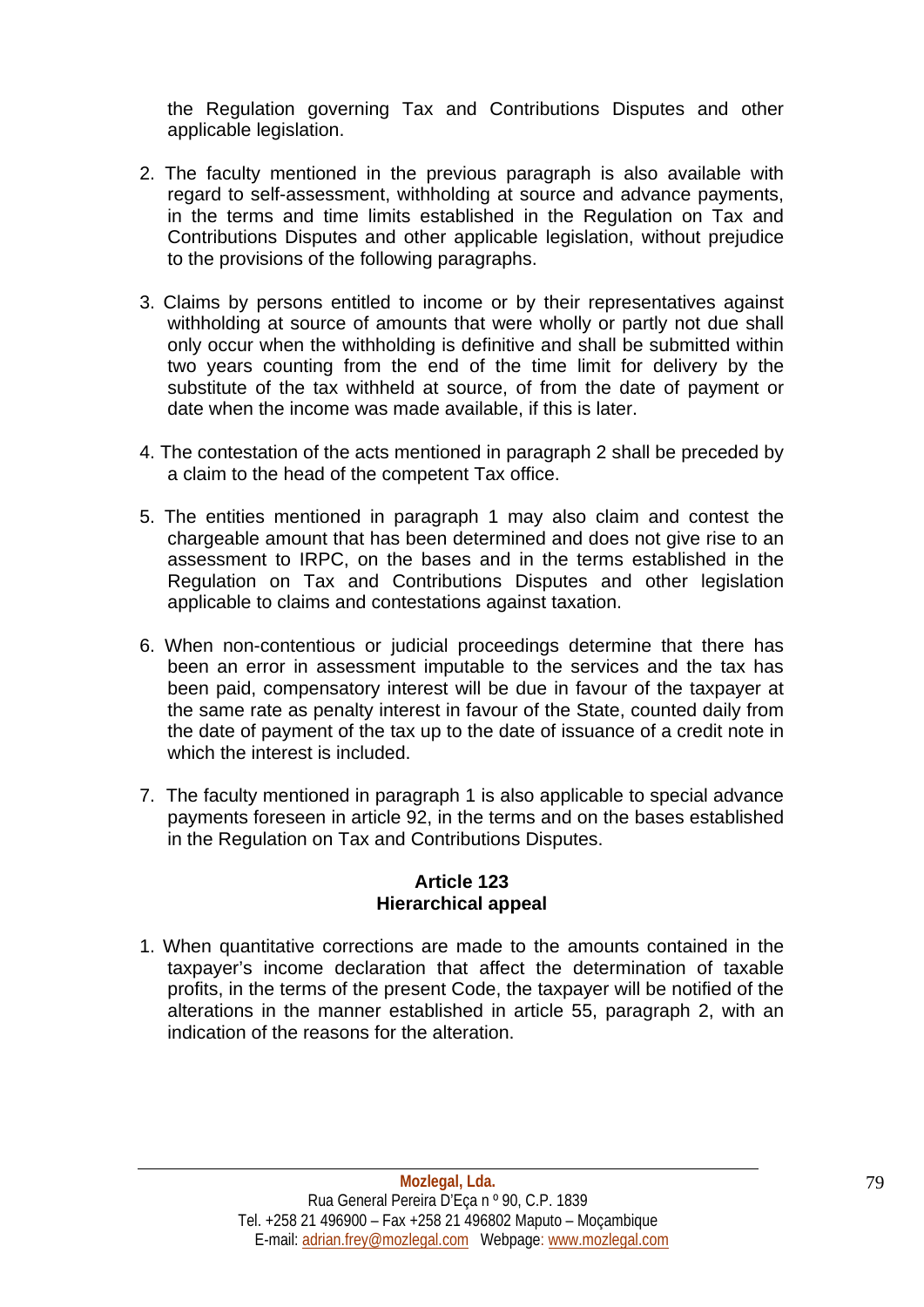the Regulation governing Tax and Contributions Disputes and other applicable legislation.

2. The faculty mentioned in the previous paragraph is also available with regard to self-assessment, withholding at source and advance payments, in the terms and time limits established in the Regulation on Tax and Contributions Disputes and other applicable legislation, without prejudice to the provisions of the following paragraphs.

3. Claims by persons entitled to income or by their representatives against withholding at source of amounts that were wholly or partly not due shall only occur when the withholding is definitive and shall be submitted within two years counting from the end of the time limit for delivery by the substitute of the tax withheld at source, of from the date of payment or date when the income was made available, if this is later.

4. The contestation of the acts mentioned in paragraph 2 shall be preceded by a claim to the head of the competent Tax office.

5. The entities mentioned in paragraph 1 may also claim and contest the chargeable amount that has been determined and does not give rise to an assessment to IRPC, on the bases and in the terms established in the Regulation on Tax and Contributions Disputes and other legislation applicable to claims and contestations against taxation.

6. When non-contentious or judicial proceedings determine that there has been an error in assessment imputable to the services and the tax has been paid, compensatory interest will be due in favour of the taxpayer at the same rate as penalty interest in favour of the State, counted daily from the date of payment of the tax up to the date of issuance of a credit note in which the interest is included.

7. The faculty mentioned in paragraph 1 is also applicable to special advance payments foreseen in article 92, in the terms and on the bases established in the Regulation on Tax and Contributions Disputes.

### Article 123
### Hierarchical appeal

1. When quantitative corrections are made to the amounts contained in the taxpayer's income declaration that affect the determination of taxable profits, in the terms of the present Code, the taxpayer will be notified of the alterations in the manner established in article 55, paragraph 2, with an indication of the reasons for the alteration.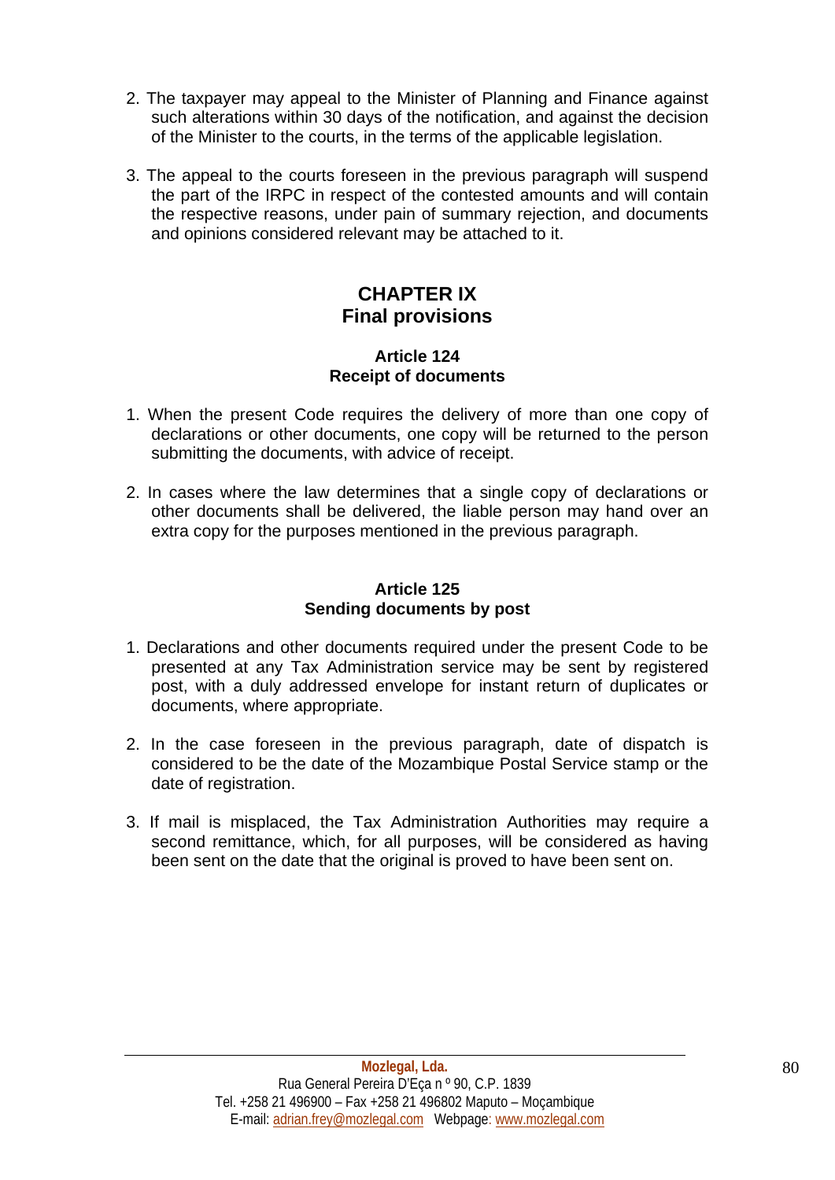2. The taxpayer may appeal to the Minister of Planning and Finance against such alterations within 30 days of the notification, and against the decision of the Minister to the courts, in the terms of the applicable legislation.

3. The appeal to the courts foreseen in the previous paragraph will suspend the part of the IRPC in respect of the contested amounts and will contain the respective reasons, under pain of summary rejection, and documents and opinions considered relevant may be attached to it.

## CHAPTER IX
## Final provisions

### Article 124
### Receipt of documents

1. When the present Code requires the delivery of more than one copy of declarations or other documents, one copy will be returned to the person submitting the documents, with advice of receipt.

2. In cases where the law determines that a single copy of declarations or other documents shall be delivered, the liable person may hand over an extra copy for the purposes mentioned in the previous paragraph.

### Article 125
### Sending documents by post

1. Declarations and other documents required under the present Code to be presented at any Tax Administration service may be sent by registered post, with a duly addressed envelope for instant return of duplicates or documents, where appropriate.

2. In the case foreseen in the previous paragraph, date of dispatch is considered to be the date of the Mozambique Postal Service stamp or the date of registration.

3. If mail is misplaced, the Tax Administration Authorities may require a second remittance, which, for all purposes, will be considered as having been sent on the date that the original is proved to have been sent on.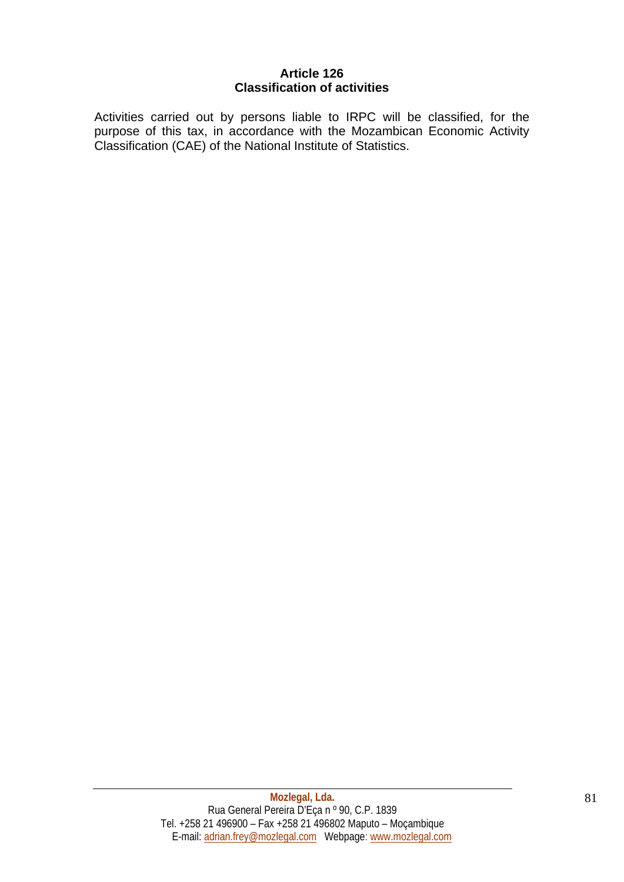## Article 126
## Classification of activities

Activities carried out by persons liable to IRPC will be classified, for the purpose of this tax, in accordance with the Mozambican Economic Activity Classification (CAE) of the National Institute of Statistics.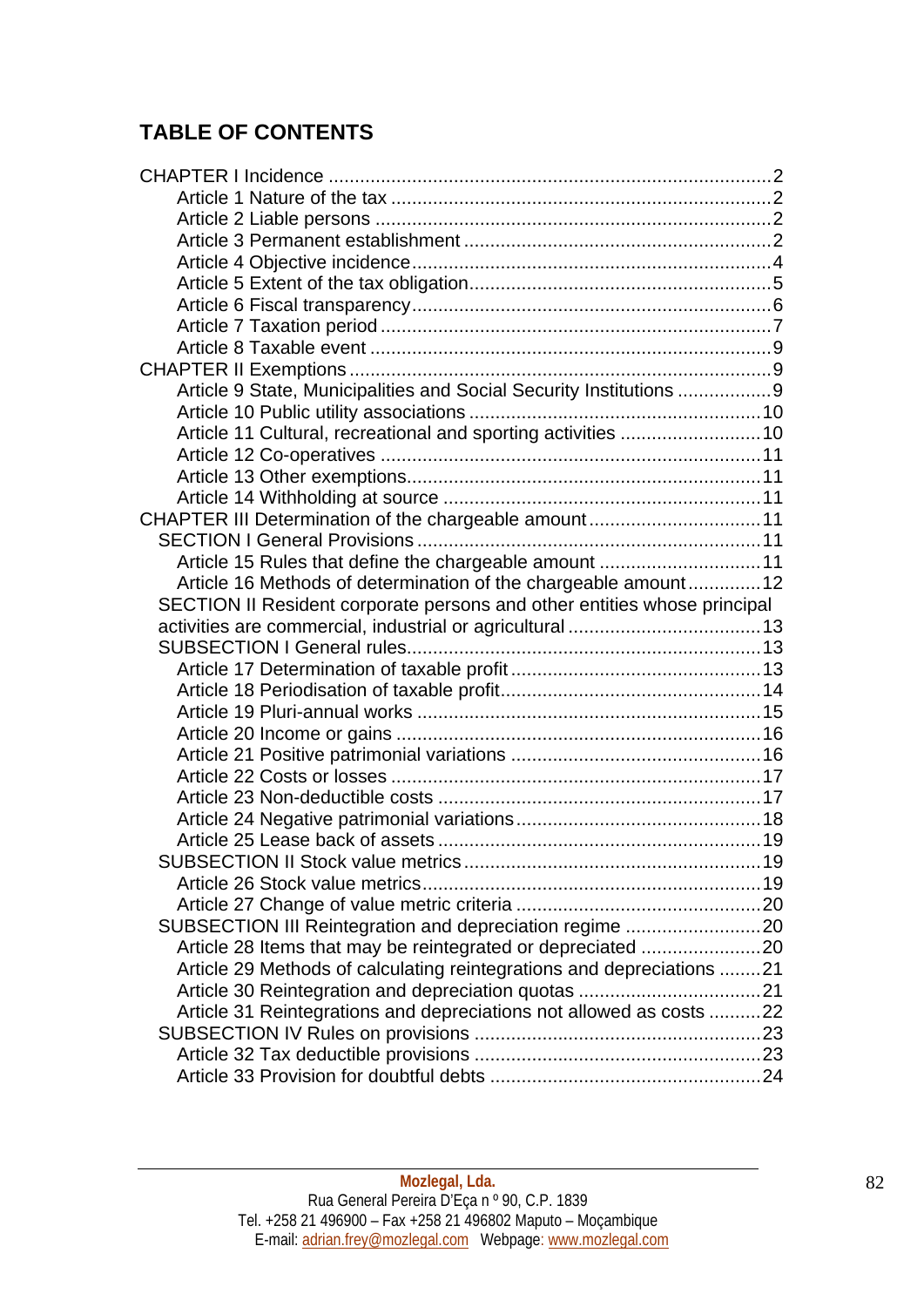## TABLE OF CONTENTS

CHAPTER I Incidence .....2
- Article 1 Nature of the tax .....2
- Article 2 Liable persons .....2
- Article 3 Permanent establishment .....2
- Article 4 Objective incidence .....4
- Article 5 Extent of the tax obligation .....5
- Article 6 Fiscal transparency .....6
- Article 7 Taxation period .....7
- Article 8 Taxable event .....9

CHAPTER II Exemptions .....9
- Article 9 State, Municipalities and Social Security Institutions .....9
- Article 10 Public utility associations .....10
- Article 11 Cultural, recreational and sporting activities .....10
- Article 12 Co-operatives .....11
- Article 13 Other exemptions .....11
- Article 14 Withholding at source .....11

CHAPTER III Determination of the chargeable amount .....11
- SECTION I General Provisions .....11
  - Article 15 Rules that define the chargeable amount .....11
  - Article 16 Methods of determination of the chargeable amount .....12
- SECTION II Resident corporate persons and other entities whose principal activities are commercial, industrial or agricultural .....13
- SUBSECTION I General rules .....13
  - Article 17 Determination of taxable profit .....13
  - Article 18 Periodisation of taxable profit .....14
  - Article 19 Pluri-annual works .....15
  - Article 20 Income or gains .....16
  - Article 21 Positive patrimonial variations .....16
  - Article 22 Costs or losses .....17
  - Article 23 Non-deductible costs .....17
  - Article 24 Negative patrimonial variations .....18
  - Article 25 Lease back of assets .....19
- SUBSECTION II Stock value metrics .....19
  - Article 26 Stock value metrics .....19
  - Article 27 Change of value metric criteria .....20
- SUBSECTION III Reintegration and depreciation regime .....20
  - Article 28 Items that may be reintegrated or depreciated .....20
  - Article 29 Methods of calculating reintegrations and depreciations .....21
  - Article 30 Reintegration and depreciation quotas .....21
  - Article 31 Reintegrations and depreciations not allowed as costs .....22
- SUBSECTION IV Rules on provisions .....23
  - Article 32 Tax deductible provisions .....23
  - Article 33 Provision for doubtful debts .....24

**Mozlegal, Lda.**
Rua General Pereira D'Eça n º 90, C.P. 1839
Tel. +258 21 496900 – Fax +258 21 496802 Maputo – Moçambique
E-mail: adrian.frey@mozlegal.com Webpage: www.mozlegal.com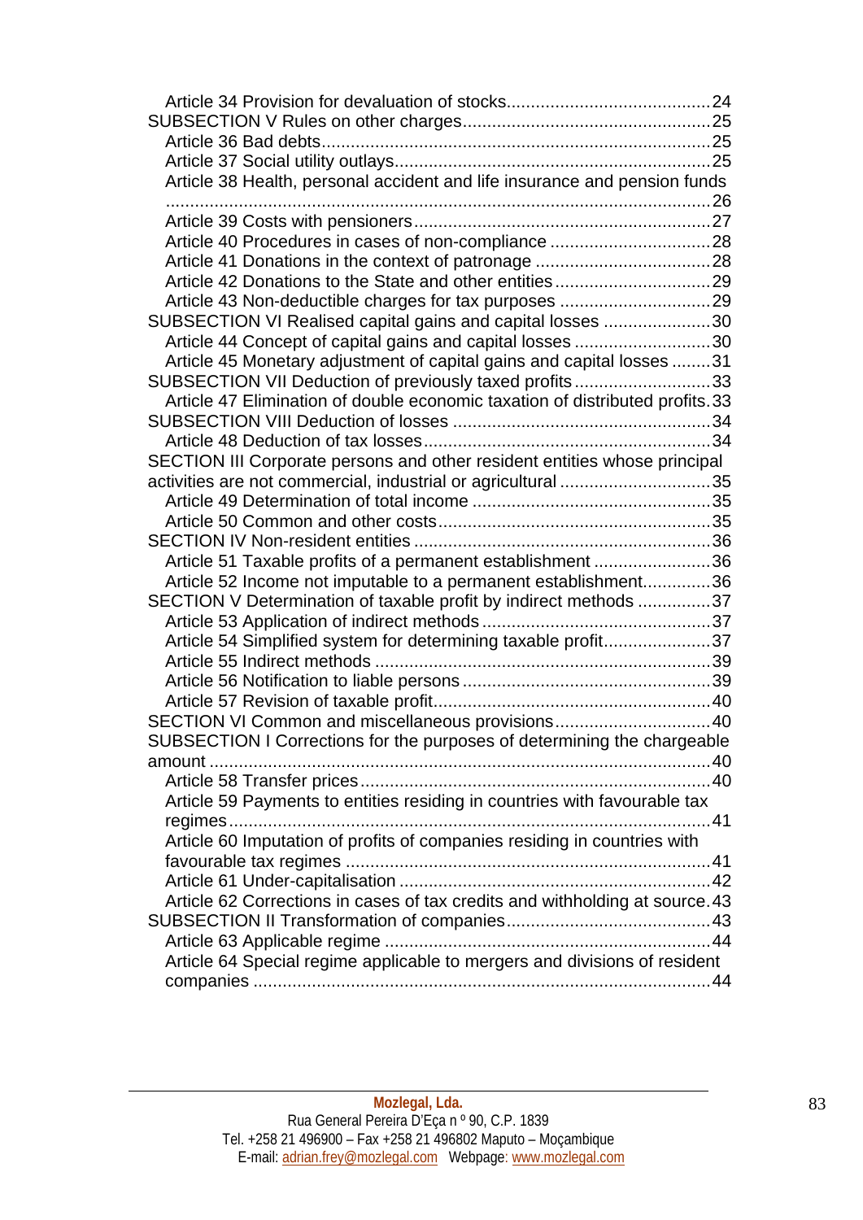Article 34 Provision for devaluation of stocks.........................................24
SUBSECTION V Rules on other charges..................................................25
Article 36 Bad debts...............................................................................25
Article 37 Social utility outlays................................................................25
Article 38 Health, personal accident and life insurance and pension funds
...............................................................................................................26
Article 39 Costs with pensioners............................................................27
Article 40 Procedures in cases of non-compliance ................................28
Article 41 Donations in the context of patronage ...................................28
Article 42 Donations to the State and other entities...............................29
Article 43 Non-deductible charges for tax purposes ..............................29
SUBSECTION VI Realised capital gains and capital losses .....................30
Article 44 Concept of capital gains and capital losses ...........................30
Article 45 Monetary adjustment of capital gains and capital losses ........31
SUBSECTION VII Deduction of previously taxed profits...........................33
Article 47 Elimination of double economic taxation of distributed profits.33
SUBSECTION VIII Deduction of losses ....................................................34
Article 48 Deduction of tax losses..........................................................34
SECTION III Corporate persons and other resident entities whose principal activities are not commercial, industrial or agricultural ..............................35
Article 49 Determination of total income ................................................35
Article 50 Common and other costs.......................................................35
SECTION IV Non-resident entities ............................................................36
Article 51 Taxable profits of a permanent establishment .......................36
Article 52 Income not imputable to a permanent establishment.............36
SECTION V Determination of taxable profit by indirect methods ...............37
Article 53 Application of indirect methods ..............................................37
Article 54 Simplified system for determining taxable profit......................37
Article 55 Indirect methods ....................................................................39
Article 56 Notification to liable persons ..................................................39
Article 57 Revision of taxable profit........................................................40
SECTION VI Common and miscellaneous provisions...............................40
SUBSECTION I Corrections for the purposes of determining the chargeable amount ......................................................................................................40
Article 58 Transfer prices.......................................................................40
Article 59 Payments to entities residing in countries with favourable tax regimes.................................................................................................41
Article 60 Imputation of profits of companies residing in countries with favourable tax regimes ..........................................................................41
Article 61 Under-capitalisation ...............................................................42
Article 62 Corrections in cases of tax credits and withholding at source.43
SUBSECTION II Transformation of companies.........................................43
Article 63 Applicable regime ..................................................................44
Article 64 Special regime applicable to mergers and divisions of resident companies .............................................................................................44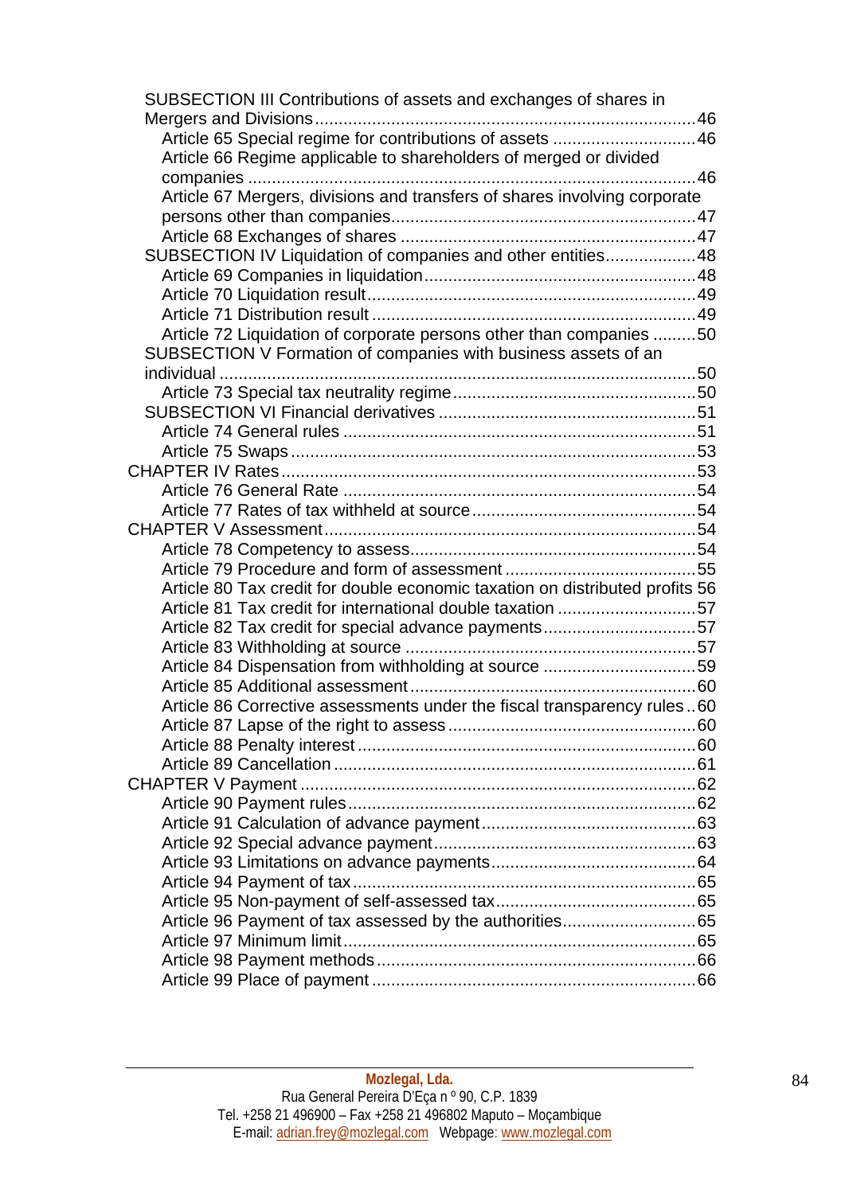SUBSECTION III Contributions of assets and exchanges of shares in Mergers and Divisions ....... 46

- Article 65 Special regime for contributions of assets ....... 46
- Article 66 Regime applicable to shareholders of merged or divided companies ....... 46
- Article 67 Mergers, divisions and transfers of shares involving corporate persons other than companies ....... 47
- Article 68 Exchanges of shares ....... 47

SUBSECTION IV Liquidation of companies and other entities ....... 48

- Article 69 Companies in liquidation ....... 48
- Article 70 Liquidation result ....... 49
- Article 71 Distribution result ....... 49
- Article 72 Liquidation of corporate persons other than companies ....... 50

SUBSECTION V Formation of companies with business assets of an individual ....... 50

- Article 73 Special tax neutrality regime ....... 50

SUBSECTION VI Financial derivatives ....... 51

- Article 74 General rules ....... 51
- Article 75 Swaps ....... 53

CHAPTER IV Rates ....... 53

- Article 76 General Rate ....... 54
- Article 77 Rates of tax withheld at source ....... 54

CHAPTER V Assessment ....... 54

- Article 78 Competency to assess ....... 54
- Article 79 Procedure and form of assessment ....... 55
- Article 80 Tax credit for double economic taxation on distributed profits 56
- Article 81 Tax credit for international double taxation ....... 57
- Article 82 Tax credit for special advance payments ....... 57
- Article 83 Withholding at source ....... 57
- Article 84 Dispensation from withholding at source ....... 59
- Article 85 Additional assessment ....... 60
- Article 86 Corrective assessments under the fiscal transparency rules ....... 60
- Article 87 Lapse of the right to assess ....... 60
- Article 88 Penalty interest ....... 60
- Article 89 Cancellation ....... 61

CHAPTER V Payment ....... 62

- Article 90 Payment rules ....... 62
- Article 91 Calculation of advance payment ....... 63
- Article 92 Special advance payment ....... 63
- Article 93 Limitations on advance payments ....... 64
- Article 94 Payment of tax ....... 65
- Article 95 Non-payment of self-assessed tax ....... 65
- Article 96 Payment of tax assessed by the authorities ....... 65
- Article 97 Minimum limit ....... 65
- Article 98 Payment methods ....... 66
- Article 99 Place of payment ....... 66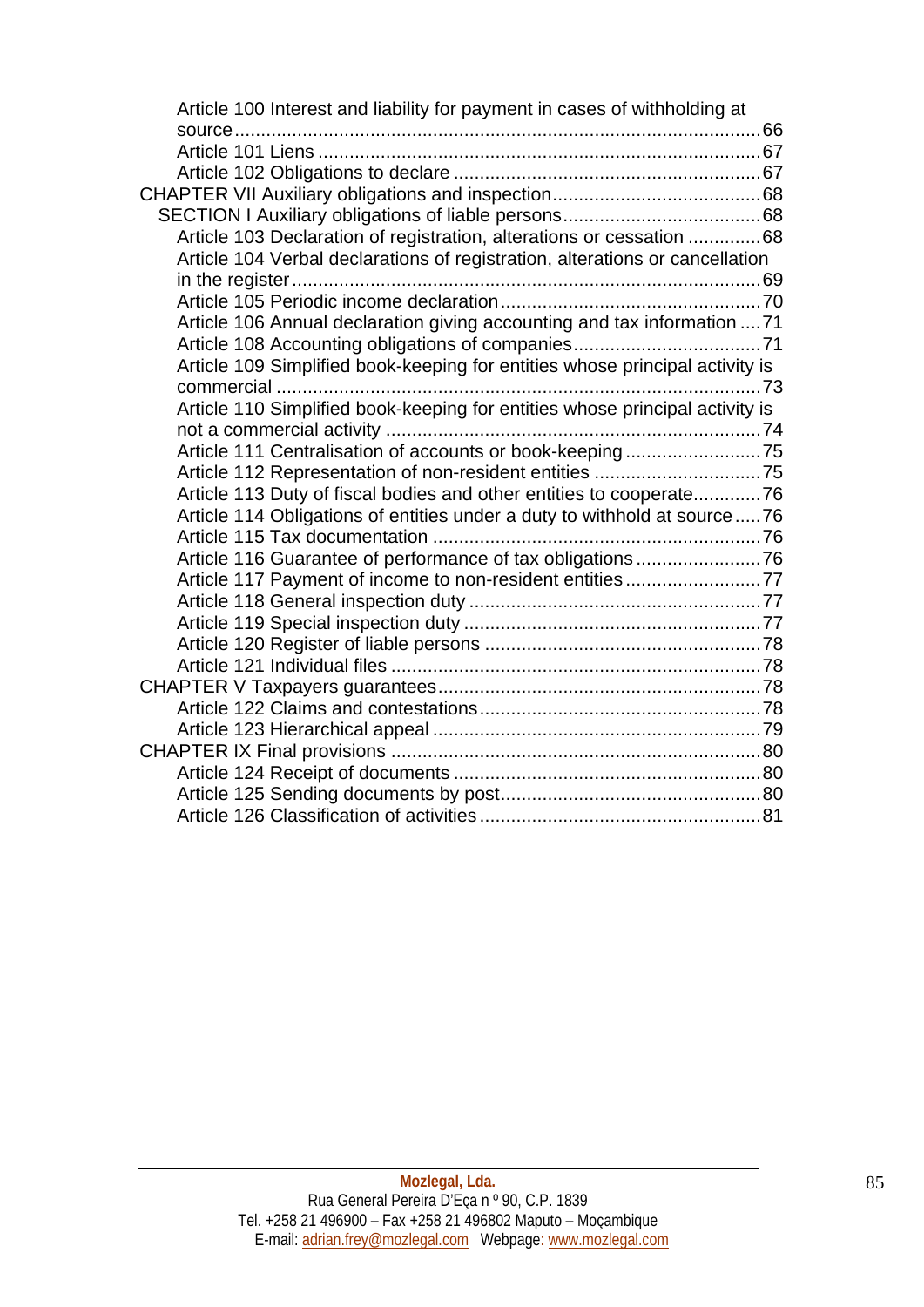Article 100 Interest and liability for payment in cases of withholding at source....66
Article 101 Liens....67
Article 102 Obligations to declare....67
CHAPTER VII Auxiliary obligations and inspection....68
SECTION I Auxiliary obligations of liable persons....68
Article 103 Declaration of registration, alterations or cessation....68
Article 104 Verbal declarations of registration, alterations or cancellation in the register....69
Article 105 Periodic income declaration....70
Article 106 Annual declaration giving accounting and tax information....71
Article 108 Accounting obligations of companies....71
Article 109 Simplified book-keeping for entities whose principal activity is commercial....73
Article 110 Simplified book-keeping for entities whose principal activity is not a commercial activity....74
Article 111 Centralisation of accounts or book-keeping....75
Article 112 Representation of non-resident entities....75
Article 113 Duty of fiscal bodies and other entities to cooperate....76
Article 114 Obligations of entities under a duty to withhold at source....76
Article 115 Tax documentation....76
Article 116 Guarantee of performance of tax obligations....76
Article 117 Payment of income to non-resident entities....77
Article 118 General inspection duty....77
Article 119 Special inspection duty....77
Article 120 Register of liable persons....78
Article 121 Individual files....78
CHAPTER V Taxpayers guarantees....78
Article 122 Claims and contestations....78
Article 123 Hierarchical appeal....79
CHAPTER IX Final provisions....80
Article 124 Receipt of documents....80
Article 125 Sending documents by post....80
Article 126 Classification of activities....81